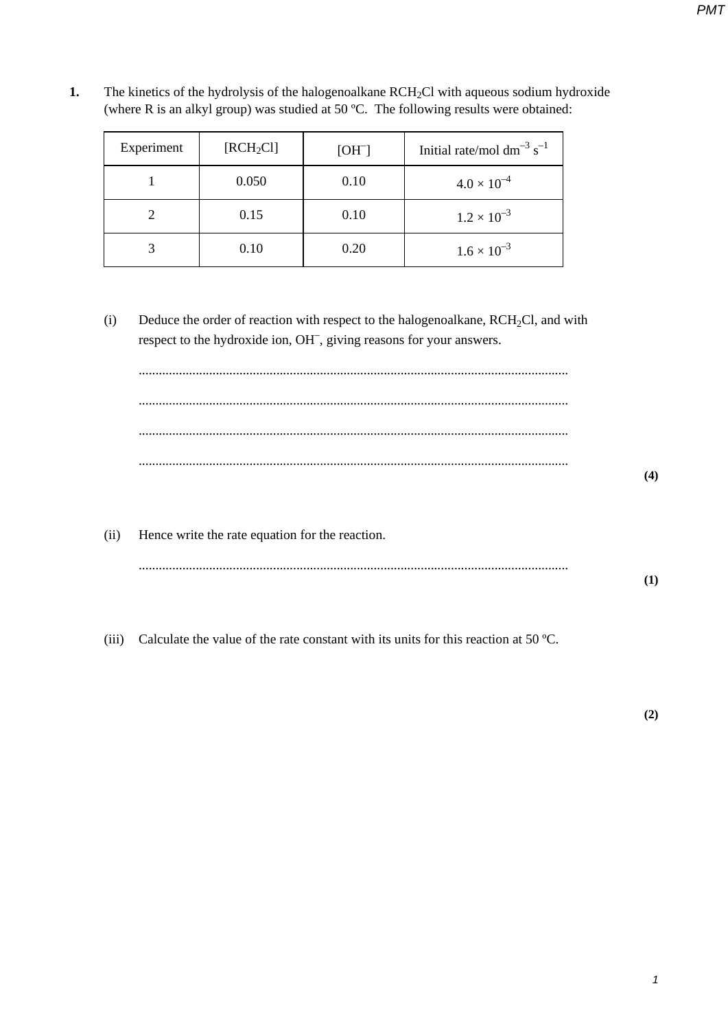**1.** The kinetics of the hydrolysis of the halogenoalkane $RCH_2Cl$ with aqueous sodium hydroxide (where R is an alkyl group) was studied at 50 ºC. The following results were obtained:

| Experiment | $[RCH_2Cl]$ | $[OH^-]$ | Initial rate/mol dm$^{-3}$ s$^{-1}$ |
|---|---|---|---|
| 1 | 0.050 | 0.10 | $4.0 \times 10^{-4}$ |
| 2 | 0.15 | 0.10 | $1.2 \times 10^{-3}$ |
| 3 | 0.10 | 0.20 | $1.6 \times 10^{-3}$ |

(i) Deduce the order of reaction with respect to the halogenoalkane, $RCH_2Cl$, and with respect to the hydroxide ion, $OH^-$, giving reasons for your answers.

..............................................................................................................................

..............................................................................................................................

..............................................................................................................................

..............................................................................................................................

**(4)**

(ii) Hence write the rate equation for the reaction.

..............................................................................................................................

**(1)**

(iii) Calculate the value of the rate constant with its units for this reaction at 50 ºC.

**(2)**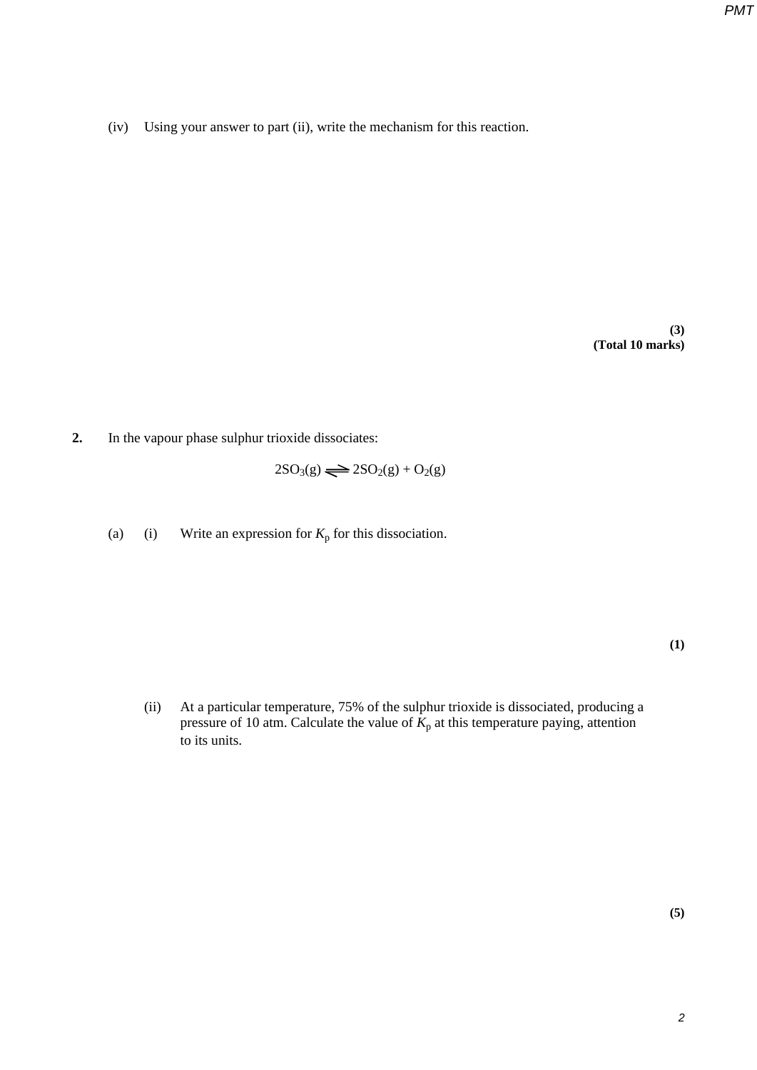(iv) Using your answer to part (ii), write the mechanism for this reaction.

**(3)**
**(Total 10 marks)**

**2.** In the vapour phase sulphur trioxide dissociates:

$$2SO_3(g) \rightleftharpoons 2SO_2(g) + O_2(g)$$

(a) (i) Write an expression for $K_p$ for this dissociation.

**(1)**

(ii) At a particular temperature, 75% of the sulphur trioxide is dissociated, producing a pressure of 10 atm. Calculate the value of $K_p$ at this temperature paying, attention to its units.

**(5)**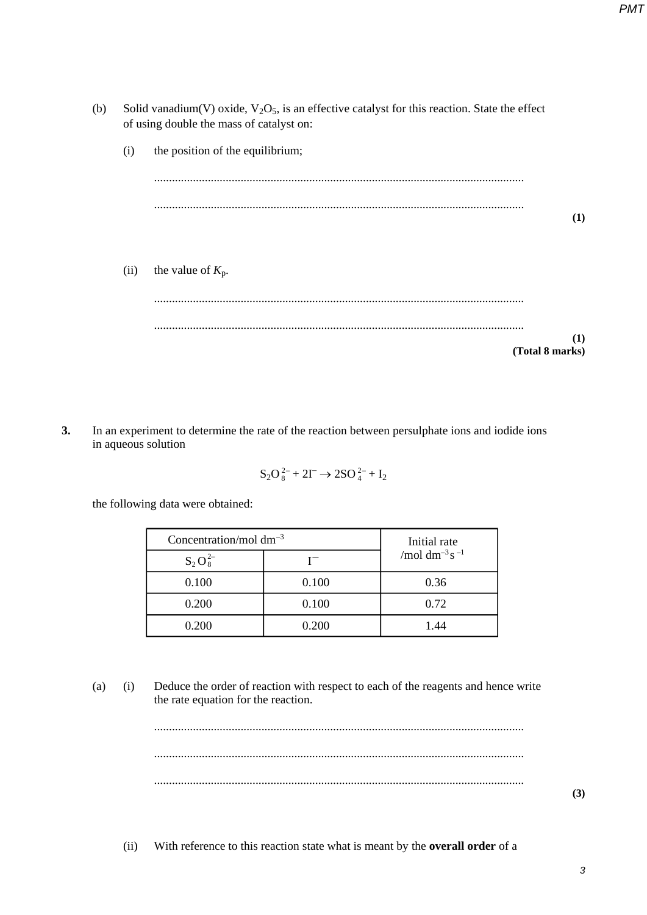(b) Solid vanadium(V) oxide, $V_2O_5$, is an effective catalyst for this reaction. State the effect of using double the mass of catalyst on:

(i) the position of the equilibrium;

..........................................................................................................................

..........................................................................................................................

**(1)**

(ii) the value of $K_p$.

..........................................................................................................................

..........................................................................................................................

**(1)**
**(Total 8 marks)**

**3.** In an experiment to determine the rate of the reaction between persulphate ions and iodide ions in aqueous solution

$$S_2O_8^{2-} + 2I^- \rightarrow 2SO_4^{2-} + I_2$$

the following data were obtained:

| Concentration/mol dm$^{-3}$ | | Initial rate /mol dm$^{-3}$ s$^{-1}$ |
|---|---|---|
| $S_2O_8^{2-}$ | $I^-$ | |
| 0.100 | 0.100 | 0.36 |
| 0.200 | 0.100 | 0.72 |
| 0.200 | 0.200 | 1.44 |

(a) (i) Deduce the order of reaction with respect to each of the reagents and hence write the rate equation for the reaction.

..........................................................................................................................

..........................................................................................................................

..........................................................................................................................

**(3)**

(ii) With reference to this reaction state what is meant by the **overall order** of a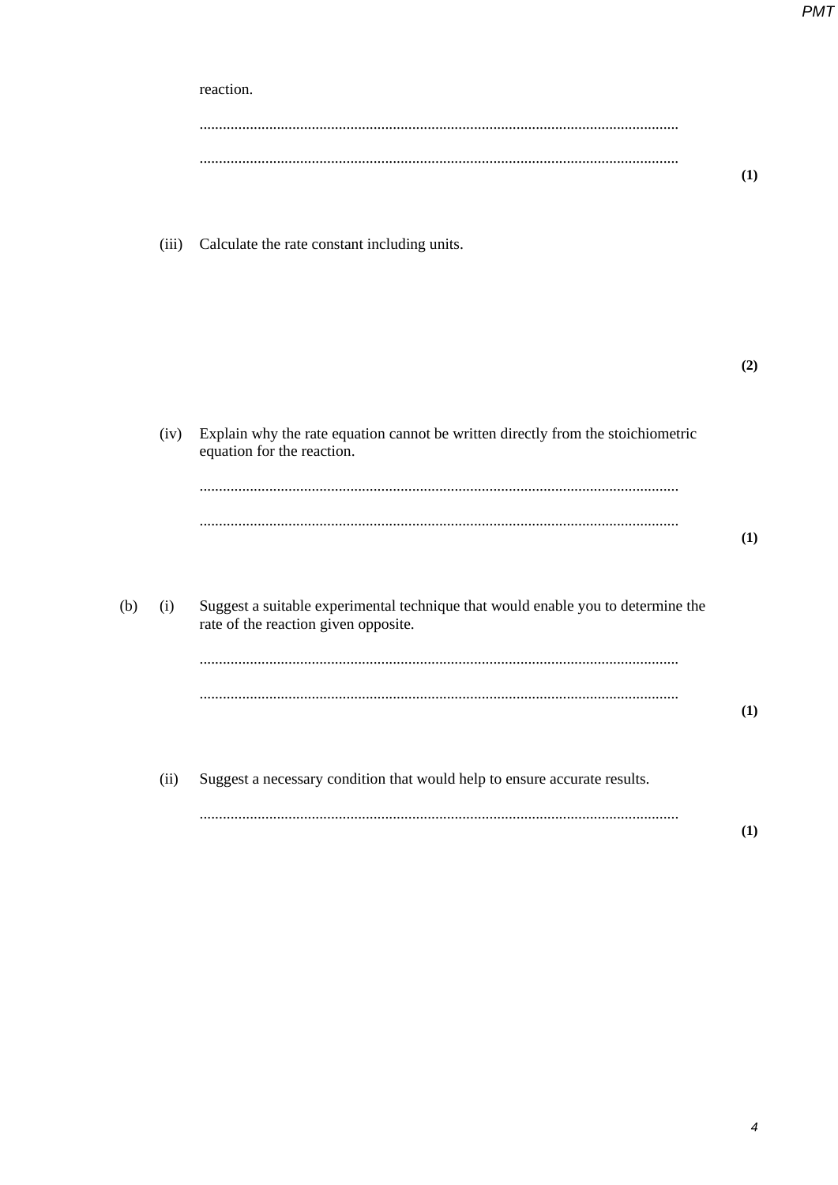reaction.

..........................................................................................................................

.......................................................................................................................... **(1)**

(iii) Calculate the rate constant including units.

**(2)**

(iv) Explain why the rate equation cannot be written directly from the stoichiometric equation for the reaction.

..........................................................................................................................

.......................................................................................................................... **(1)**

(b) (i) Suggest a suitable experimental technique that would enable you to determine the rate of the reaction given opposite.

..........................................................................................................................

.......................................................................................................................... **(1)**

(ii) Suggest a necessary condition that would help to ensure accurate results.

.......................................................................................................................... **(1)**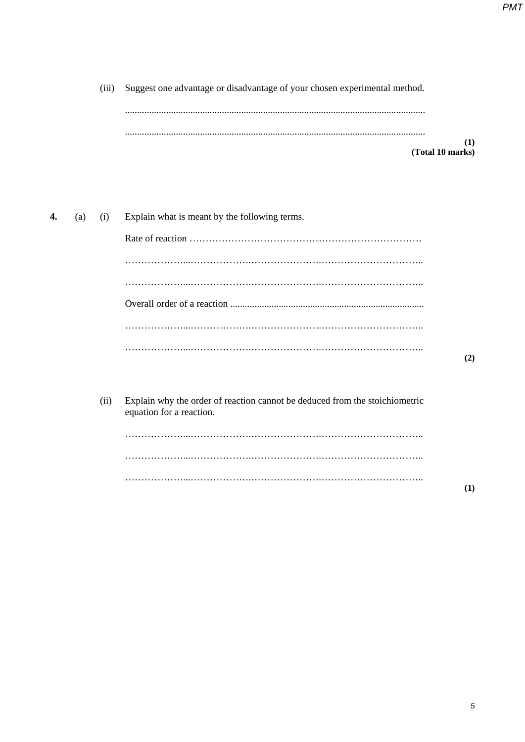(iii) Suggest one advantage or disadvantage of your chosen experimental method.

..........................................................................................................................

..........................................................................................................................

**(1)**
**(Total 10 marks)**

**4.** (a) (i) Explain what is meant by the following terms.

Rate of reaction ………………………………………………………………

……………………………………………………………………………………

……………………………………………………………………………………

Overall order of a reaction ...............................................................................

……………………………………………………………………………………

……………………………………………………………………………………

**(2)**

(ii) Explain why the order of reaction cannot be deduced from the stoichiometric equation for a reaction.

……………………………………………………………………………………

……………………………………………………………………………………

……………………………………………………………………………………

**(1)**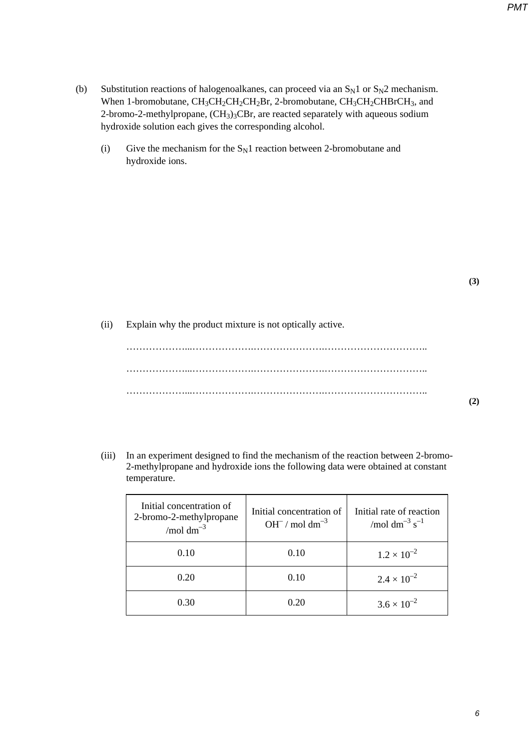(b) Substitution reactions of halogenoalkanes, can proceed via an $S_N1$ or $S_N2$ mechanism. When 1-bromobutane, $CH_3CH_2CH_2CH_2Br$, 2-bromobutane, $CH_3CH_2CHBrCH_3$, and 2-bromo-2-methylpropane, $(CH_3)_3CBr$, are reacted separately with aqueous sodium hydroxide solution each gives the corresponding alcohol.

(i) Give the mechanism for the $S_N1$ reaction between 2-bromobutane and hydroxide ions.

**(3)**

(ii) Explain why the product mixture is not optically active.

………………...……………….………………….…………………………..

………………...……………….………………….…………………………..

………………...……………….………………….…………………………..

**(2)**

(iii) In an experiment designed to find the mechanism of the reaction between 2-bromo-2-methylpropane and hydroxide ions the following data were obtained at constant temperature.

| Initial concentration of 2-bromo-2-methylpropane /mol dm$^{-3}$ | Initial concentration of $OH^-$ / mol dm$^{-3}$ | Initial rate of reaction /mol dm$^{-3}$ s$^{-1}$ |
|---|---|---|
| 0.10 | 0.10 | $1.2 \times 10^{-2}$ |
| 0.20 | 0.10 | $2.4 \times 10^{-2}$ |
| 0.30 | 0.20 | $3.6 \times 10^{-2}$ |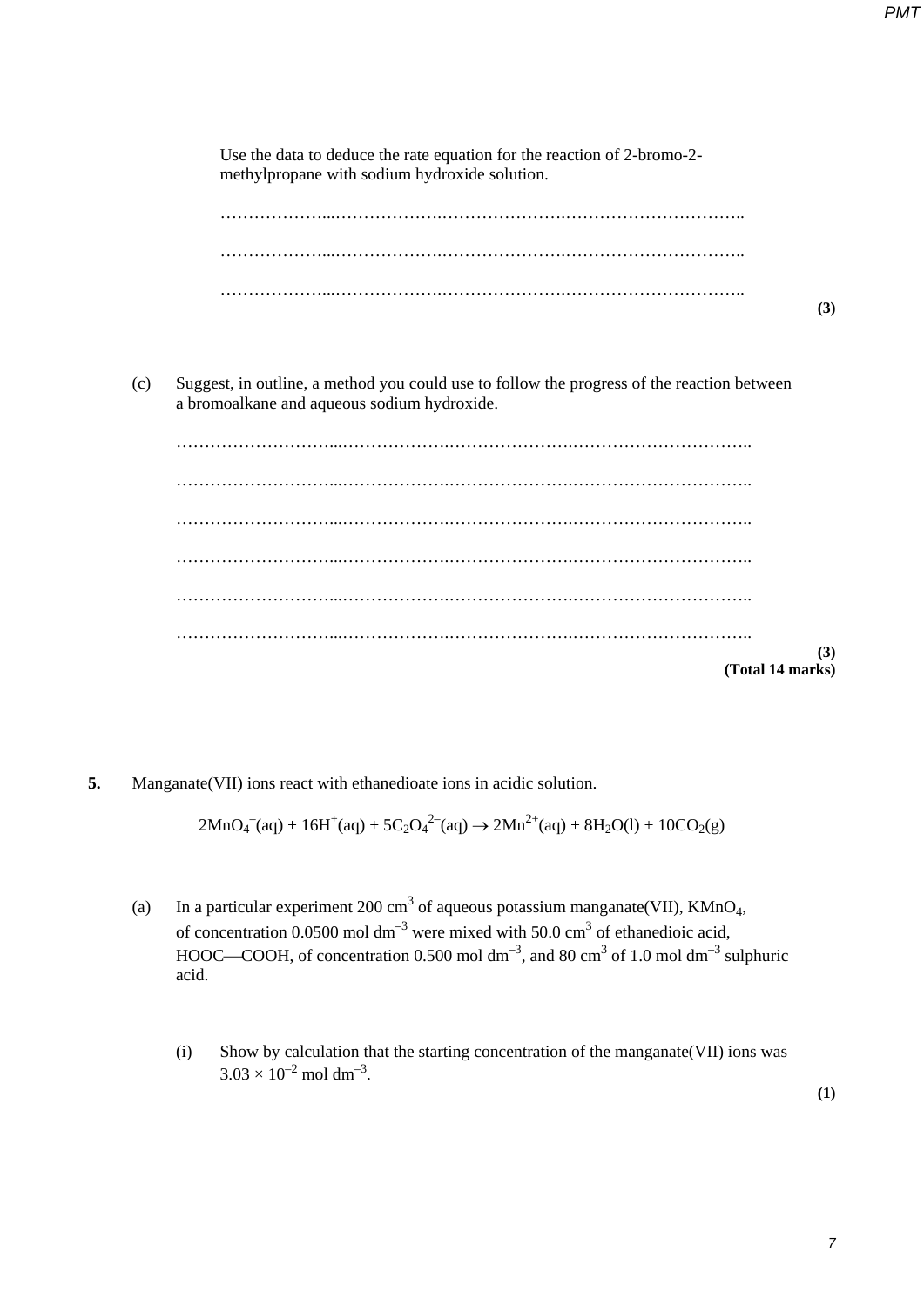Use the data to deduce the rate equation for the reaction of 2-bromo-2-methylpropane with sodium hydroxide solution.

………………...……………….………………….…………………………..

………………...……………….………………….…………………………..

………………...……………….………………….…………………………..

**(3)**

(c) Suggest, in outline, a method you could use to follow the progress of the reaction between a bromoalkane and aqueous sodium hydroxide.

………………………...……………….………………….…………………………..

………………………...……………….………………….…………………………..

………………………...……………….………………….…………………………..

………………………...……………….………………….…………………………..

………………………...……………….………………….…………………………..

………………………...……………….………………….…………………………..

**(3)**
**(Total 14 marks)**

**5.** Manganate(VII) ions react with ethanedioate ions in acidic solution.

$$2MnO_4^-(aq) + 16H^+(aq) + 5C_2O_4^{2-}(aq) \rightarrow 2Mn^{2+}(aq) + 8H_2O(l) + 10CO_2(g)$$

(a) In a particular experiment 200 $cm^3$ of aqueous potassium manganate(VII), $KMnO_4$, of concentration 0.0500 mol $dm^{-3}$ were mixed with 50.0 $cm^3$ of ethanedioic acid, HOOC—COOH, of concentration 0.500 mol $dm^{-3}$, and 80 $cm^3$ of 1.0 mol $dm^{-3}$ sulphuric acid.

(i) Show by calculation that the starting concentration of the manganate(VII) ions was $3.03 \times 10^{-2}$ mol $dm^{-3}$.

**(1)**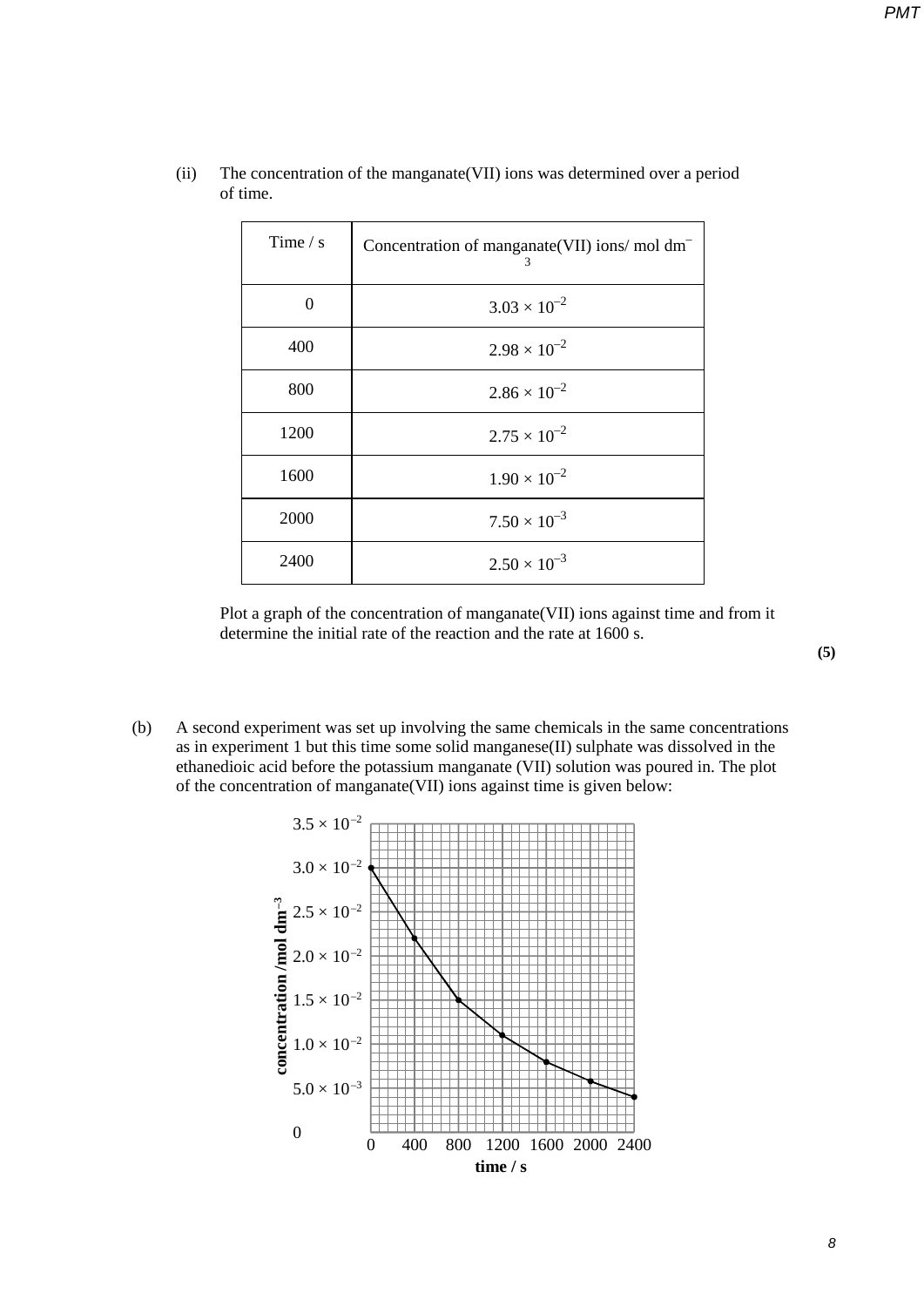(ii) The concentration of the manganate(VII) ions was determined over a period of time.

| Time / s | Concentration of manganate(VII) ions/ mol $dm^{-3}$ |
|---|---|
| 0 | $3.03 \times 10^{-2}$ |
| 400 | $2.98 \times 10^{-2}$ |
| 800 | $2.86 \times 10^{-2}$ |
| 1200 | $2.75 \times 10^{-2}$ |
| 1600 | $1.90 \times 10^{-2}$ |
| 2000 | $7.50 \times 10^{-3}$ |
| 2400 | $2.50 \times 10^{-3}$ |

Plot a graph of the concentration of manganate(VII) ions against time and from it determine the initial rate of the reaction and the rate at 1600 s.

**(5)**

(b) A second experiment was set up involving the same chemicals in the same concentrations as in experiment 1 but this time some solid manganese(II) sulphate was dissolved in the ethanedioic acid before the potassium manganate (VII) solution was poured in. The plot of the concentration of manganate(VII) ions against time is given below:

concentration /mol $dm^{-3}$

$3.5 \times 10^{-2}$
$3.0 \times 10^{-2}$
$2.5 \times 10^{-2}$
$2.0 \times 10^{-2}$
$1.5 \times 10^{-2}$
$1.0 \times 10^{-2}$
$5.0 \times 10^{-3}$
0

0 400 800 1200 1600 2000 2400

time / s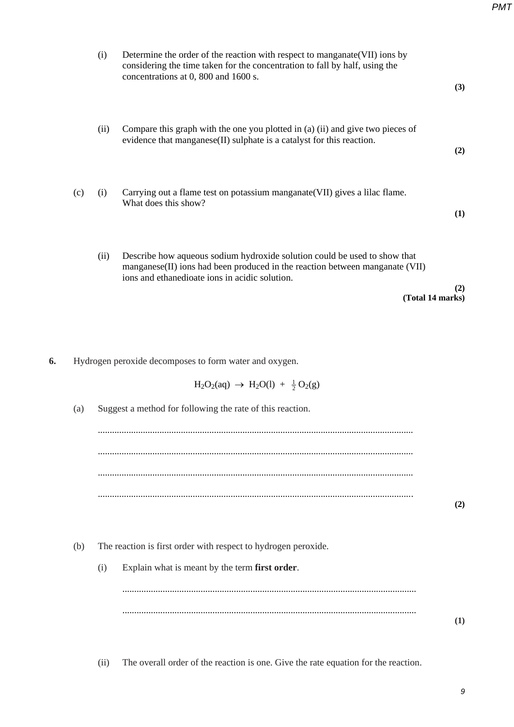(i) Determine the order of the reaction with respect to manganate(VII) ions by considering the time taken for the concentration to fall by half, using the concentrations at 0, 800 and 1600 s.

**(3)**

(ii) Compare this graph with the one you plotted in (a) (ii) and give two pieces of evidence that manganese(II) sulphate is a catalyst for this reaction.

**(2)**

(c) (i) Carrying out a flame test on potassium manganate(VII) gives a lilac flame. What does this show?

**(1)**

(ii) Describe how aqueous sodium hydroxide solution could be used to show that manganese(II) ions had been produced in the reaction between manganate (VII) ions and ethanedioate ions in acidic solution.

**(2)**
**(Total 14 marks)**

**6.** Hydrogen peroxide decomposes to form water and oxygen.

$$H_2O_2(aq) \rightarrow H_2O(l) + \tfrac{1}{2} O_2(g)$$

(a) Suggest a method for following the rate of this reaction.

...................................................................................................................................

...................................................................................................................................

...................................................................................................................................

...................................................................................................................................

**(2)**

(b) The reaction is first order with respect to hydrogen peroxide.

(i) Explain what is meant by the term **first order**.

...................................................................................................................................

...................................................................................................................................

**(1)**

(ii) The overall order of the reaction is one. Give the rate equation for the reaction.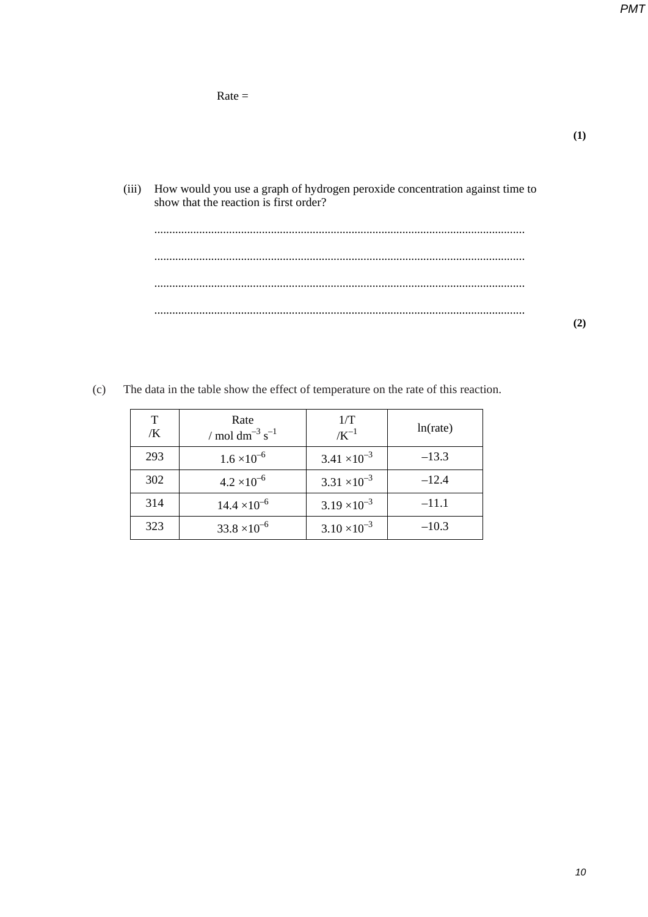Rate =

**(1)**

(iii) How would you use a graph of hydrogen peroxide concentration against time to show that the reaction is first order?

.............................................................................................................................

.............................................................................................................................

.............................................................................................................................

.............................................................................................................................

**(2)**

(c) The data in the table show the effect of temperature on the rate of this reaction.

| T /K | Rate / mol $dm^{-3}$ $s^{-1}$ | 1/T /$K^{-1}$ | ln(rate) |
|---|---|---|---|
| 293 | $1.6 \times 10^{-6}$ | $3.41 \times 10^{-3}$ | –13.3 |
| 302 | $4.2 \times 10^{-6}$ | $3.31 \times 10^{-3}$ | –12.4 |
| 314 | $14.4 \times 10^{-6}$ | $3.19 \times 10^{-3}$ | –11.1 |
| 323 | $33.8 \times 10^{-6}$ | $3.10 \times 10^{-3}$ | –10.3 |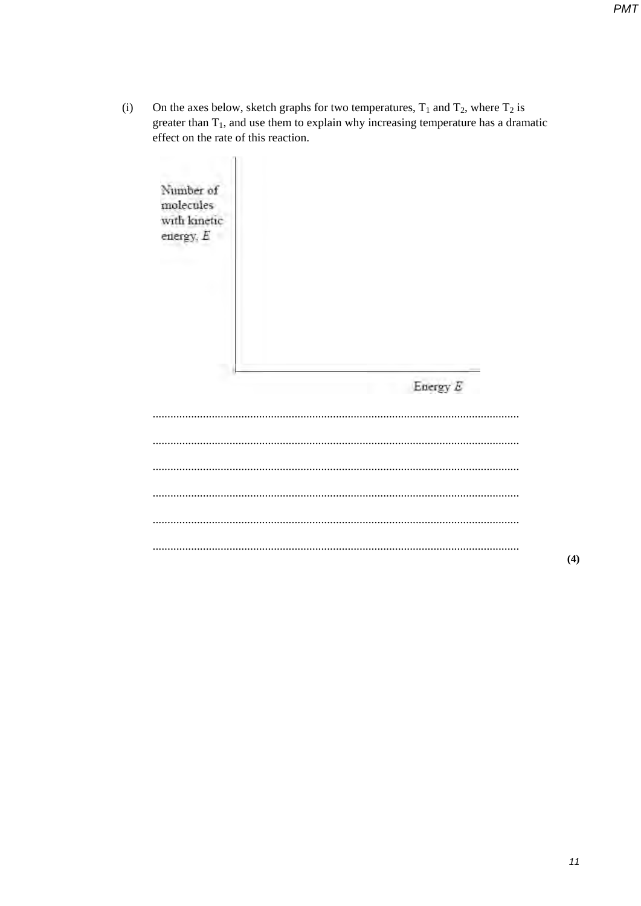(i) On the axes below, sketch graphs for two temperatures, $T_1$ and $T_2$, where $T_2$ is greater than $T_1$, and use them to explain why increasing temperature has a dramatic effect on the rate of this reaction.

Number of molecules with kinetic energy, $E$

Energy $E$

..........................................................................................................................

..........................................................................................................................

..........................................................................................................................

..........................................................................................................................

..........................................................................................................................

..........................................................................................................................

**(4)**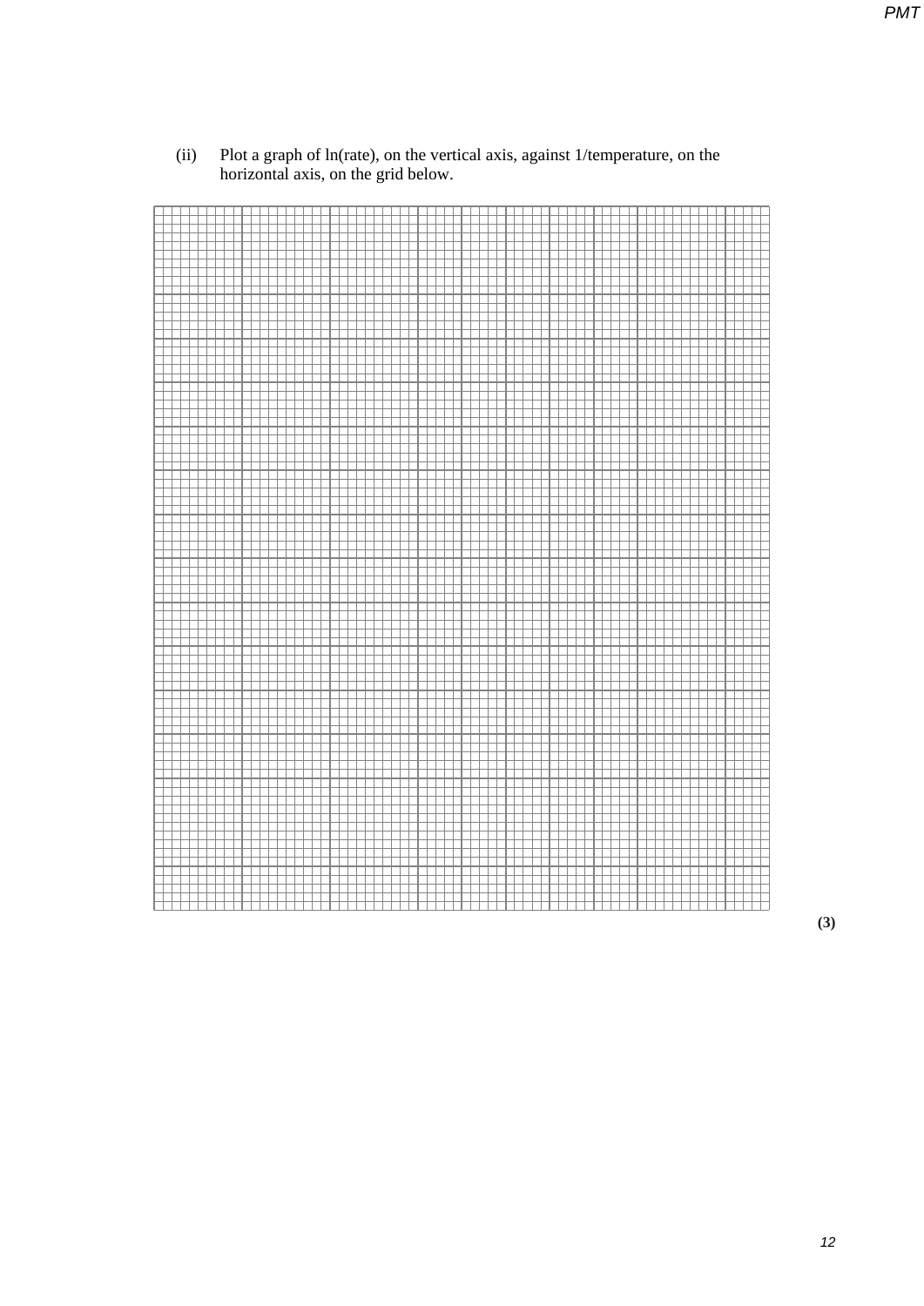(ii) Plot a graph of ln(rate), on the vertical axis, against 1/temperature, on the horizontal axis, on the grid below.

**(3)**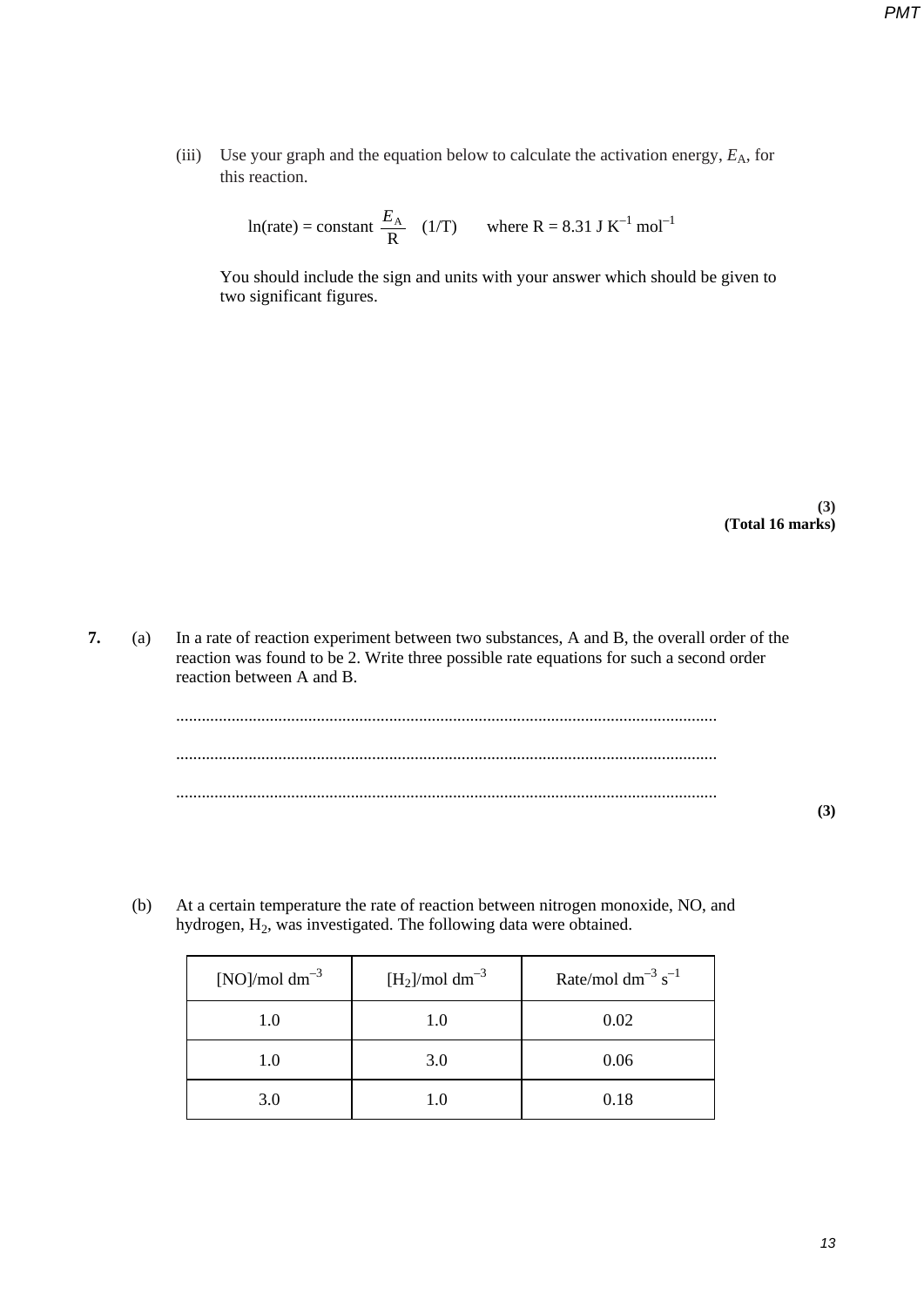(iii) Use your graph and the equation below to calculate the activation energy, $E_A$, for this reaction.

$$\ln(\text{rate}) = \text{constant} \ \frac{E_A}{R} \ (1/T) \qquad \text{where } R = 8.31 \text{ J K}^{-1} \text{ mol}^{-1}$$

You should include the sign and units with your answer which should be given to two significant figures.

**(3)**
**(Total 16 marks)**

**7.** (a) In a rate of reaction experiment between two substances, A and B, the overall order of the reaction was found to be 2. Write three possible rate equations for such a second order reaction between A and B.

.............................................................................................................................

.............................................................................................................................

.............................................................................................................................

**(3)**

(b) At a certain temperature the rate of reaction between nitrogen monoxide, NO, and hydrogen, $H_2$, was investigated. The following data were obtained.

| [NO]/mol dm$^{-3}$ | [$H_2$]/mol dm$^{-3}$ | Rate/mol dm$^{-3}$ s$^{-1}$ |
|---|---|---|
| 1.0 | 1.0 | 0.02 |
| 1.0 | 3.0 | 0.06 |
| 3.0 | 1.0 | 0.18 |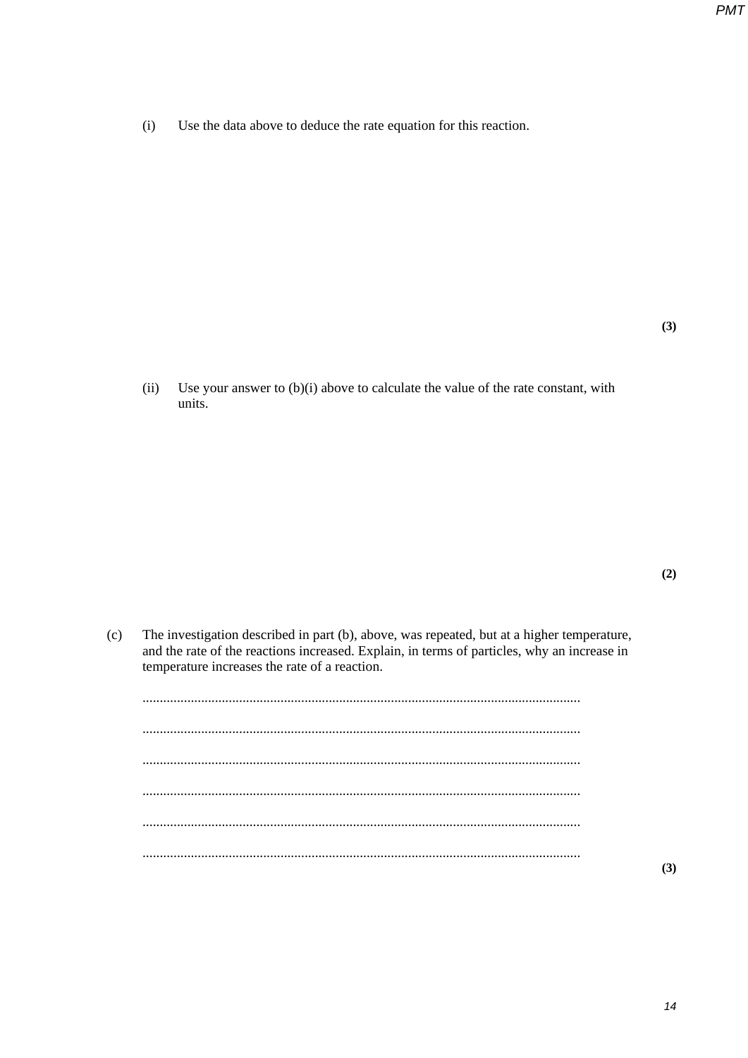(i) Use the data above to deduce the rate equation for this reaction.

**(3)**

(ii) Use your answer to (b)(i) above to calculate the value of the rate constant, with units.

**(2)**

(c) The investigation described in part (b), above, was repeated, but at a higher temperature, and the rate of the reactions increased. Explain, in terms of particles, why an increase in temperature increases the rate of a reaction.

.............................................................................................................................

.............................................................................................................................

.............................................................................................................................

.............................................................................................................................

.............................................................................................................................

.............................................................................................................................

**(3)**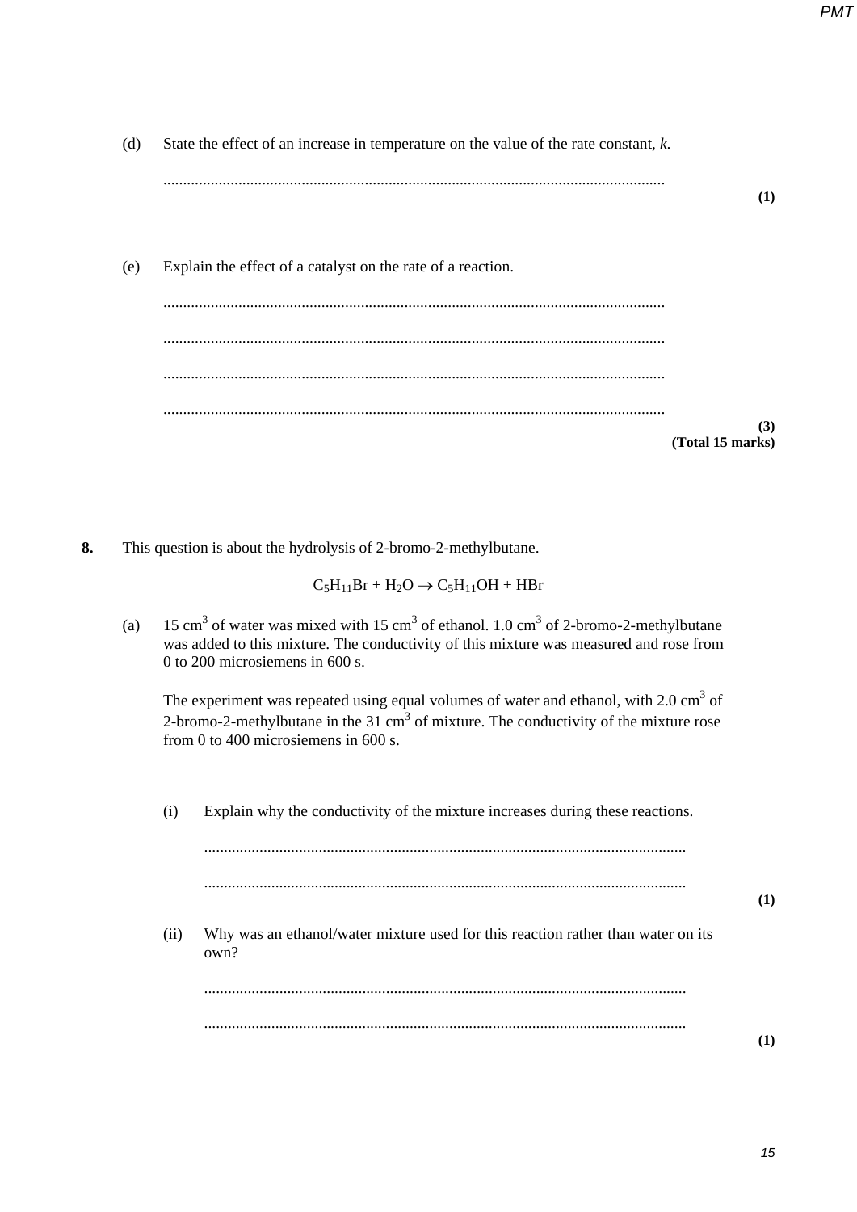(d) State the effect of an increase in temperature on the value of the rate constant, *k*.

.............................................................................................................................

**(1)**

(e) Explain the effect of a catalyst on the rate of a reaction.

.............................................................................................................................

.............................................................................................................................

.............................................................................................................................

.............................................................................................................................

**(3)**
**(Total 15 marks)**

**8.** This question is about the hydrolysis of 2-bromo-2-methylbutane.

$$C_5H_{11}Br + H_2O \rightarrow C_5H_{11}OH + HBr$$

(a) 15 $cm^3$ of water was mixed with 15 $cm^3$ of ethanol. 1.0 $cm^3$ of 2-bromo-2-methylbutane was added to this mixture. The conductivity of this mixture was measured and rose from 0 to 200 microsiemens in 600 s.

The experiment was repeated using equal volumes of water and ethanol, with 2.0 $cm^3$ of 2-bromo-2-methylbutane in the 31 $cm^3$ of mixture. The conductivity of the mixture rose from 0 to 400 microsiemens in 600 s.

(i) Explain why the conductivity of the mixture increases during these reactions.

.............................................................................................................................

.............................................................................................................................

**(1)**

(ii) Why was an ethanol/water mixture used for this reaction rather than water on its own?

.............................................................................................................................

.............................................................................................................................

**(1)**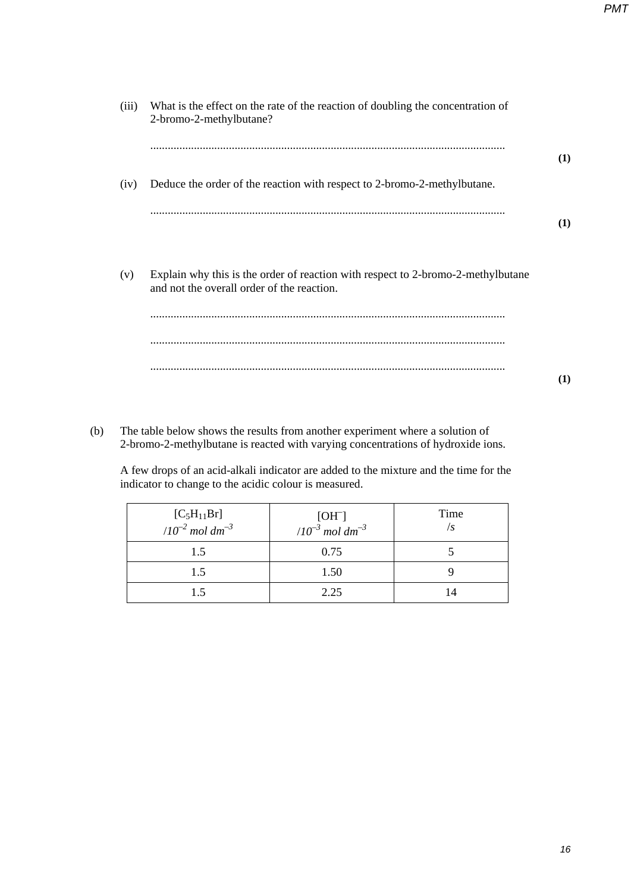(iii) What is the effect on the rate of the reaction of doubling the concentration of 2-bromo-2-methylbutane?

.........................................................................................................................

**(1)**

(iv) Deduce the order of the reaction with respect to 2-bromo-2-methylbutane.

.........................................................................................................................

**(1)**

(v) Explain why this is the order of reaction with respect to 2-bromo-2-methylbutane and not the overall order of the reaction.

.........................................................................................................................

.........................................................................................................................

.........................................................................................................................

**(1)**

(b) The table below shows the results from another experiment where a solution of 2-bromo-2-methylbutane is reacted with varying concentrations of hydroxide ions.

A few drops of an acid-alkali indicator are added to the mixture and the time for the indicator to change to the acidic colour is measured.

| $[C_5H_{11}Br]$ $/10^{-2}$ *mol dm*$^{-3}$ | $[OH^-]$ $/10^{-3}$ *mol dm*$^{-3}$ | Time /*s* |
|---|---|---|
| 1.5 | 0.75 | 5 |
| 1.5 | 1.50 | 9 |
| 1.5 | 2.25 | 14 |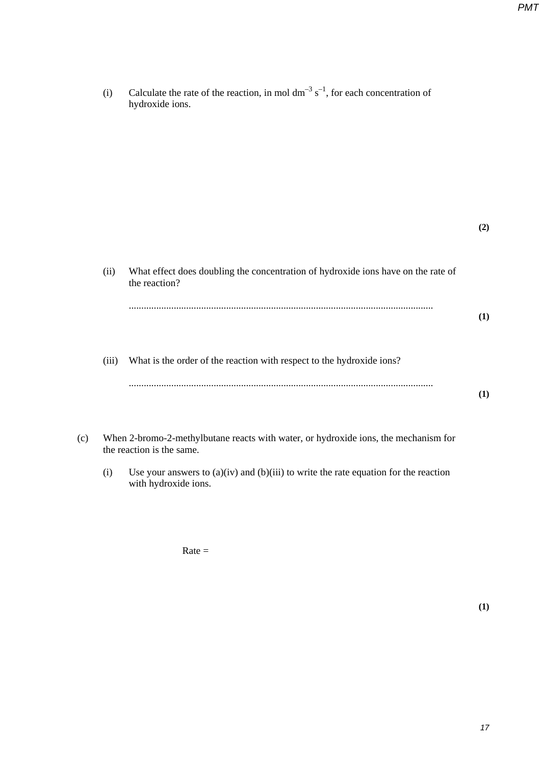(i) Calculate the rate of the reaction, in mol dm$^{-3}$ s$^{-1}$, for each concentration of hydroxide ions.

**(2)**

(ii) What effect does doubling the concentration of hydroxide ions have on the rate of the reaction?

........................................................................................................................

**(1)**

(iii) What is the order of the reaction with respect to the hydroxide ions?

........................................................................................................................

**(1)**

(c) When 2-bromo-2-methylbutane reacts with water, or hydroxide ions, the mechanism for the reaction is the same.

(i) Use your answers to (a)(iv) and (b)(iii) to write the rate equation for the reaction with hydroxide ions.

Rate =

**(1)**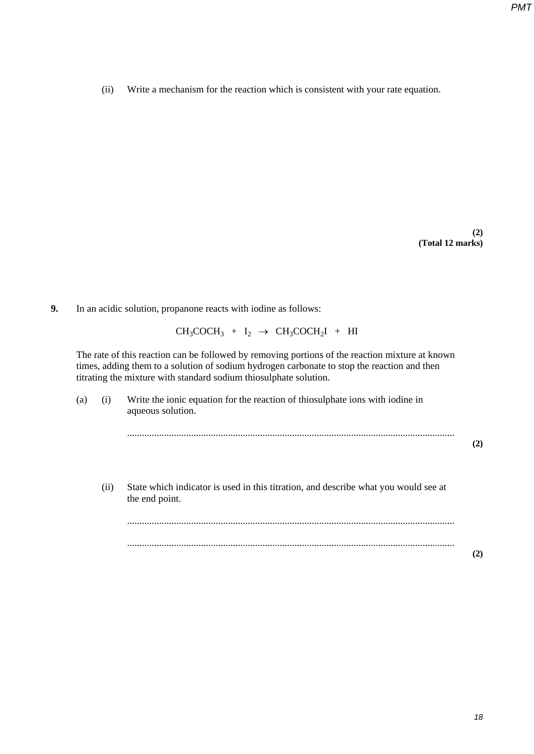(ii) Write a mechanism for the reaction which is consistent with your rate equation.

**(2)**
**(Total 12 marks)**

**9.** In an acidic solution, propanone reacts with iodine as follows:

$$CH_3COCH_3 + I_2 \rightarrow CH_3COCH_2I + HI$$

The rate of this reaction can be followed by removing portions of the reaction mixture at known times, adding them to a solution of sodium hydrogen carbonate to stop the reaction and then titrating the mixture with standard sodium thiosulphate solution.

(a) (i) Write the ionic equation for the reaction of thiosulphate ions with iodine in aqueous solution.

...................................................................................................................................
**(2)**

(ii) State which indicator is used in this titration, and describe what you would see at the end point.

...................................................................................................................................

...................................................................................................................................
**(2)**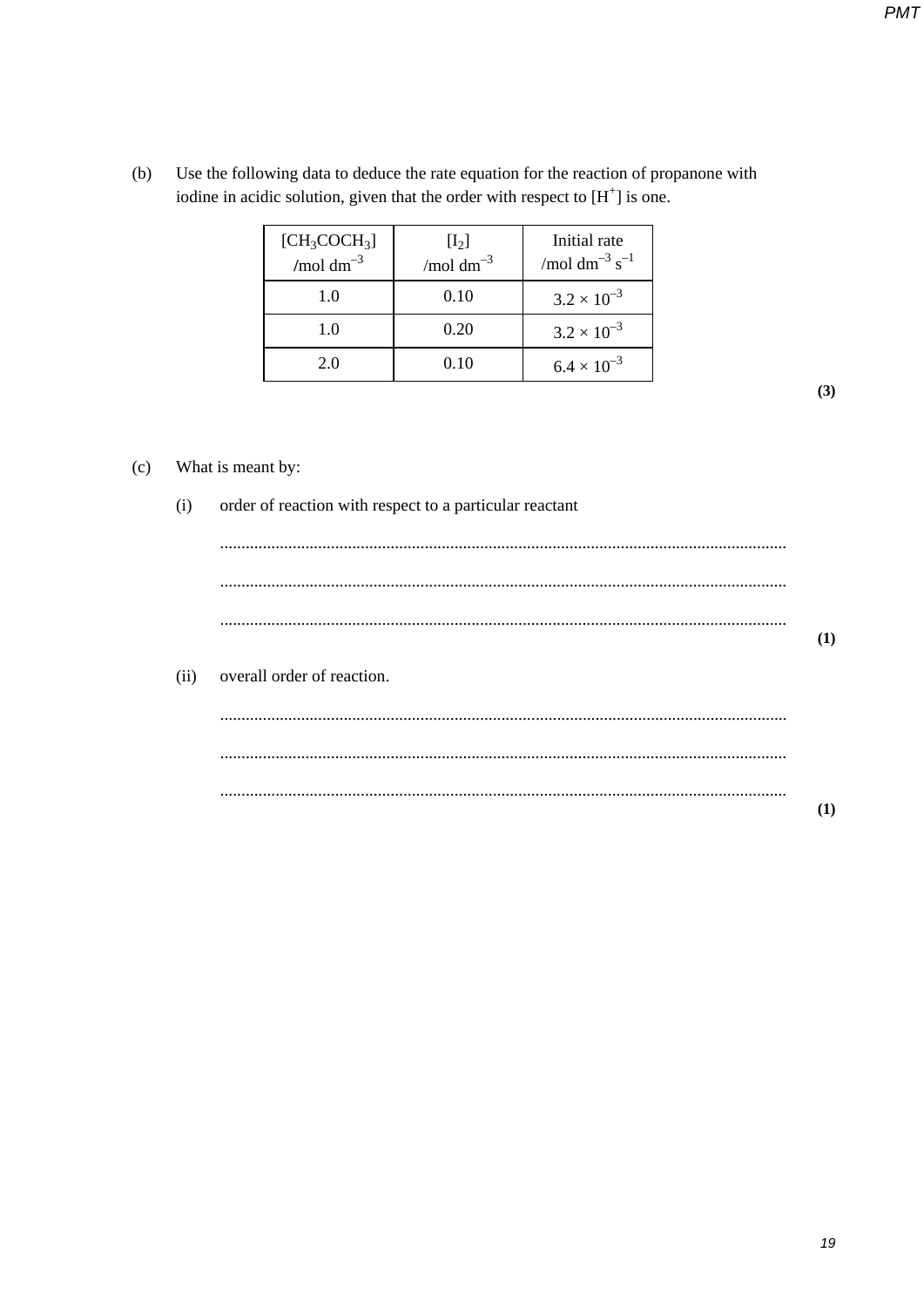(b) Use the following data to deduce the rate equation for the reaction of propanone with iodine in acidic solution, given that the order with respect to $[H^+]$ is one.

| $[CH_3COCH_3]$ /mol dm$^{-3}$ | $[I_2]$ /mol dm$^{-3}$ | Initial rate /mol dm$^{-3}$ s$^{-1}$ |
|---|---|---|
| 1.0 | 0.10 | $3.2 \times 10^{-3}$ |
| 1.0 | 0.20 | $3.2 \times 10^{-3}$ |
| 2.0 | 0.10 | $6.4 \times 10^{-3}$ |

**(3)**

(c) What is meant by:

(i) order of reaction with respect to a particular reactant

...................................................................................................................................

...................................................................................................................................

...................................................................................................................................

**(1)**

(ii) overall order of reaction.

...................................................................................................................................

...................................................................................................................................

...................................................................................................................................

**(1)**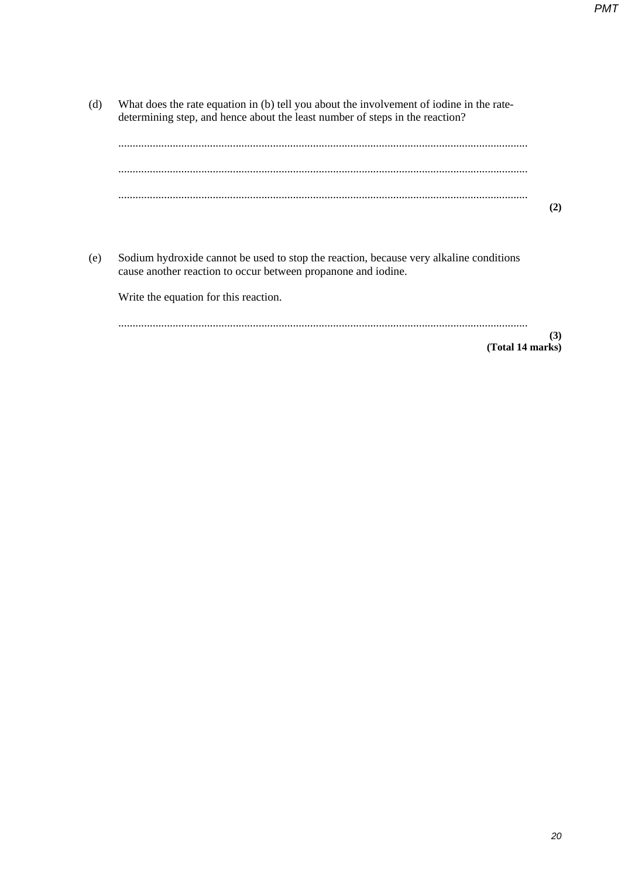(d) What does the rate equation in (b) tell you about the involvement of iodine in the rate-determining step, and hence about the least number of steps in the reaction?

..............................................................................................................................................

..............................................................................................................................................

..............................................................................................................................................

**(2)**

(e) Sodium hydroxide cannot be used to stop the reaction, because very alkaline conditions cause another reaction to occur between propanone and iodine.

Write the equation for this reaction.

..............................................................................................................................................

**(3)**

**(Total 14 marks)**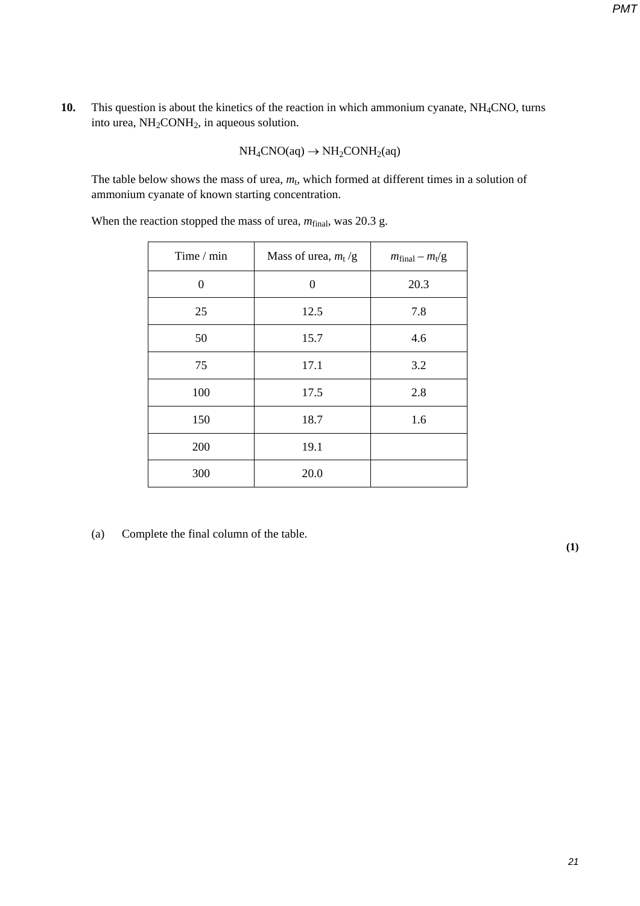**10.** This question is about the kinetics of the reaction in which ammonium cyanate, $NH_4CNO$, turns into urea, $NH_2CONH_2$, in aqueous solution.

$$NH_4CNO(aq) \rightarrow NH_2CONH_2(aq)$$

The table below shows the mass of urea, $m_t$, which formed at different times in a solution of ammonium cyanate of known starting concentration.

When the reaction stopped the mass of urea, $m_{final}$, was 20.3 g.

| Time / min | Mass of urea, $m_t$ /g | $m_{final} - m_t$/g |
|---|---|---|
| 0 | 0 | 20.3 |
| 25 | 12.5 | 7.8 |
| 50 | 15.7 | 4.6 |
| 75 | 17.1 | 3.2 |
| 100 | 17.5 | 2.8 |
| 150 | 18.7 | 1.6 |
| 200 | 19.1 | |
| 300 | 20.0 | |

(a) Complete the final column of the table.

**(1)**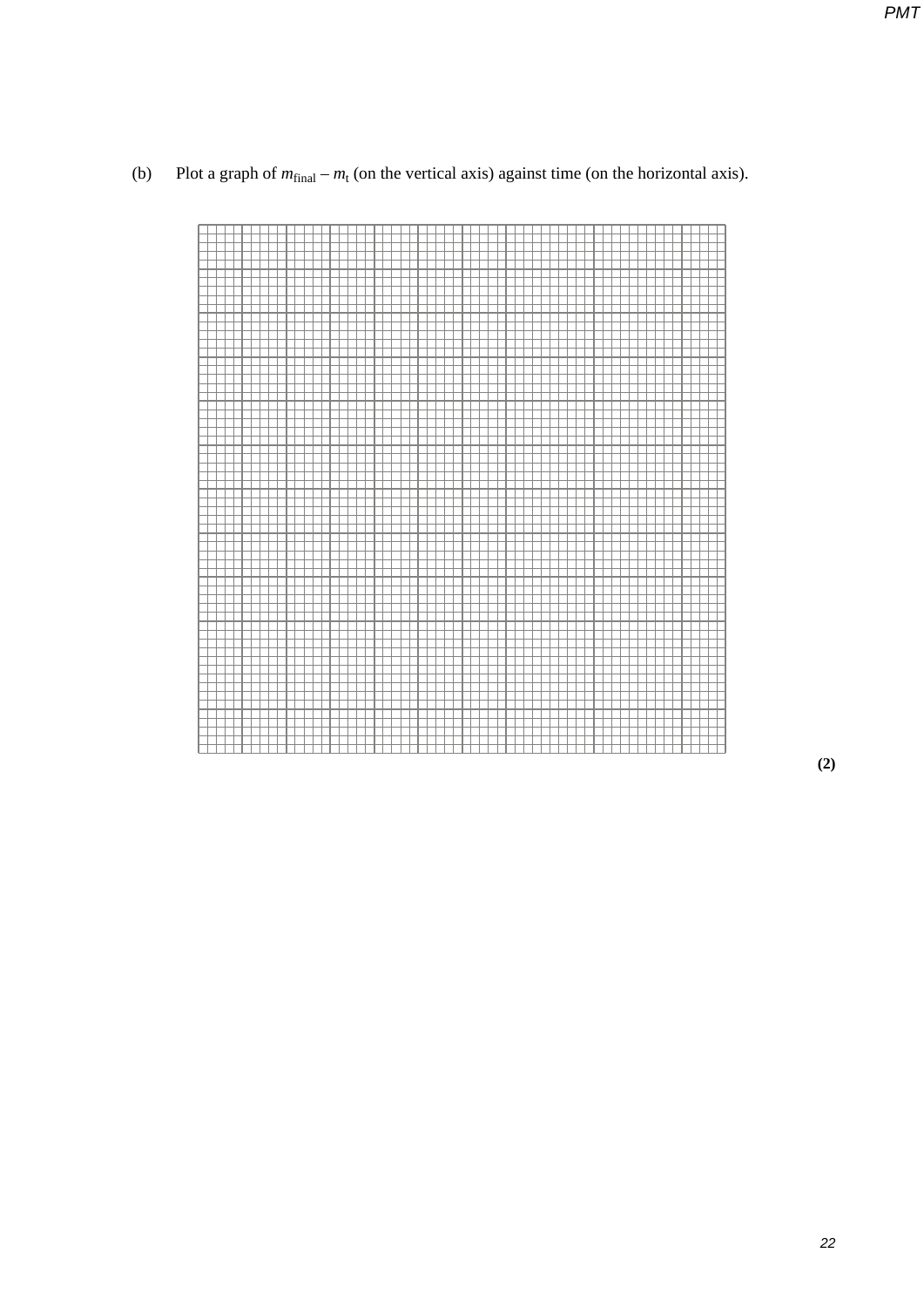(b) Plot a graph of $m_{final} - m_t$ (on the vertical axis) against time (on the horizontal axis).

**(2)**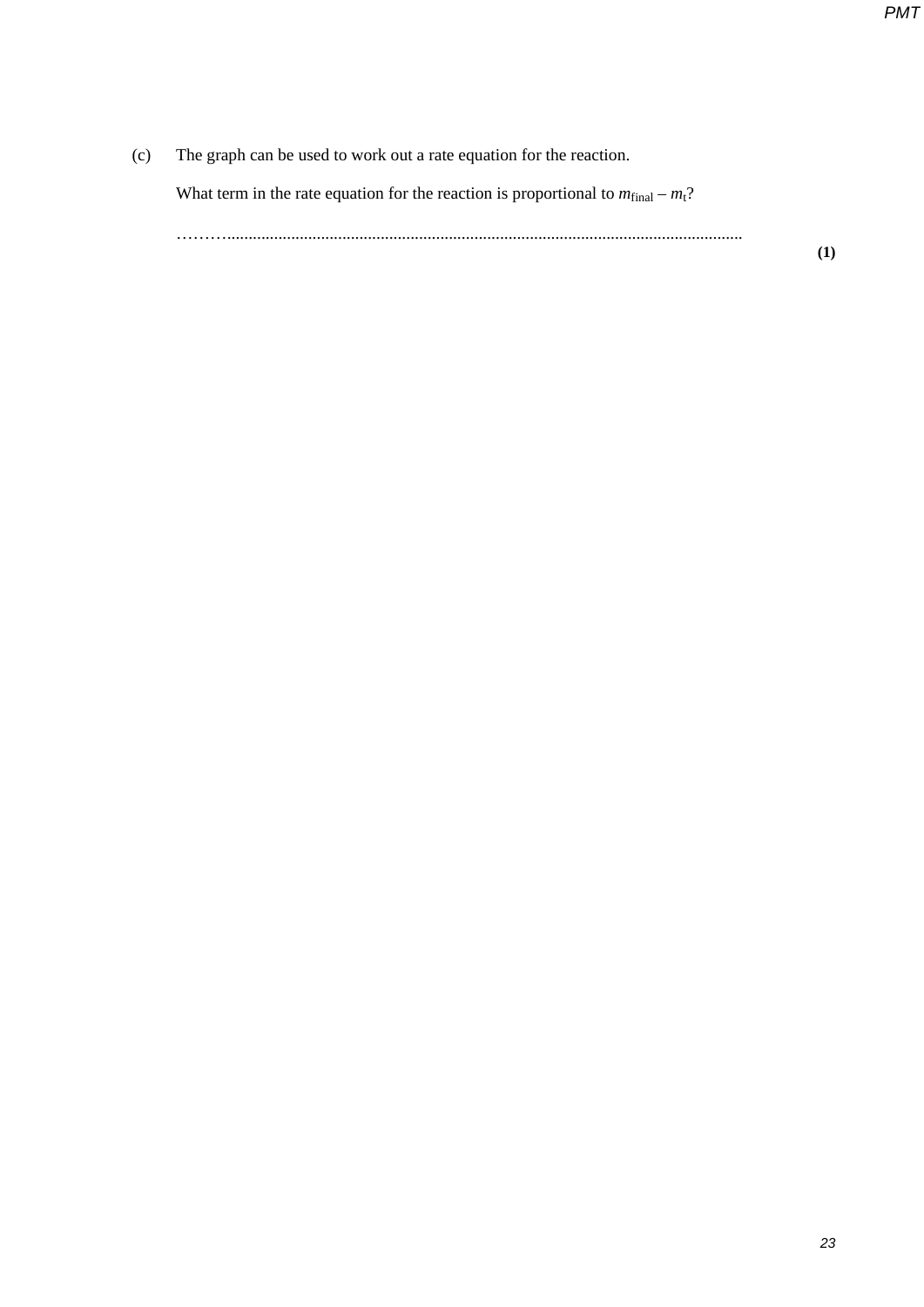(c) The graph can be used to work out a rate equation for the reaction.

What term in the rate equation for the reaction is proportional to $m_{final} - m_t$?

………..........................................................................................................................

**(1)**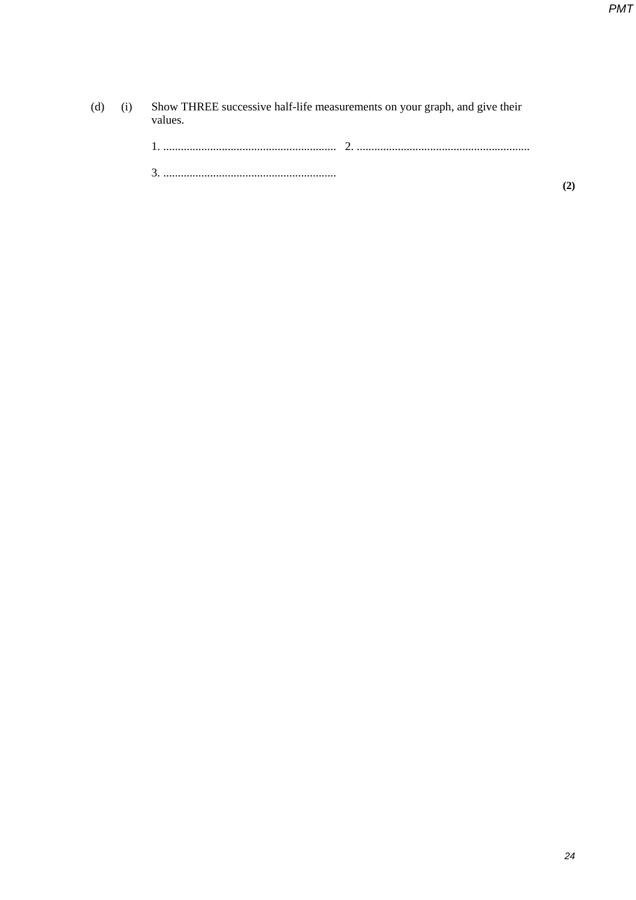(d) (i) Show THREE successive half-life measurements on your graph, and give their values.

1. ............................................................ 2. ............................................................

3. ............................................................

**(2)**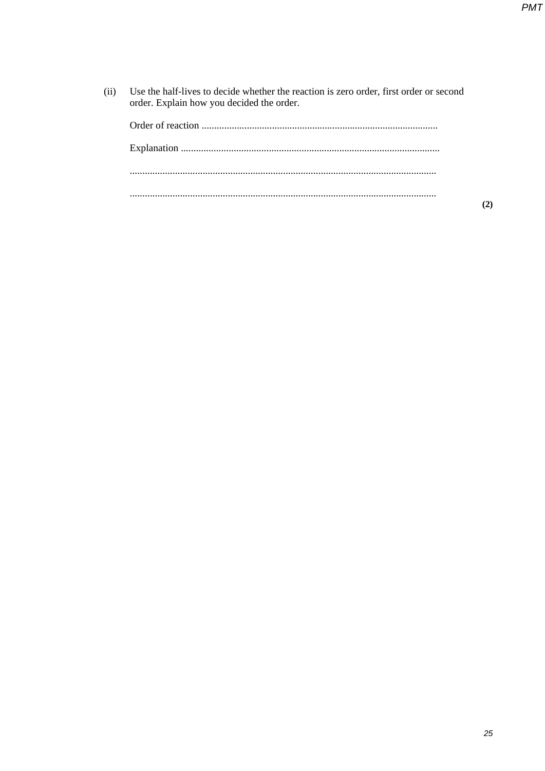(ii) Use the half-lives to decide whether the reaction is zero order, first order or second order. Explain how you decided the order.

Order of reaction ..............................................................................................

Explanation .......................................................................................................

.........................................................................................................................

.........................................................................................................................

**(2)**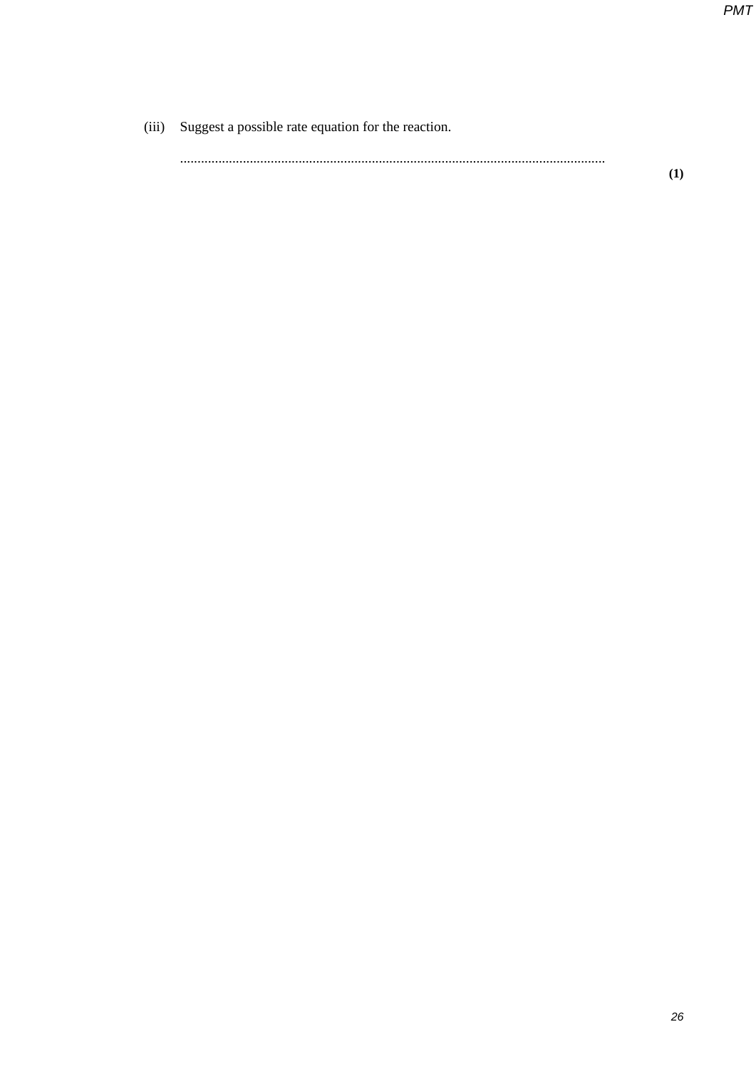(iii) Suggest a possible rate equation for the reaction.

.......................................................................................................................... **(1)**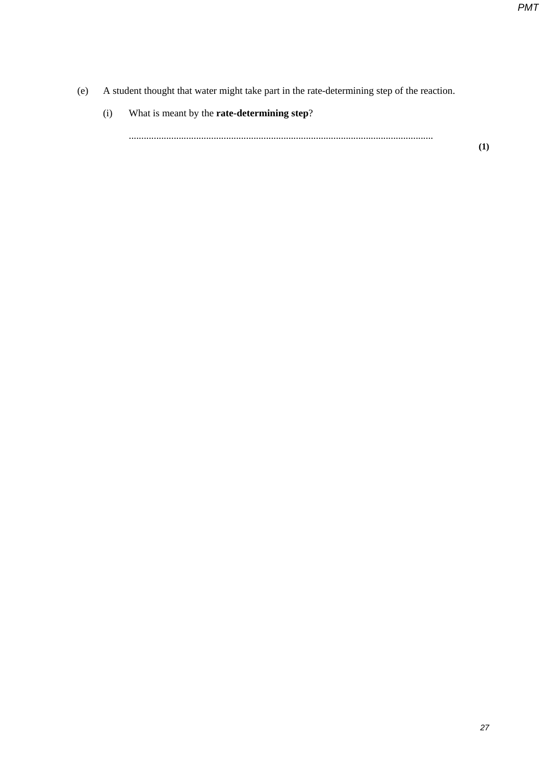(e) A student thought that water might take part in the rate-determining step of the reaction.

(i) What is meant by the **rate-determining step**?

.........................................................................................................................

**(1)**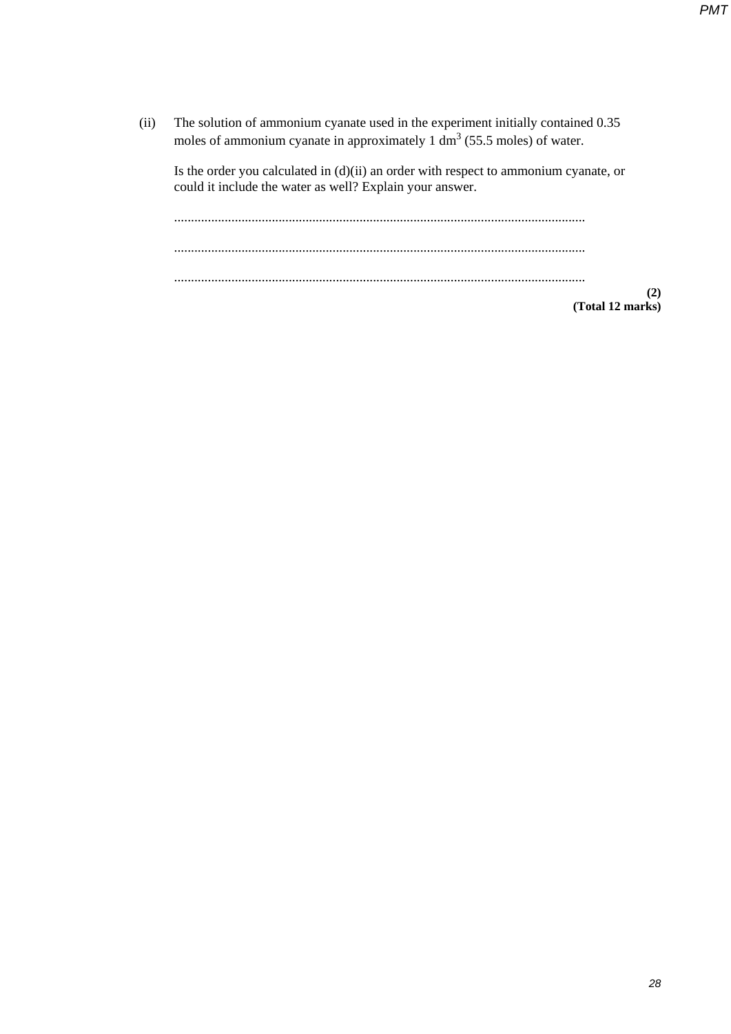(ii) The solution of ammonium cyanate used in the experiment initially contained 0.35 moles of ammonium cyanate in approximately 1 $dm^3$ (55.5 moles) of water.

Is the order you calculated in (d)(ii) an order with respect to ammonium cyanate, or could it include the water as well? Explain your answer.

.........................................................................................................................

.........................................................................................................................

.........................................................................................................................

**(2)**
**(Total 12 marks)**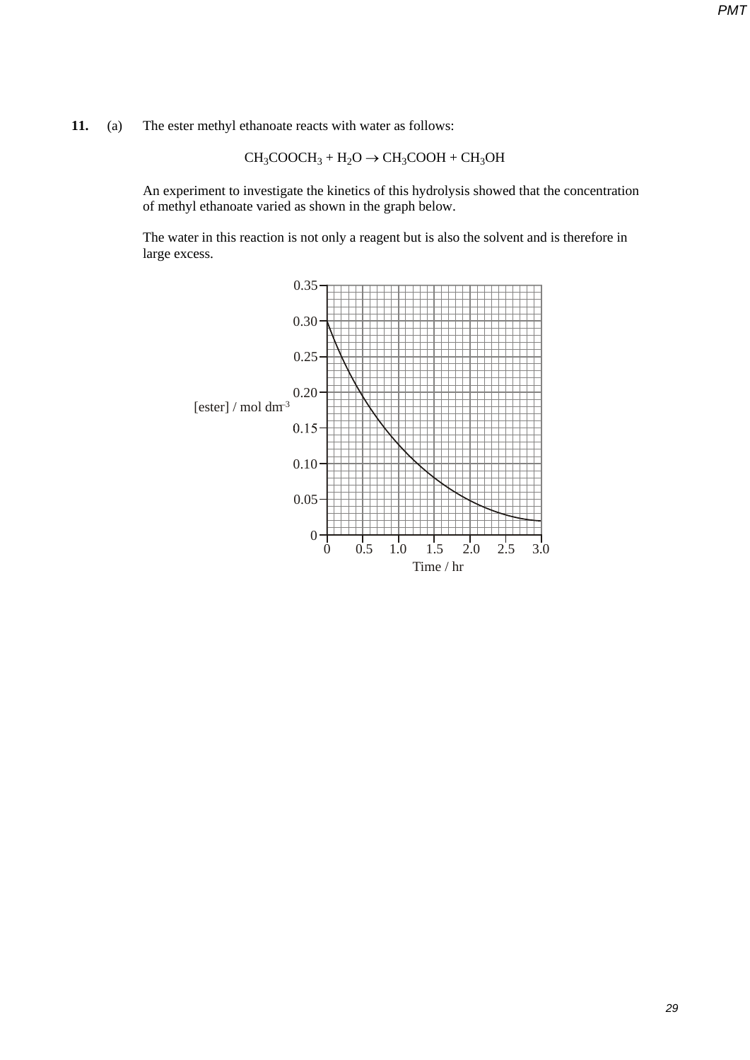**11.** (a) The ester methyl ethanoate reacts with water as follows:

$$CH_3COOCH_3 + H_2O \rightarrow CH_3COOH + CH_3OH$$

An experiment to investigate the kinetics of this hydrolysis showed that the concentration of methyl ethanoate varied as shown in the graph below.

The water in this reaction is not only a reagent but is also the solvent and is therefore in large excess.

[ester] / mol dm$^{-3}$

0.35
0.30
0.25
0.20
0.15
0.10
0.05
0

0 0.5 1.0 1.5 2.0 2.5 3.0

Time / hr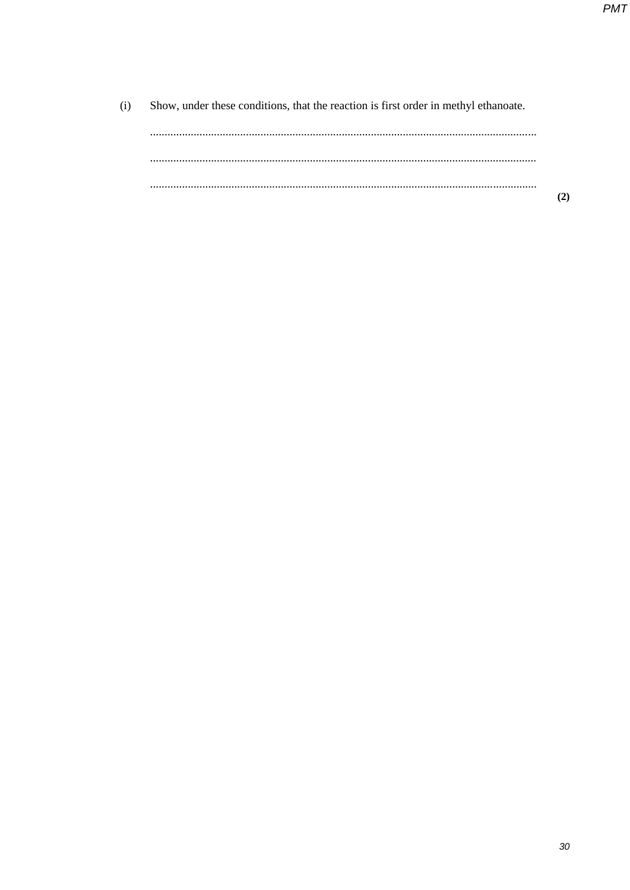(i) Show, under these conditions, that the reaction is first order in methyl ethanoate.

...................................................................................................................................

...................................................................................................................................

...................................................................................................................................

**(2)**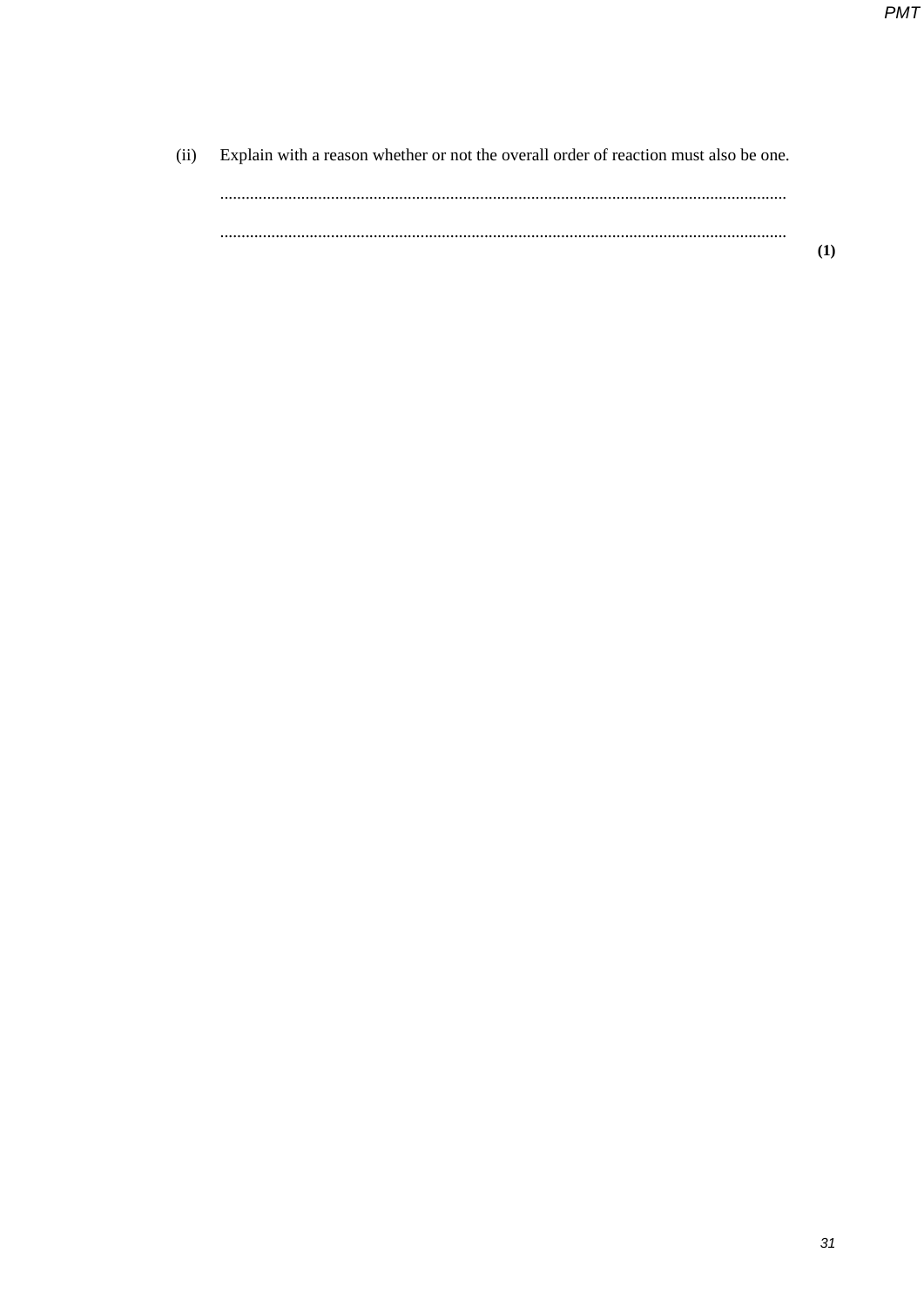(ii) Explain with a reason whether or not the overall order of reaction must also be one.

.......................................................................................................................................

.......................................................................................................................................
**(1)**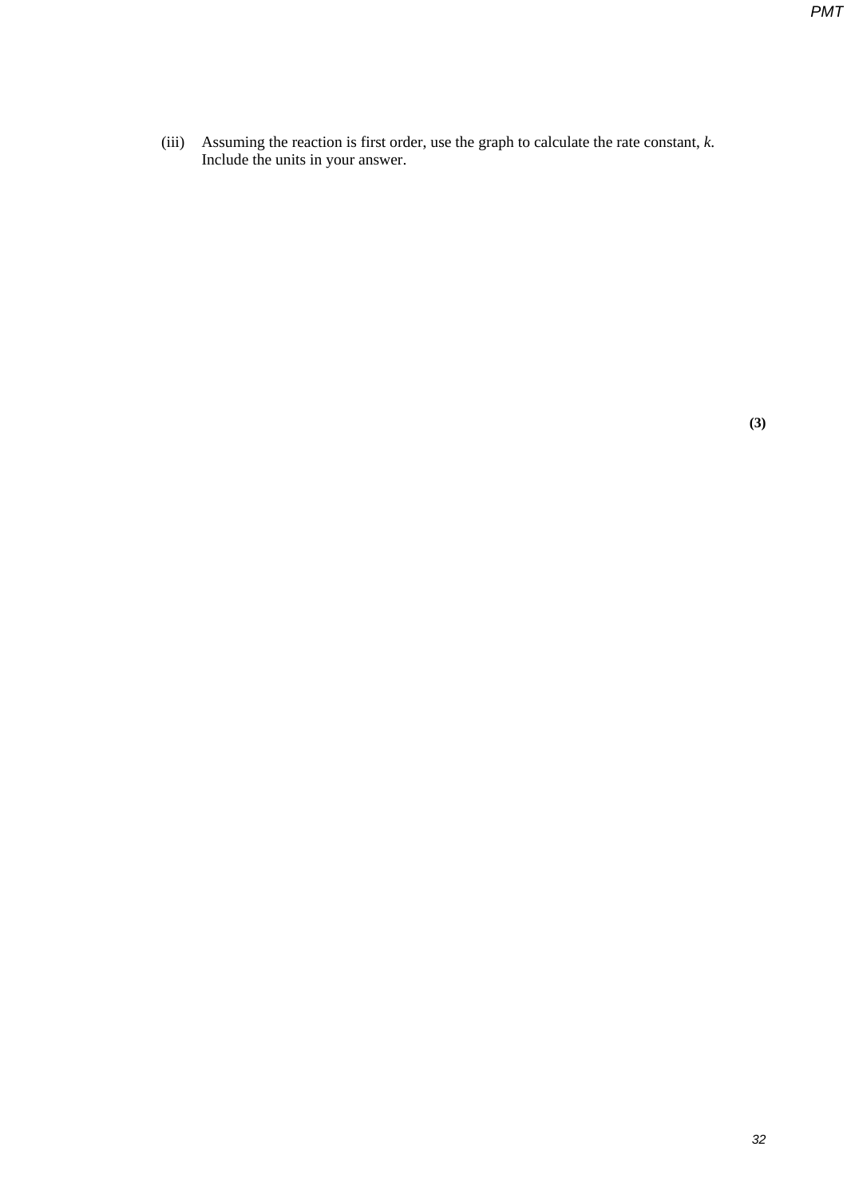(iii) Assuming the reaction is first order, use the graph to calculate the rate constant, *k*. Include the units in your answer.

**(3)**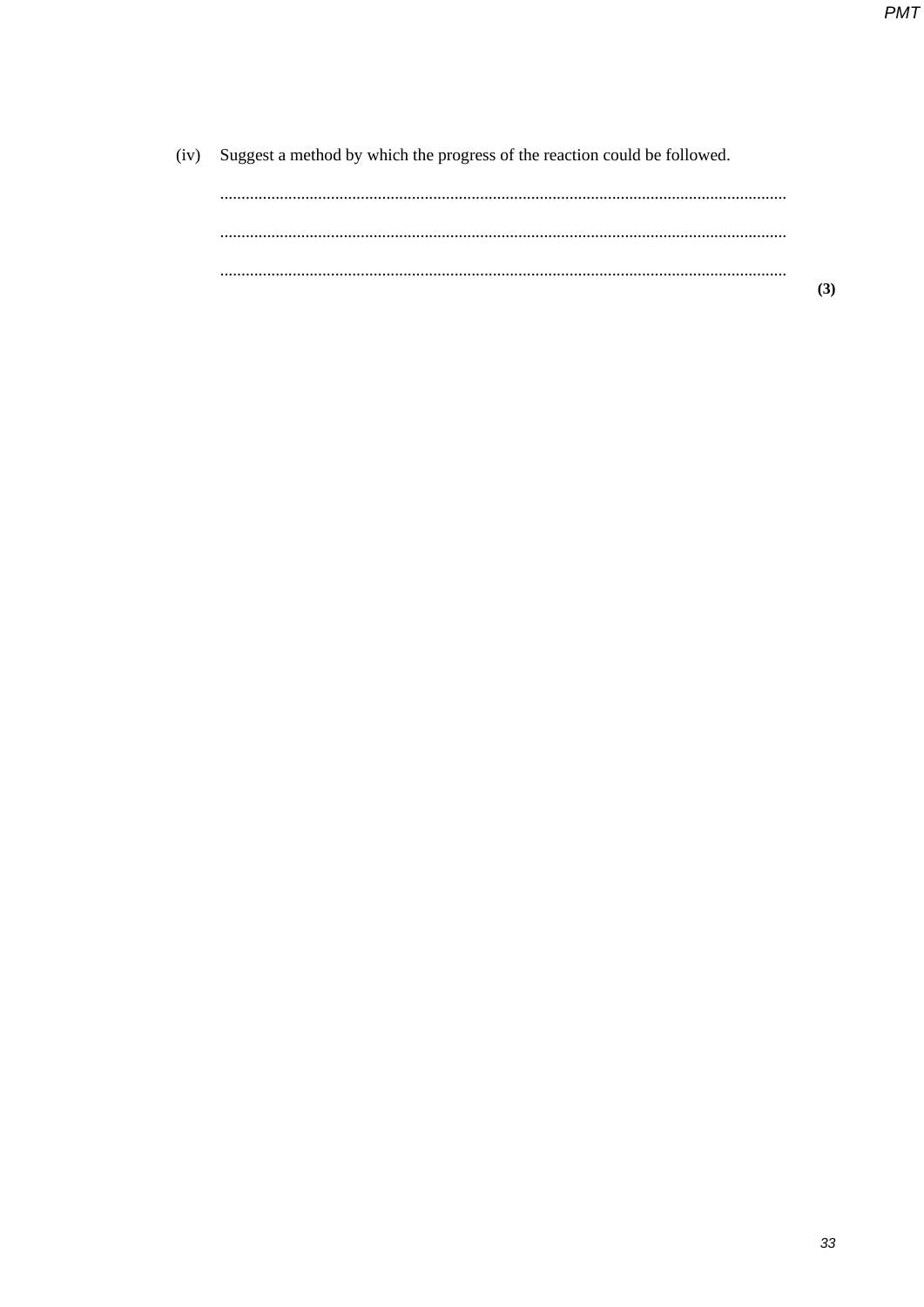(iv) Suggest a method by which the progress of the reaction could be followed.

....................................................................................................................................

....................................................................................................................................

.................................................................................................................................... **(3)**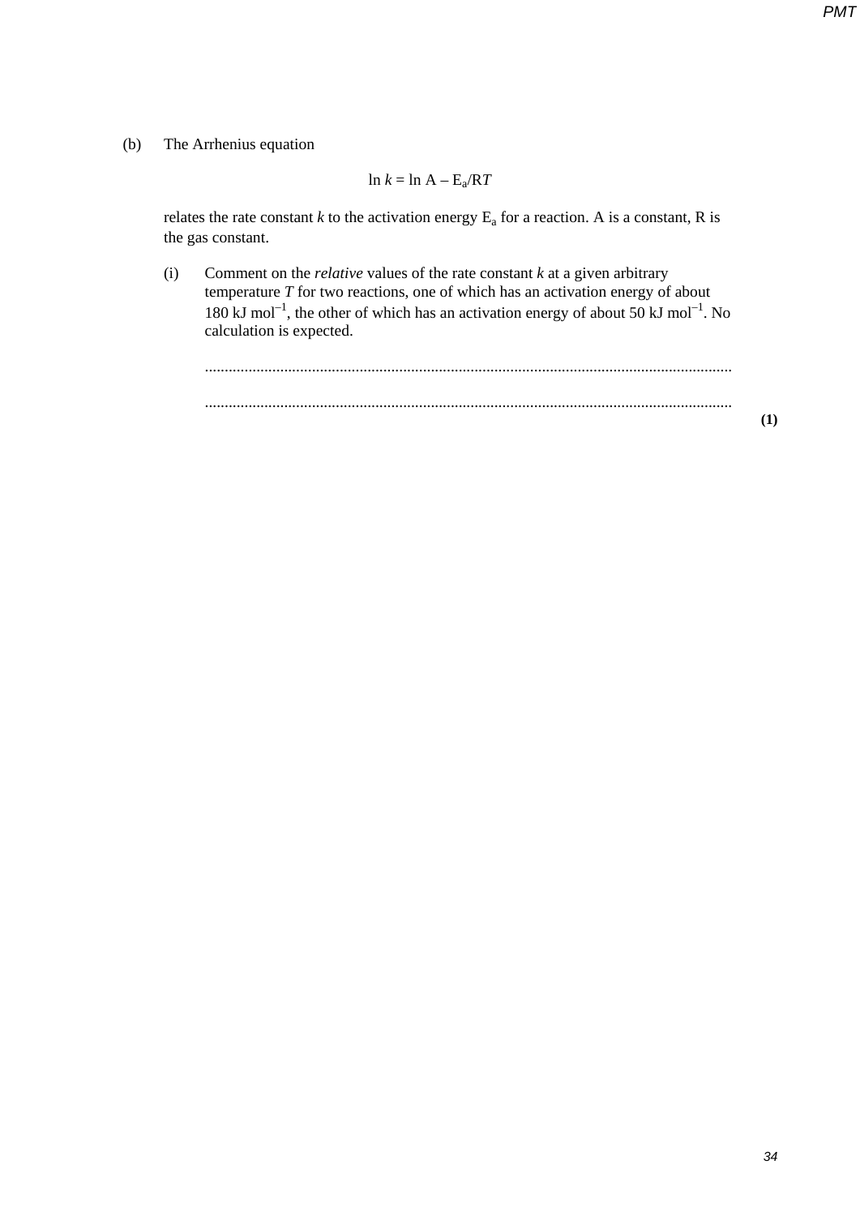(b) The Arrhenius equation

$$\ln k = \ln A - E_a/RT$$

relates the rate constant $k$ to the activation energy $E_a$ for a reaction. A is a constant, R is the gas constant.

(i) Comment on the *relative* values of the rate constant $k$ at a given arbitrary temperature $T$ for two reactions, one of which has an activation energy of about 180 kJ $mol^{-1}$, the other of which has an activation energy of about 50 kJ $mol^{-1}$. No calculation is expected.

.....................................................................................................................................

.....................................................................................................................................

**(1)**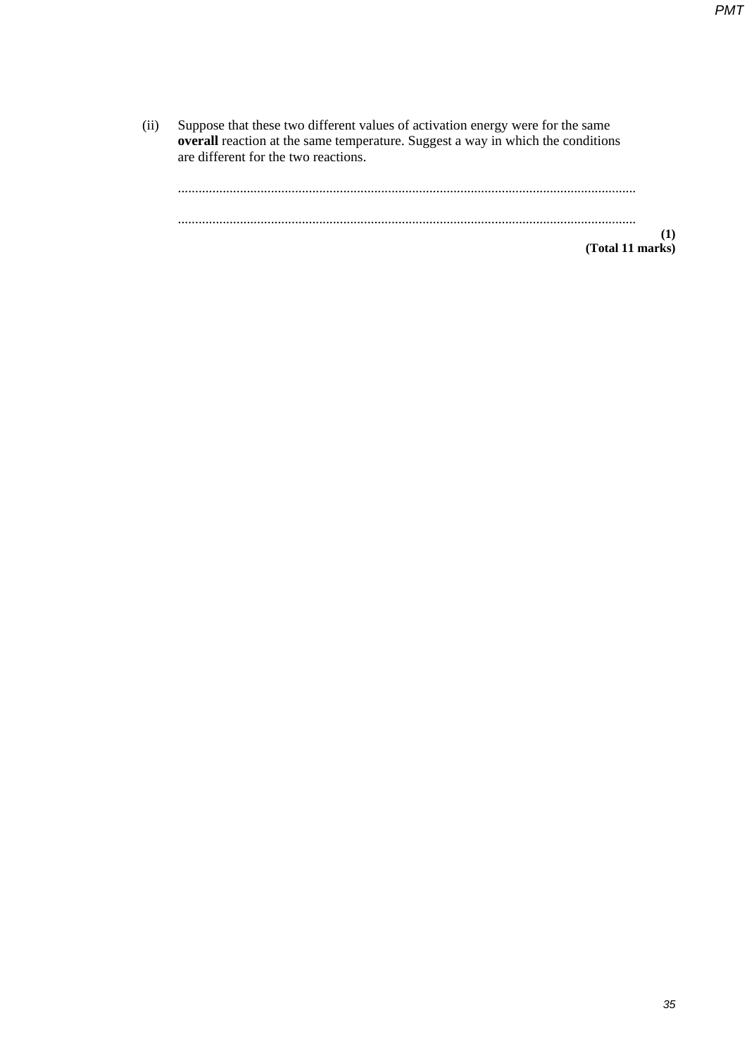(ii) Suppose that these two different values of activation energy were for the same **overall** reaction at the same temperature. Suggest a way in which the conditions are different for the two reactions.

.....................................................................................................................................

.....................................................................................................................................

**(1)**
**(Total 11 marks)**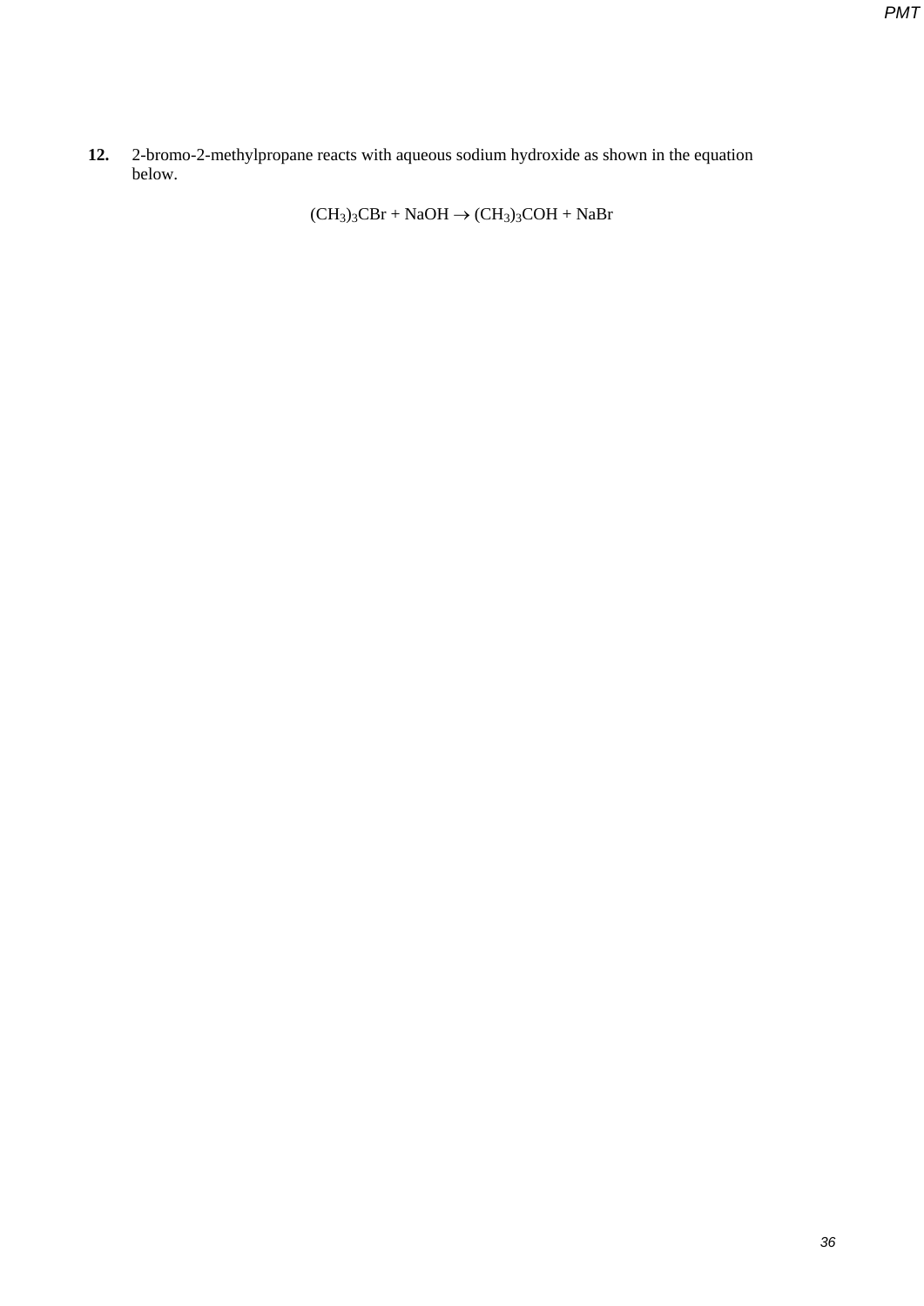**12.** 2-bromo-2-methylpropane reacts with aqueous sodium hydroxide as shown in the equation below.

$$(CH_3)_3CBr + NaOH \rightarrow (CH_3)_3COH + NaBr$$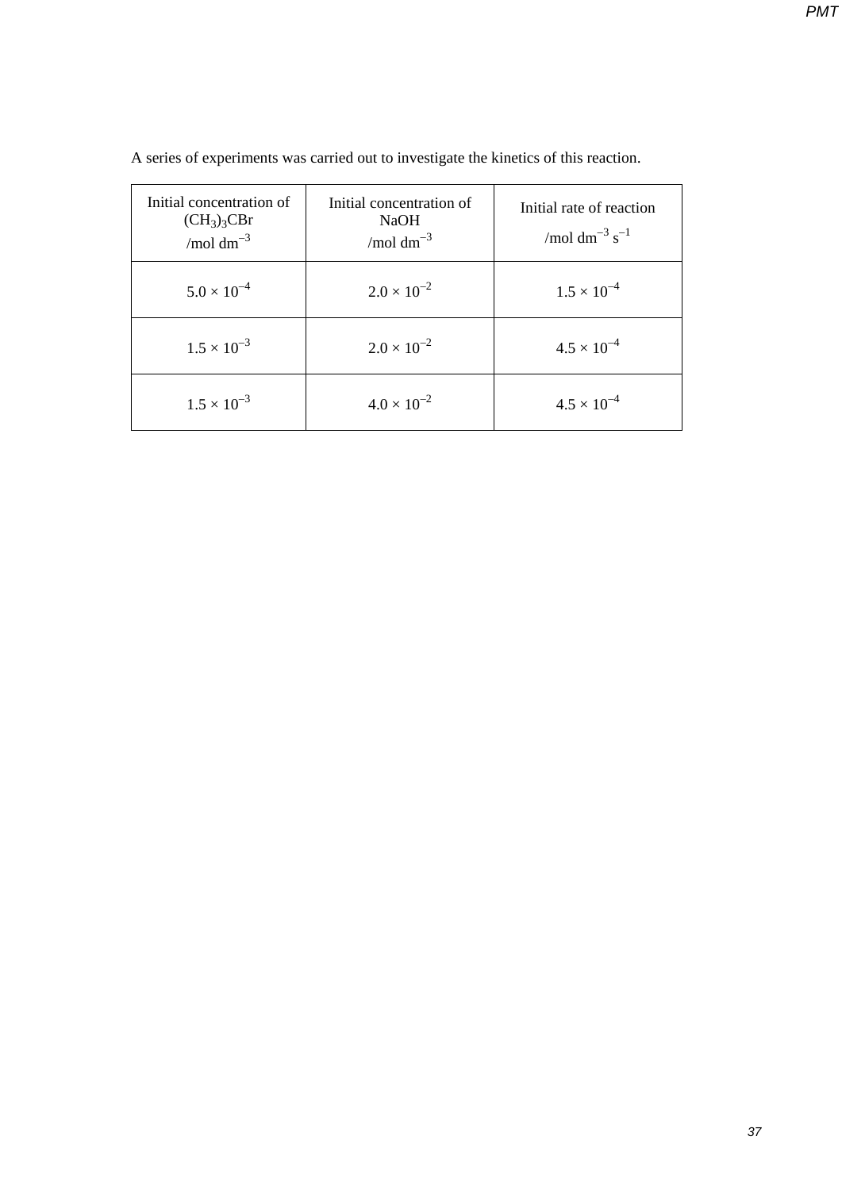A series of experiments was carried out to investigate the kinetics of this reaction.

| Initial concentration of $(CH_3)_3CBr$ /mol $dm^{-3}$ | Initial concentration of NaOH /mol $dm^{-3}$ | Initial rate of reaction /mol $dm^{-3}$ $s^{-1}$ |
|---|---|---|
| $5.0 \times 10^{-4}$ | $2.0 \times 10^{-2}$ | $1.5 \times 10^{-4}$ |
| $1.5 \times 10^{-3}$ | $2.0 \times 10^{-2}$ | $4.5 \times 10^{-4}$ |
| $1.5 \times 10^{-3}$ | $4.0 \times 10^{-2}$ | $4.5 \times 10^{-4}$ |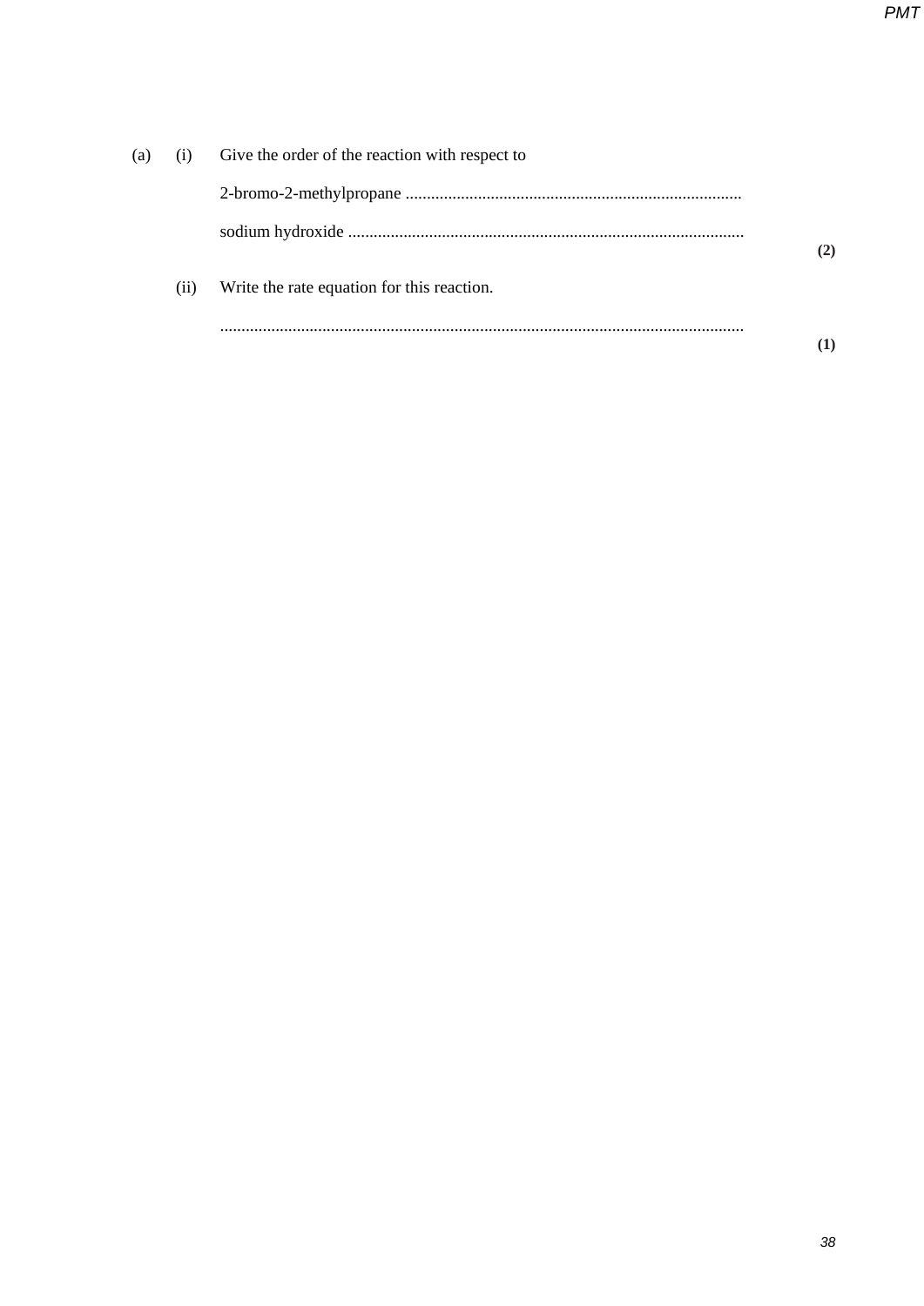(a) (i) Give the order of the reaction with respect to

2-bromo-2-methylpropane ..............................................................................

sodium hydroxide ............................................................................................

**(2)**

(ii) Write the rate equation for this reaction.

..........................................................................................................................

**(1)**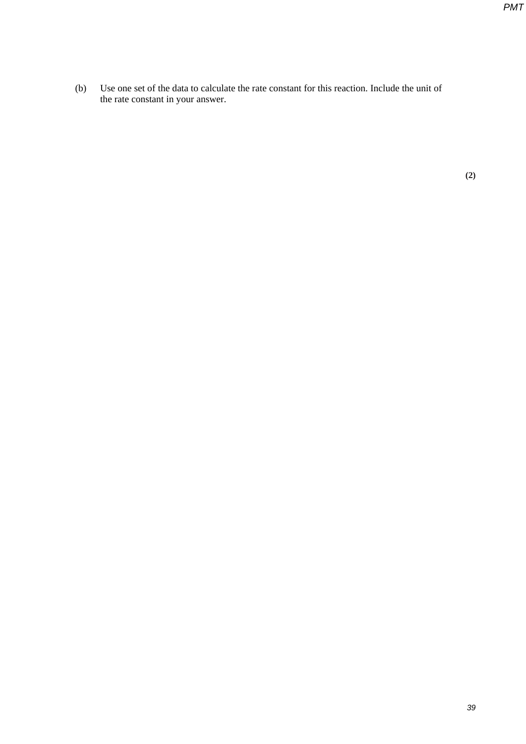(b) Use one set of the data to calculate the rate constant for this reaction. Include the unit of the rate constant in your answer.

**(2)**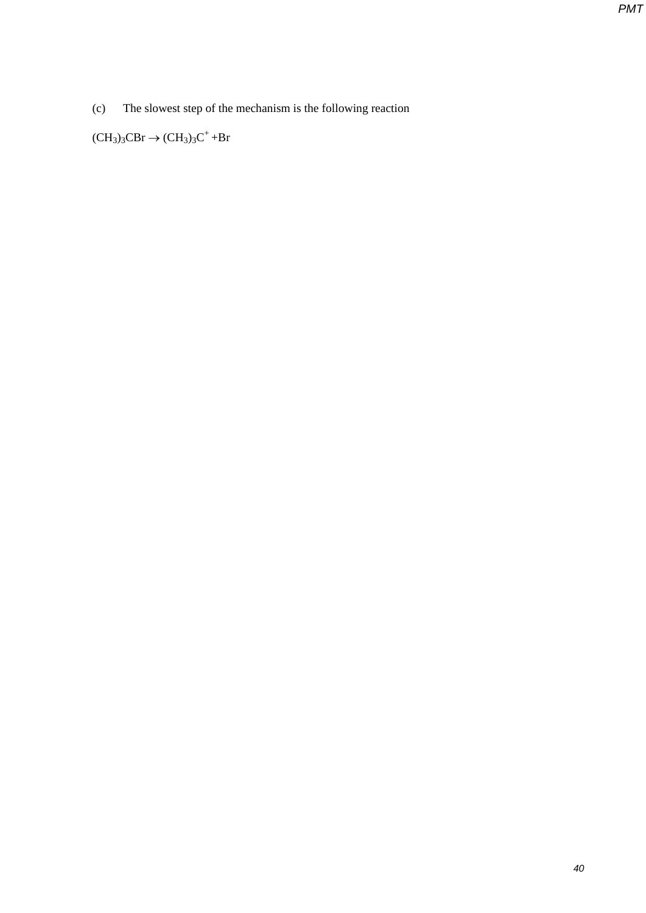(c) The slowest step of the mechanism is the following reaction

$(CH_3)_3CBr \rightarrow (CH_3)_3C^+ + Br$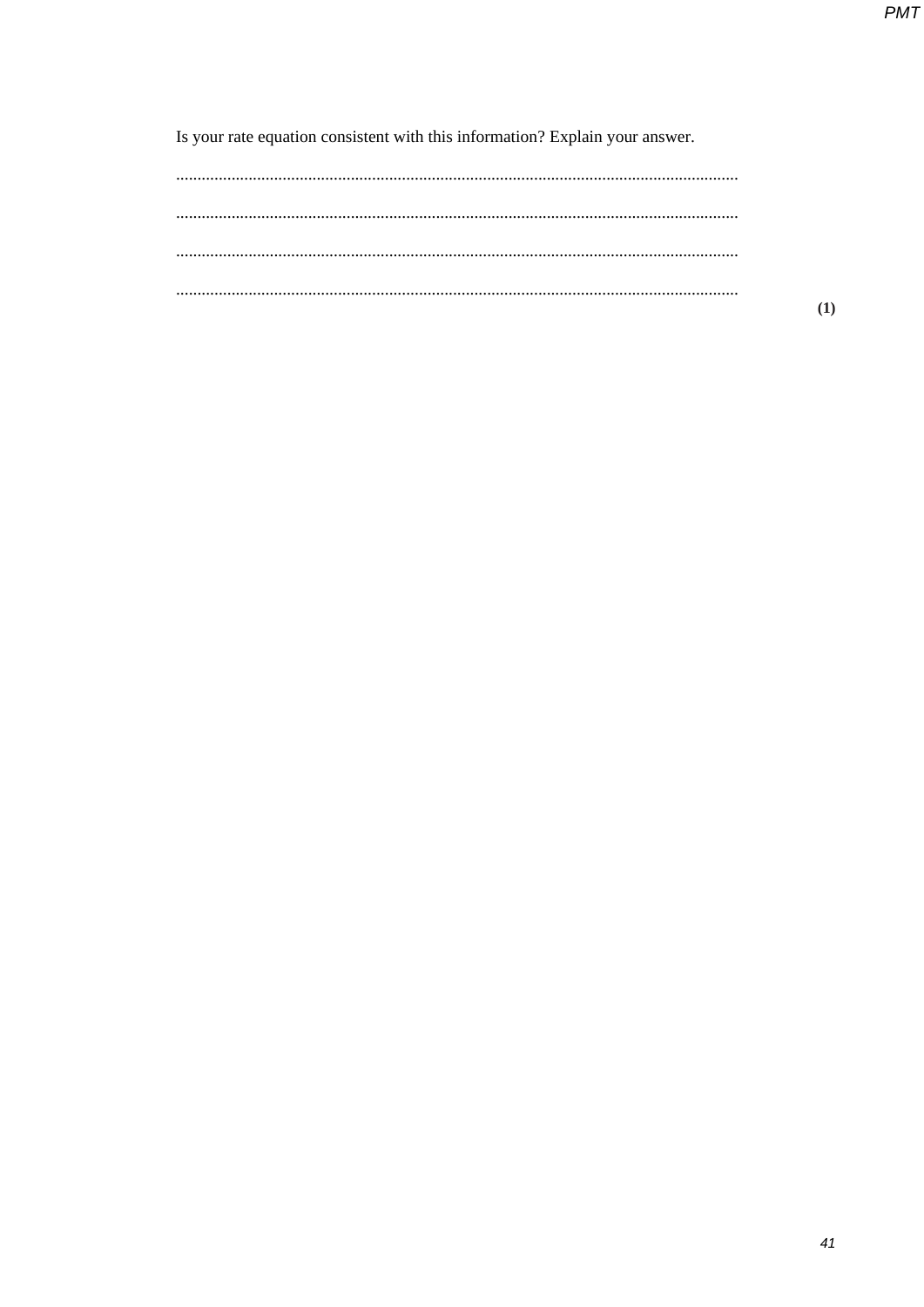Is your rate equation consistent with this information? Explain your answer.

.......................................................................................................................................

.......................................................................................................................................

.......................................................................................................................................

.......................................................................................................................................

**(1)**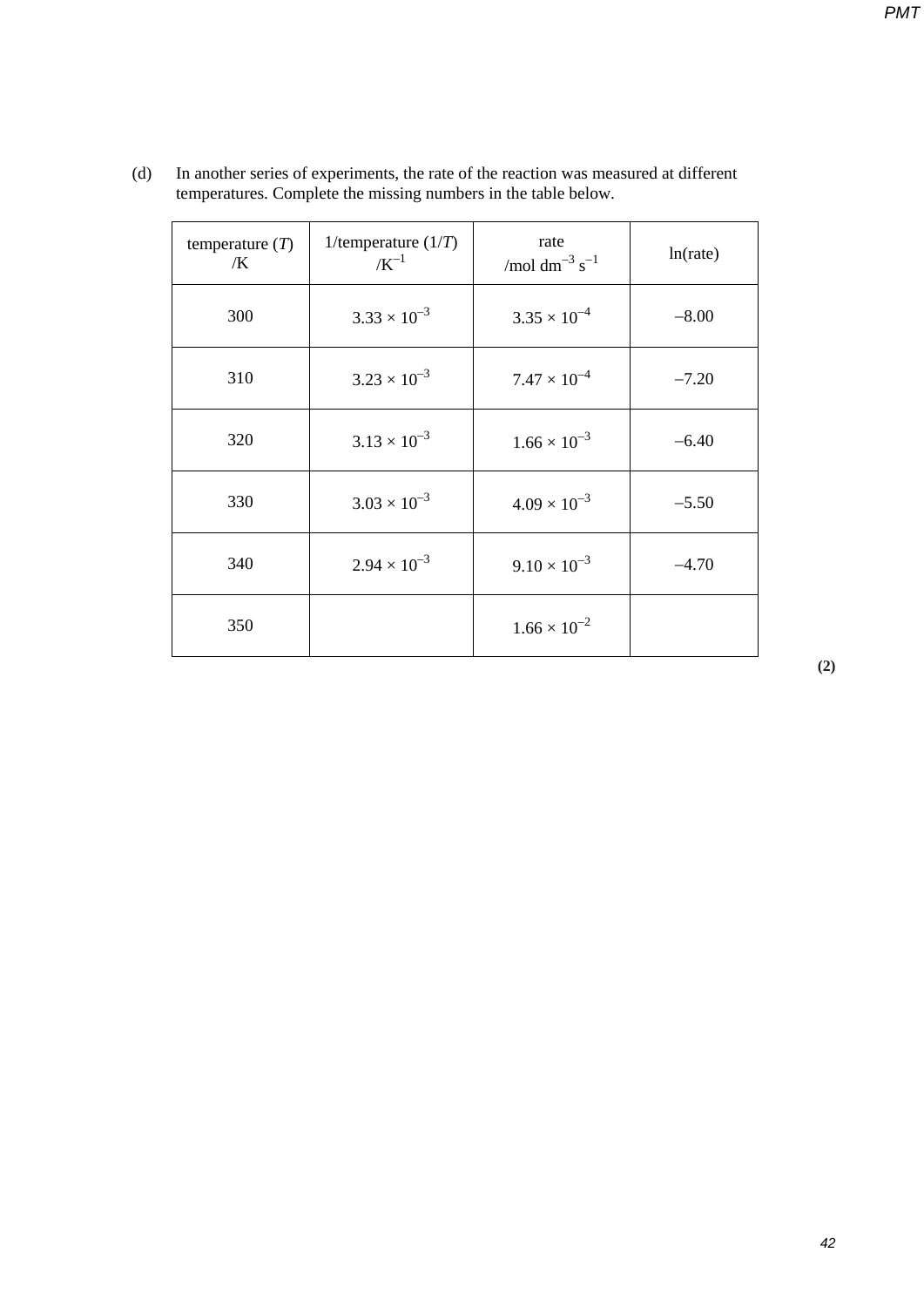(d) In another series of experiments, the rate of the reaction was measured at different temperatures. Complete the missing numbers in the table below.

| temperature ($T$) /K | 1/temperature ($1/T$) /$K^{-1}$ | rate /mol $dm^{-3}$ $s^{-1}$ | ln(rate) |
|---|---|---|---|
| 300 | $3.33 \times 10^{-3}$ | $3.35 \times 10^{-4}$ | −8.00 |
| 310 | $3.23 \times 10^{-3}$ | $7.47 \times 10^{-4}$ | −7.20 |
| 320 | $3.13 \times 10^{-3}$ | $1.66 \times 10^{-3}$ | −6.40 |
| 330 | $3.03 \times 10^{-3}$ | $4.09 \times 10^{-3}$ | −5.50 |
| 340 | $2.94 \times 10^{-3}$ | $9.10 \times 10^{-3}$ | −4.70 |
| 350 | | $1.66 \times 10^{-2}$ | |

**(2)**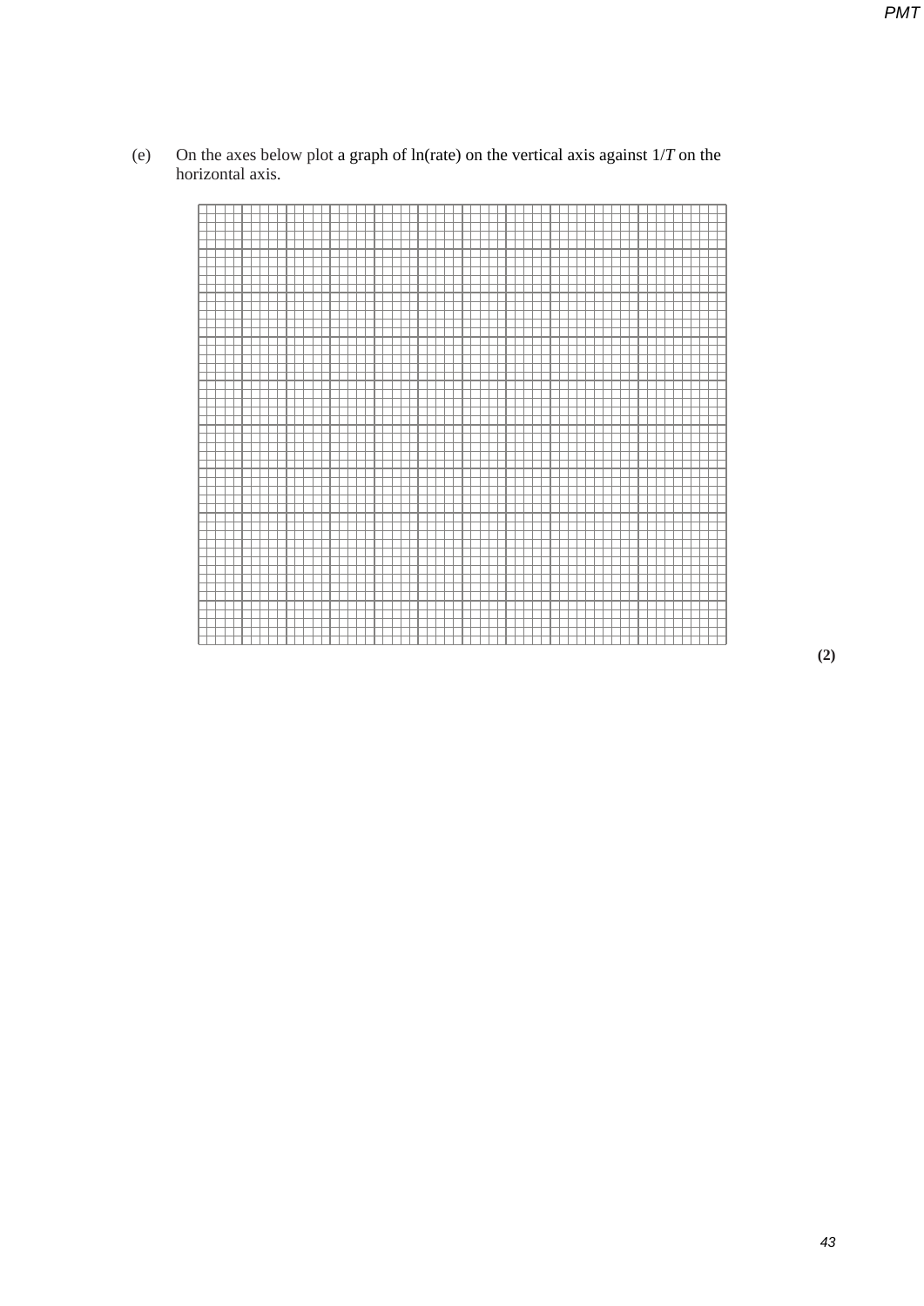(e) On the axes below plot a graph of ln(rate) on the vertical axis against $1/T$ on the horizontal axis.

**(2)**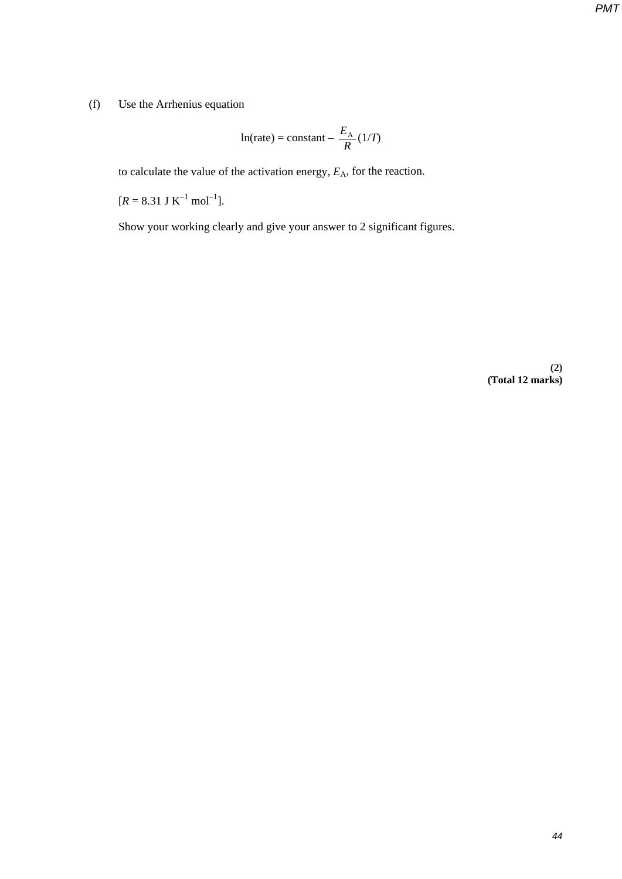(f) Use the Arrhenius equation

$$\ln(\text{rate}) = \text{constant} - \frac{E_A}{R}(1/T)$$

to calculate the value of the activation energy, $E_A$, for the reaction.

[$R = 8.31 \text{ J K}^{-1} \text{ mol}^{-1}$].

Show your working clearly and give your answer to 2 significant figures.

**(2)**
**(Total 12 marks)**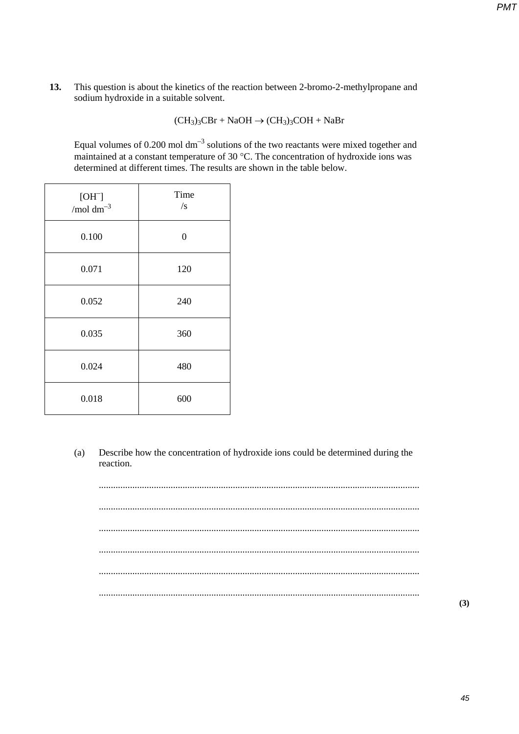**13.** This question is about the kinetics of the reaction between 2-bromo-2-methylpropane and sodium hydroxide in a suitable solvent.

$$(CH_3)_3CBr + NaOH \rightarrow (CH_3)_3COH + NaBr$$

Equal volumes of 0.200 mol $dm^{-3}$ solutions of the two reactants were mixed together and maintained at a constant temperature of 30 °C. The concentration of hydroxide ions was determined at different times. The results are shown in the table below.

| $[OH^-]$ /mol $dm^{-3}$ | Time /s |
|---|---|
| 0.100 | 0 |
| 0.071 | 120 |
| 0.052 | 240 |
| 0.035 | 360 |
| 0.024 | 480 |
| 0.018 | 600 |

(a) Describe how the concentration of hydroxide ions could be determined during the reaction.

.....................................................................................................................................

.....................................................................................................................................

.....................................................................................................................................

.....................................................................................................................................

.....................................................................................................................................

.....................................................................................................................................

**(3)**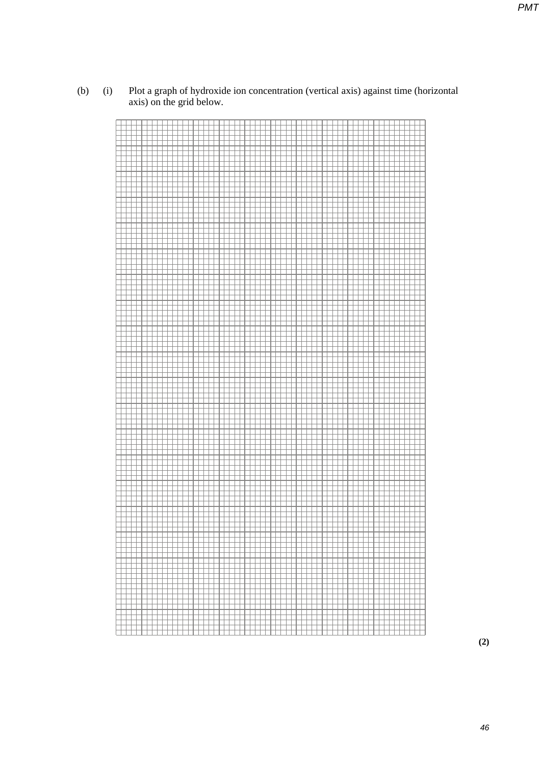(b) (i) Plot a graph of hydroxide ion concentration (vertical axis) against time (horizontal axis) on the grid below.

**(2)**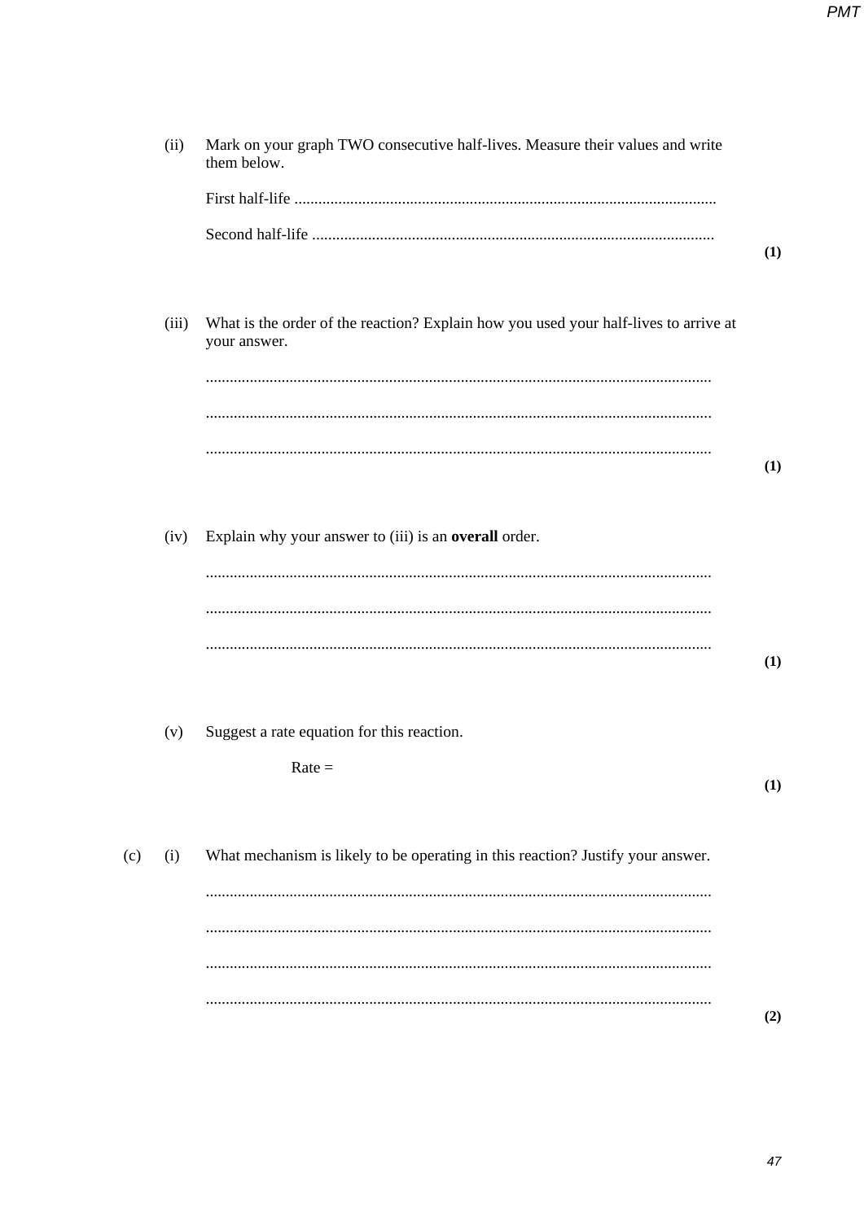(ii) Mark on your graph TWO consecutive half-lives. Measure their values and write them below.

First half-life .........................................................................................................

Second half-life .................................................................................................... **(1)**

(iii) What is the order of the reaction? Explain how you used your half-lives to arrive at your answer.

.............................................................................................................................

.............................................................................................................................

............................................................................................................................. **(1)**

(iv) Explain why your answer to (iii) is an **overall** order.

.............................................................................................................................

.............................................................................................................................

............................................................................................................................. **(1)**

(v) Suggest a rate equation for this reaction.

Rate = **(1)**

(c) (i) What mechanism is likely to be operating in this reaction? Justify your answer.

.............................................................................................................................

.............................................................................................................................

.............................................................................................................................

............................................................................................................................. **(2)**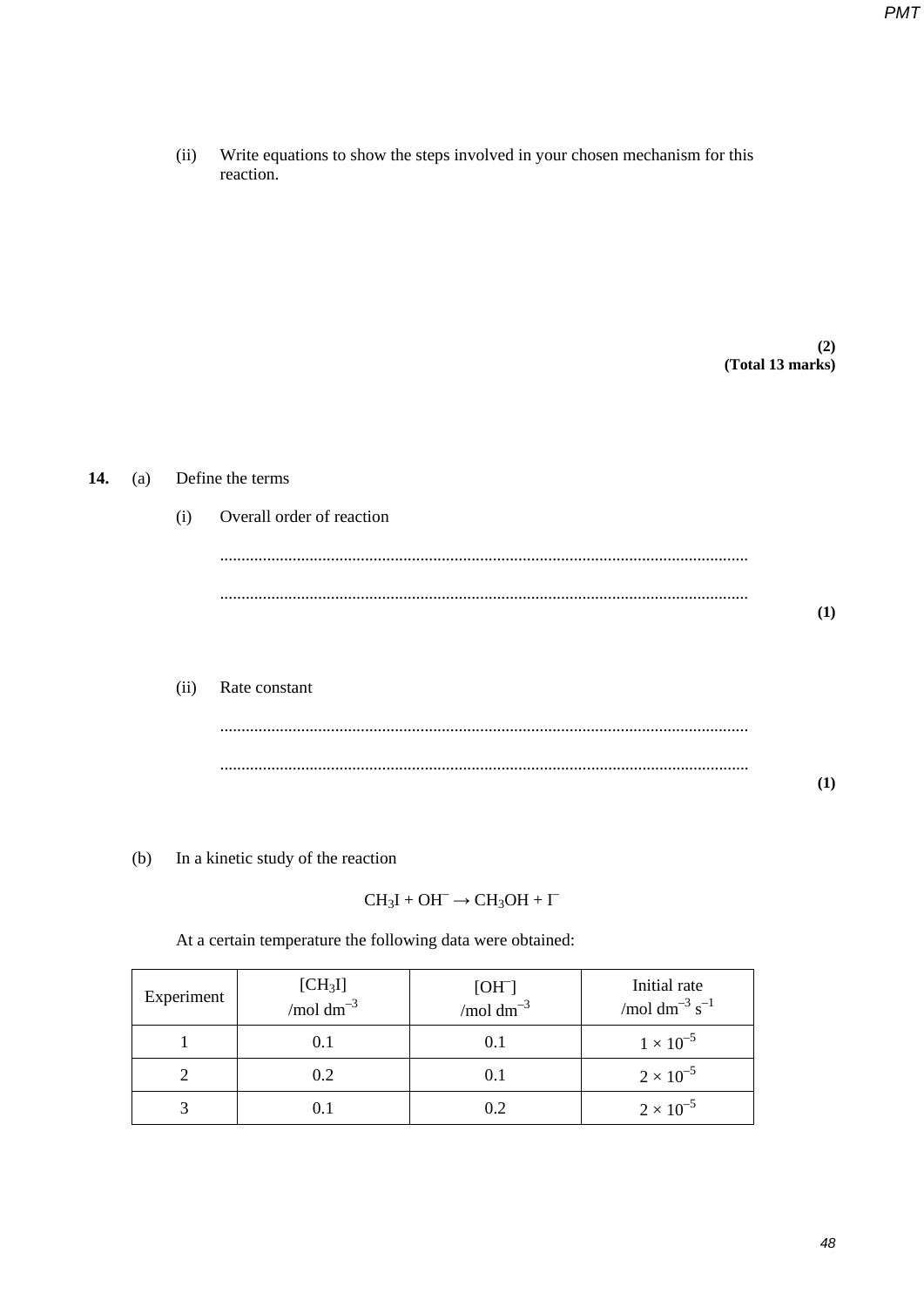(ii) Write equations to show the steps involved in your chosen mechanism for this reaction.

**(2)**
**(Total 13 marks)**

**14.** (a) Define the terms

(i) Overall order of reaction

...........................................................................................................................

...........................................................................................................................
**(1)**

(ii) Rate constant

...........................................................................................................................

...........................................................................................................................
**(1)**

(b) In a kinetic study of the reaction

$$CH_3I + OH^- \rightarrow CH_3OH + I^-$$

At a certain temperature the following data were obtained:

| Experiment | $[CH_3I]$ /mol dm$^{-3}$ | $[OH^-]$ /mol dm$^{-3}$ | Initial rate /mol dm$^{-3}$ s$^{-1}$ |
|---|---|---|---|
| 1 | 0.1 | 0.1 | $1 \times 10^{-5}$ |
| 2 | 0.2 | 0.1 | $2 \times 10^{-5}$ |
| 3 | 0.1 | 0.2 | $2 \times 10^{-5}$ |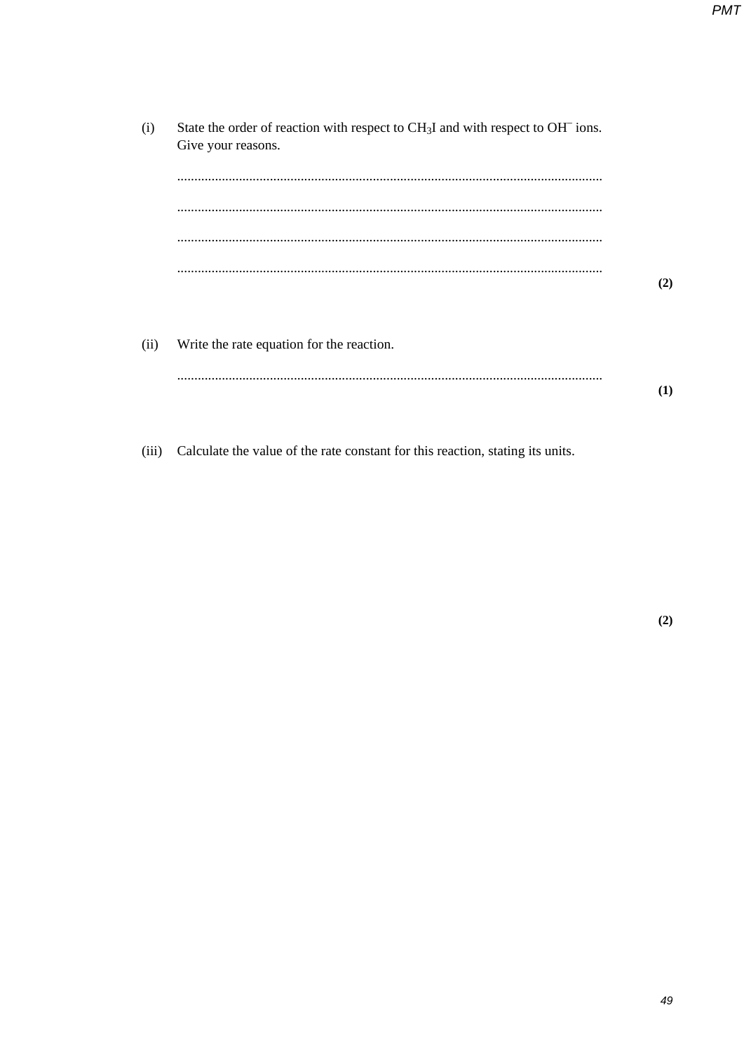(i) State the order of reaction with respect to $CH_3I$ and with respect to $OH^-$ ions. Give your reasons.

...........................................................................................................................

...........................................................................................................................

...........................................................................................................................

........................................................................................................................... **(2)**

(ii) Write the rate equation for the reaction.

........................................................................................................................... **(1)**

(iii) Calculate the value of the rate constant for this reaction, stating its units.

**(2)**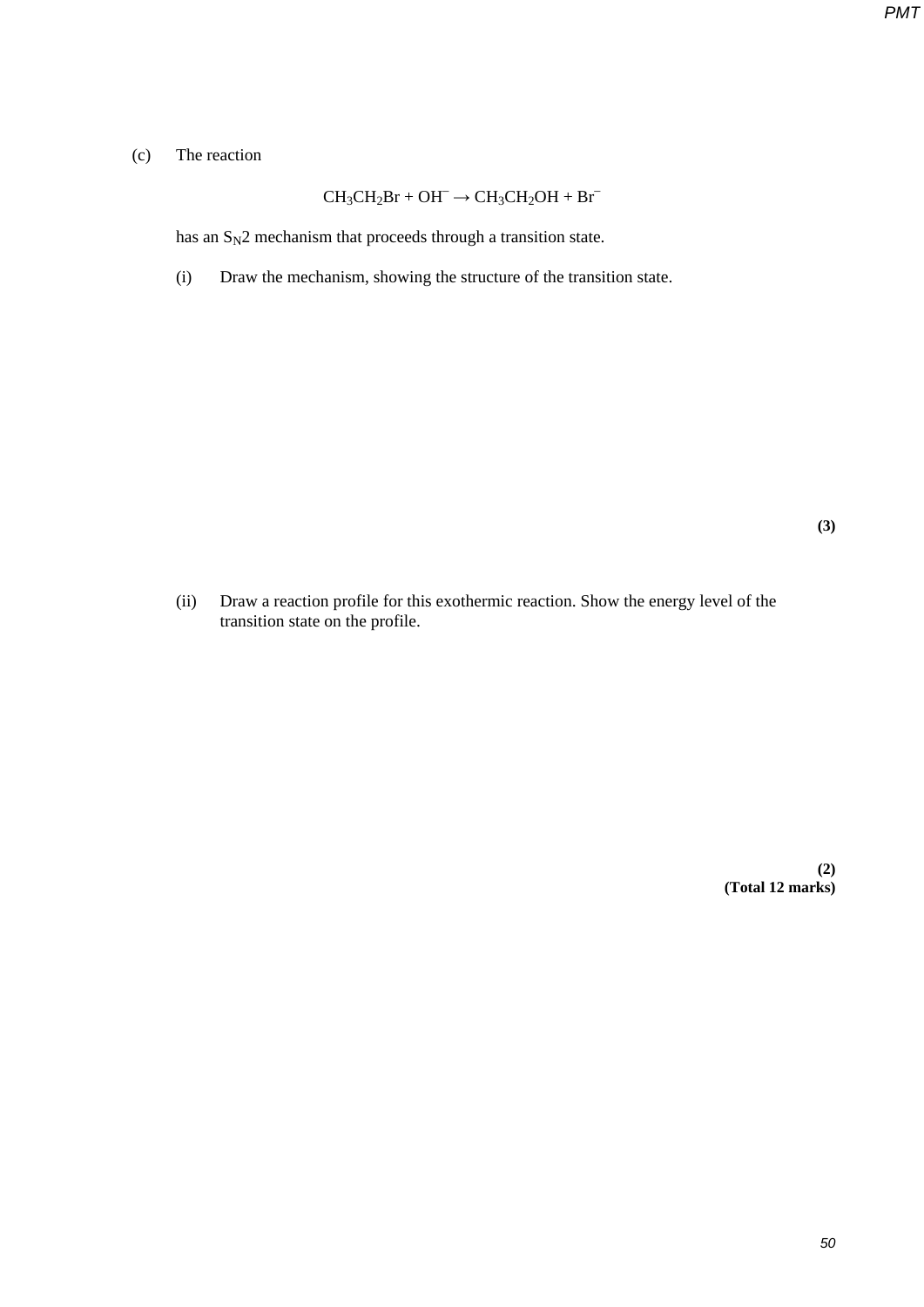(c) The reaction

$$CH_3CH_2Br + OH^{-} \rightarrow CH_3CH_2OH + Br^{-}$$

has an $S_N2$ mechanism that proceeds through a transition state.

(i) Draw the mechanism, showing the structure of the transition state.

**(3)**

(ii) Draw a reaction profile for this exothermic reaction. Show the energy level of the transition state on the profile.

**(2)**
**(Total 12 marks)**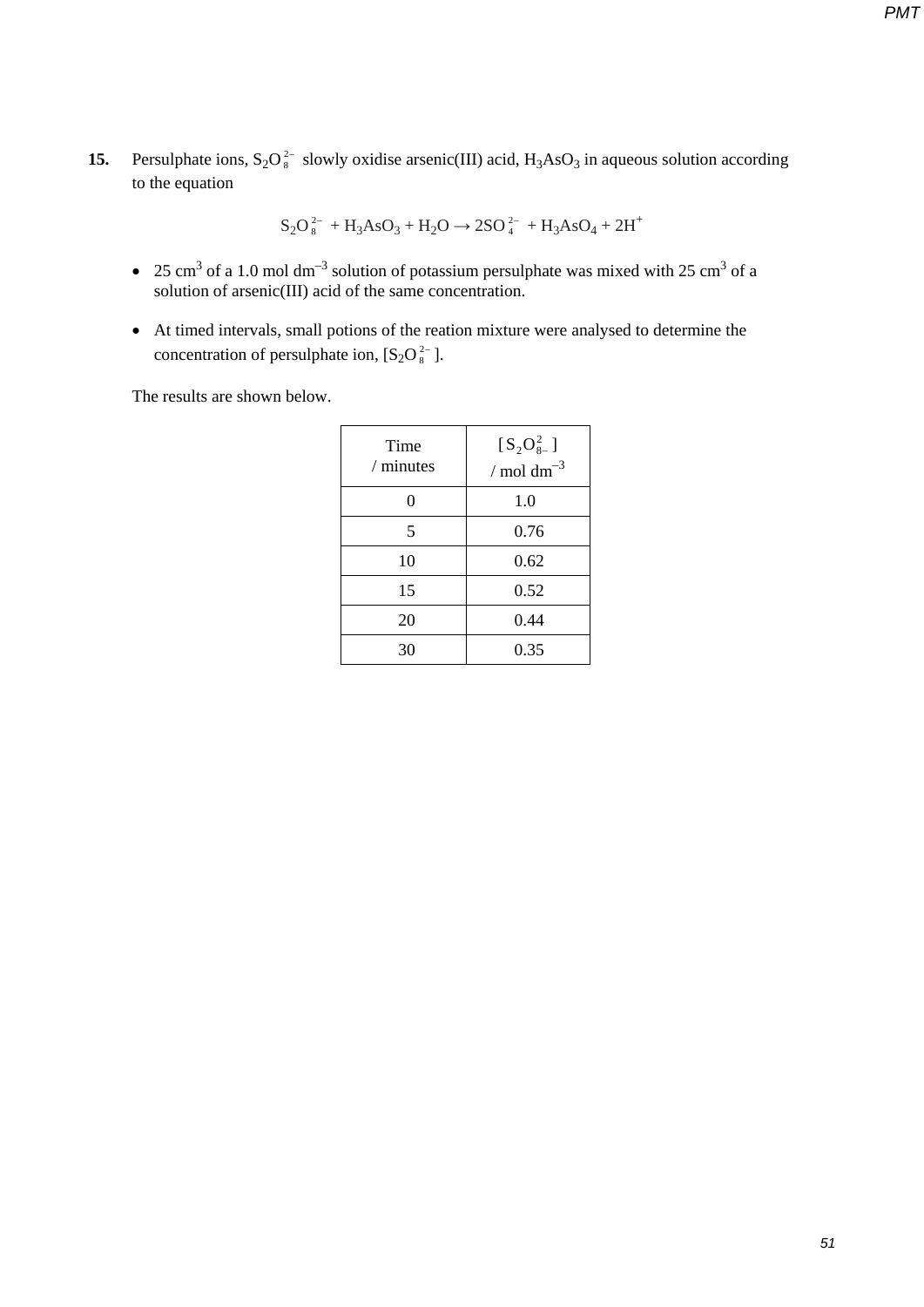**15.** Persulphate ions, $S_2O_8^{2-}$ slowly oxidise arsenic(III) acid, $H_3AsO_3$ in aqueous solution according to the equation

$$S_2O_8^{2-} + H_3AsO_3 + H_2O \rightarrow 2SO_4^{2-} + H_3AsO_4 + 2H^+$$

- 25 $cm^3$ of a 1.0 mol $dm^{-3}$ solution of potassium persulphate was mixed with 25 $cm^3$ of a solution of arsenic(III) acid of the same concentration.
- At timed intervals, small potions of the reation mixture were analysed to determine the concentration of persulphate ion, $[S_2O_8^{2-}]$.

The results are shown below.

| Time / minutes | $[S_2O_8^{2-}]$ / mol $dm^{-3}$ |
|---|---|
| 0 | 1.0 |
| 5 | 0.76 |
| 10 | 0.62 |
| 15 | 0.52 |
| 20 | 0.44 |
| 30 | 0.35 |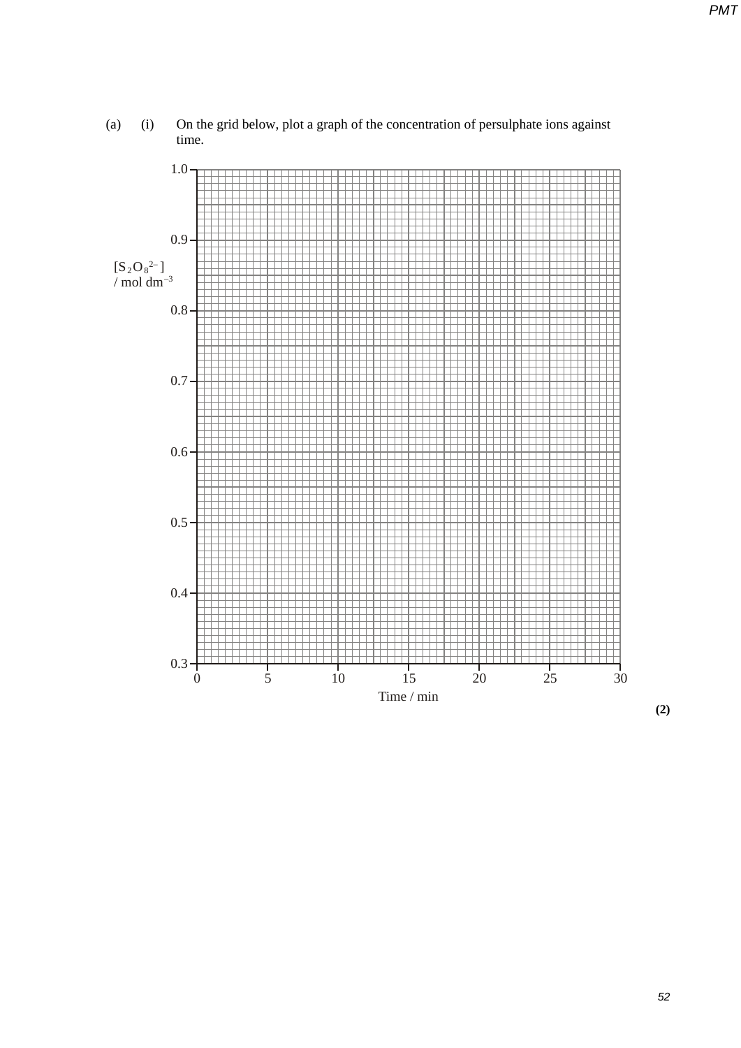(a) (i) On the grid below, plot a graph of the concentration of persulphate ions against time.

1.0

0.9

$[S_2O_8^{2-}]$ / mol dm$^{-3}$

0.8

0.7

0.6

0.5

0.4

0.3

0 5 10 15 20 25 30

Time / min

**(2)**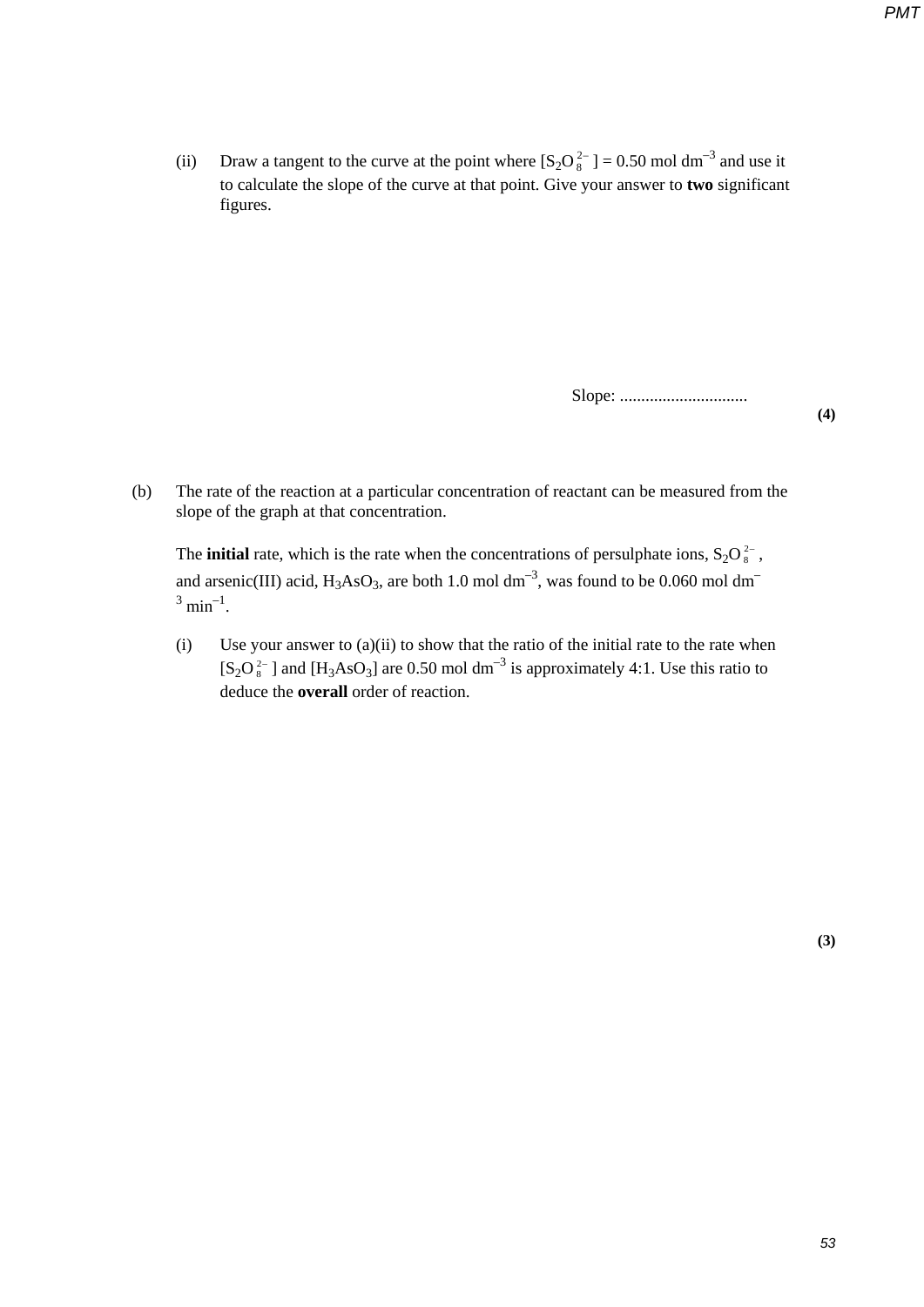(ii) Draw a tangent to the curve at the point where $[S_2O_8^{2-}]$ = 0.50 mol dm$^{-3}$ and use it to calculate the slope of the curve at that point. Give your answer to **two** significant figures.

Slope: ..............................

**(4)**

(b) The rate of the reaction at a particular concentration of reactant can be measured from the slope of the graph at that concentration.

The **initial** rate, which is the rate when the concentrations of persulphate ions, $S_2O_8^{2-}$, and arsenic(III) acid, $H_3AsO_3$, are both 1.0 mol dm$^{-3}$, was found to be 0.060 mol dm$^{-3}$ min$^{-1}$.

(i) Use your answer to (a)(ii) to show that the ratio of the initial rate to the rate when $[S_2O_8^{2-}]$ and $[H_3AsO_3]$ are 0.50 mol dm$^{-3}$ is approximately 4:1. Use this ratio to deduce the **overall** order of reaction.

**(3)**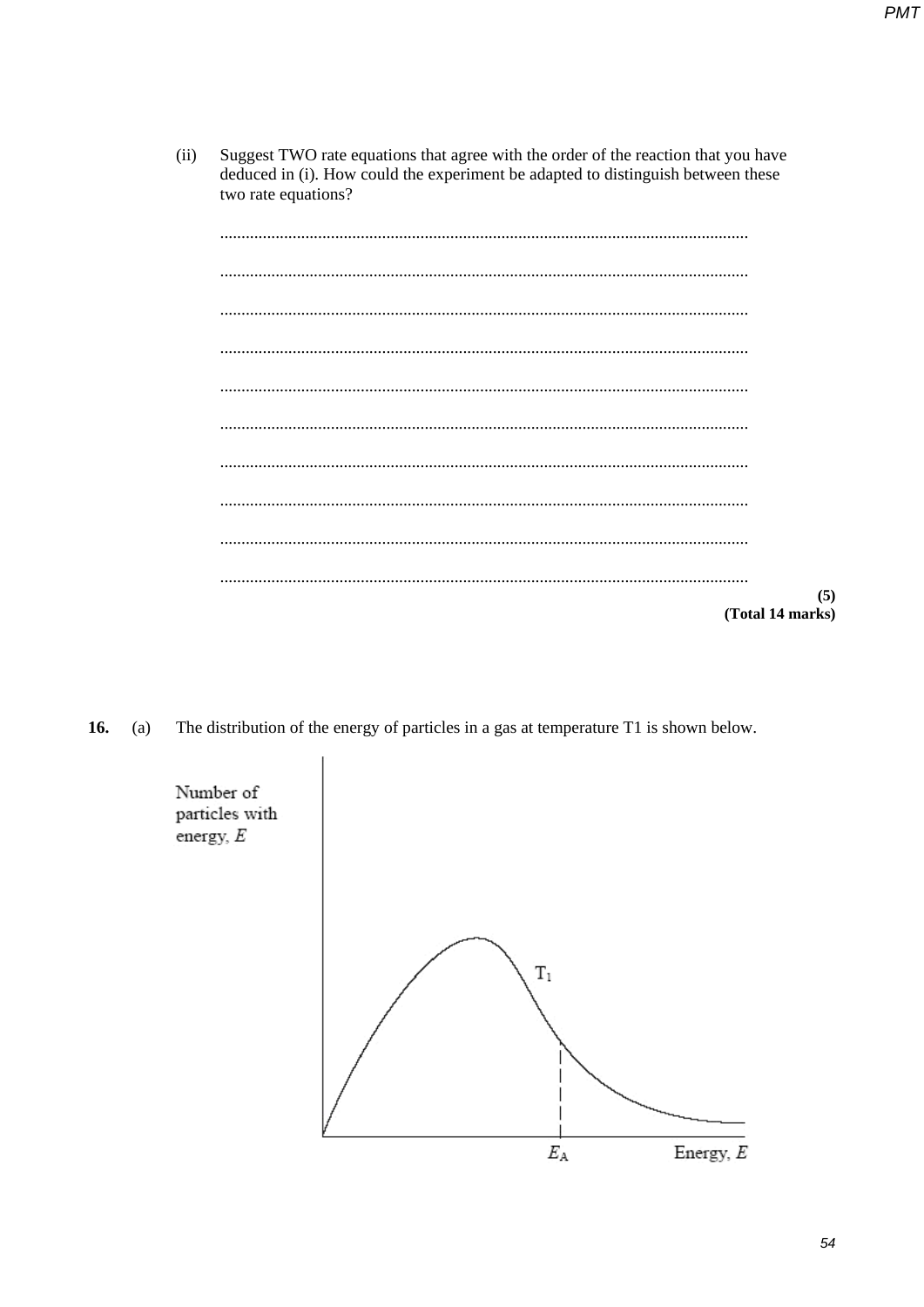(ii) Suggest TWO rate equations that agree with the order of the reaction that you have deduced in (i). How could the experiment be adapted to distinguish between these two rate equations?

..........................................................................................................................

..........................................................................................................................

..........................................................................................................................

..........................................................................................................................

..........................................................................................................................

..........................................................................................................................

..........................................................................................................................

..........................................................................................................................

..........................................................................................................................

..........................................................................................................................

**(5)**
**(Total 14 marks)**

**16.** (a) The distribution of the energy of particles in a gas at temperature T1 is shown below.

Number of particles with energy, $E$

$T_1$

$E_A$

Energy, $E$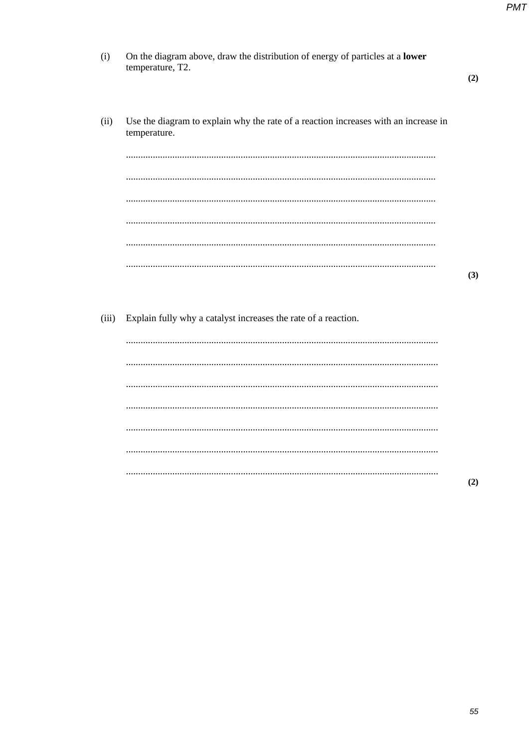(i) On the diagram above, draw the distribution of energy of particles at a **lower** temperature, T2.

**(2)**

(ii) Use the diagram to explain why the rate of a reaction increases with an increase in temperature.

..............................................................................................................................

..............................................................................................................................

..............................................................................................................................

..............................................................................................................................

..............................................................................................................................

..............................................................................................................................

**(3)**

(iii) Explain fully why a catalyst increases the rate of a reaction.

..............................................................................................................................

..............................................................................................................................

..............................................................................................................................

..............................................................................................................................

..............................................................................................................................

..............................................................................................................................

..............................................................................................................................

**(2)**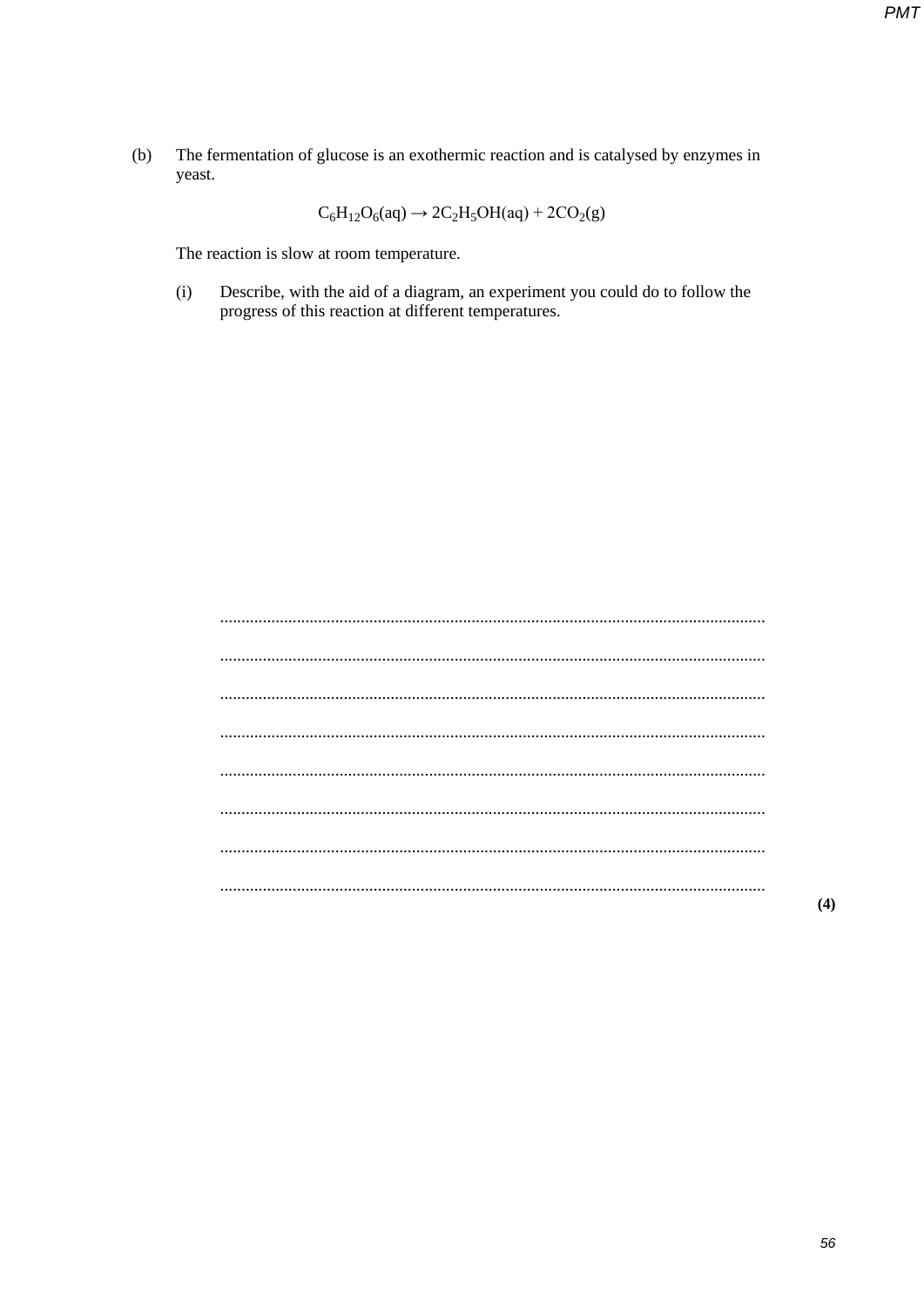(b) The fermentation of glucose is an exothermic reaction and is catalysed by enzymes in yeast.

$$C_6H_{12}O_6(aq) \rightarrow 2C_2H_5OH(aq) + 2CO_2(g)$$

The reaction is slow at room temperature.

(i) Describe, with the aid of a diagram, an experiment you could do to follow the progress of this reaction at different temperatures.

..............................................................................................................................

..............................................................................................................................

..............................................................................................................................

..............................................................................................................................

..............................................................................................................................

..............................................................................................................................

..............................................................................................................................

..............................................................................................................................

**(4)**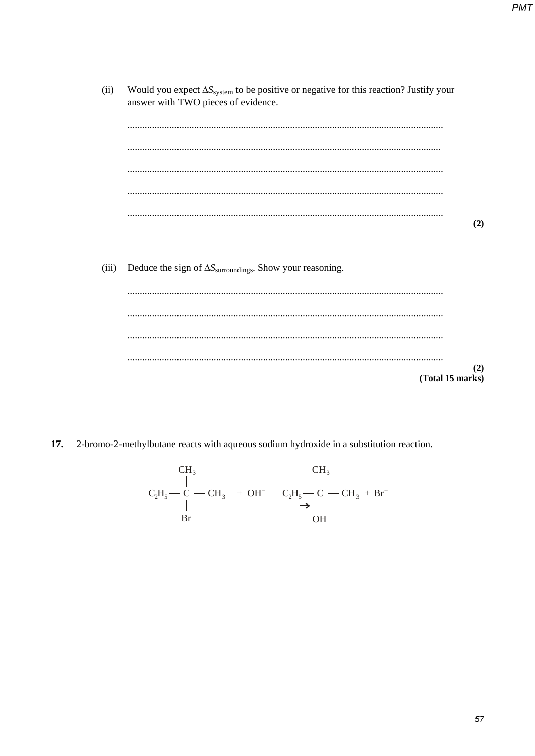(ii) Would you expect $\Delta S_{system}$ to be positive or negative for this reaction? Justify your answer with TWO pieces of evidence.

..............................................................................................................................

..............................................................................................................................

..............................................................................................................................

..............................................................................................................................

..............................................................................................................................
**(2)**

(iii) Deduce the sign of $\Delta S_{surroundings}$. Show your reasoning.

..............................................................................................................................

..............................................................................................................................

..............................................................................................................................

..............................................................................................................................
**(2)**
**(Total 15 marks)**

**17.** 2-bromo-2-methylbutane reacts with aqueous sodium hydroxide in a substitution reaction.

$$C_2H_5-C(CH_3)(Br)-CH_3 + OH^- \rightarrow C_2H_5-C(CH_3)(OH)-CH_3 + Br^-$$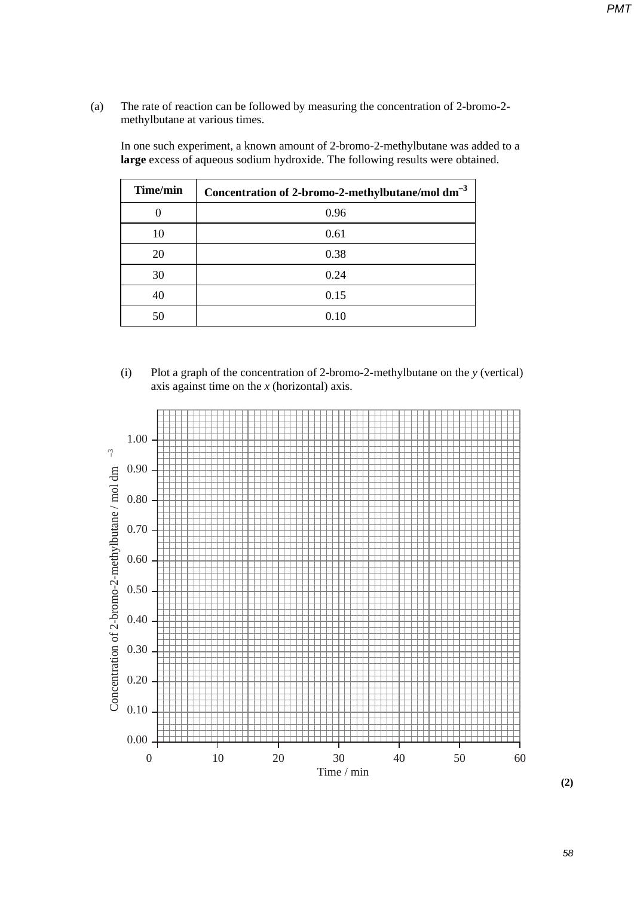(a) The rate of reaction can be followed by measuring the concentration of 2-bromo-2-methylbutane at various times.

In one such experiment, a known amount of 2-bromo-2-methylbutane was added to a **large** excess of aqueous sodium hydroxide. The following results were obtained.

| **Time/min** | **Concentration of 2-bromo-2-methylbutane/mol dm$^{-3}$** |
|---|---|
| 0 | 0.96 |
| 10 | 0.61 |
| 20 | 0.38 |
| 30 | 0.24 |
| 40 | 0.15 |
| 50 | 0.10 |

(i) Plot a graph of the concentration of 2-bromo-2-methylbutane on the *y* (vertical) axis against time on the *x* (horizontal) axis.

Concentration of 2-bromo-2-methylbutane / mol dm$^{-3}$

1.00
0.90
0.80
0.70
0.60
0.50
0.40
0.30
0.20
0.10
0.00

0 10 20 30 40 50 60

Time / min

**(2)**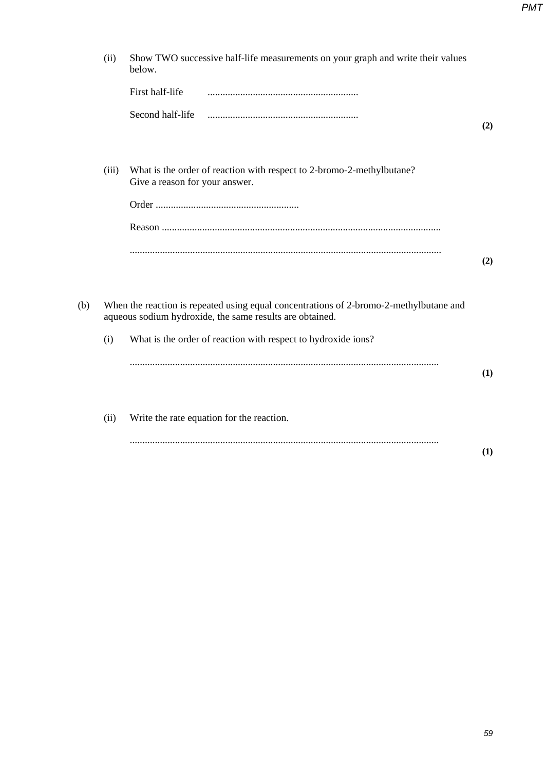(ii) Show TWO successive half-life measurements on your graph and write their values below.

First half-life ............................................................

Second half-life ............................................................

**(2)**

(iii) What is the order of reaction with respect to 2-bromo-2-methylbutane? Give a reason for your answer.

Order .........................................................

Reason ..............................................................................................................

...........................................................................................................................

**(2)**

(b) When the reaction is repeated using equal concentrations of 2-bromo-2-methylbutane and aqueous sodium hydroxide, the same results are obtained.

(i) What is the order of reaction with respect to hydroxide ions?

...........................................................................................................................

**(1)**

(ii) Write the rate equation for the reaction.

...........................................................................................................................

**(1)**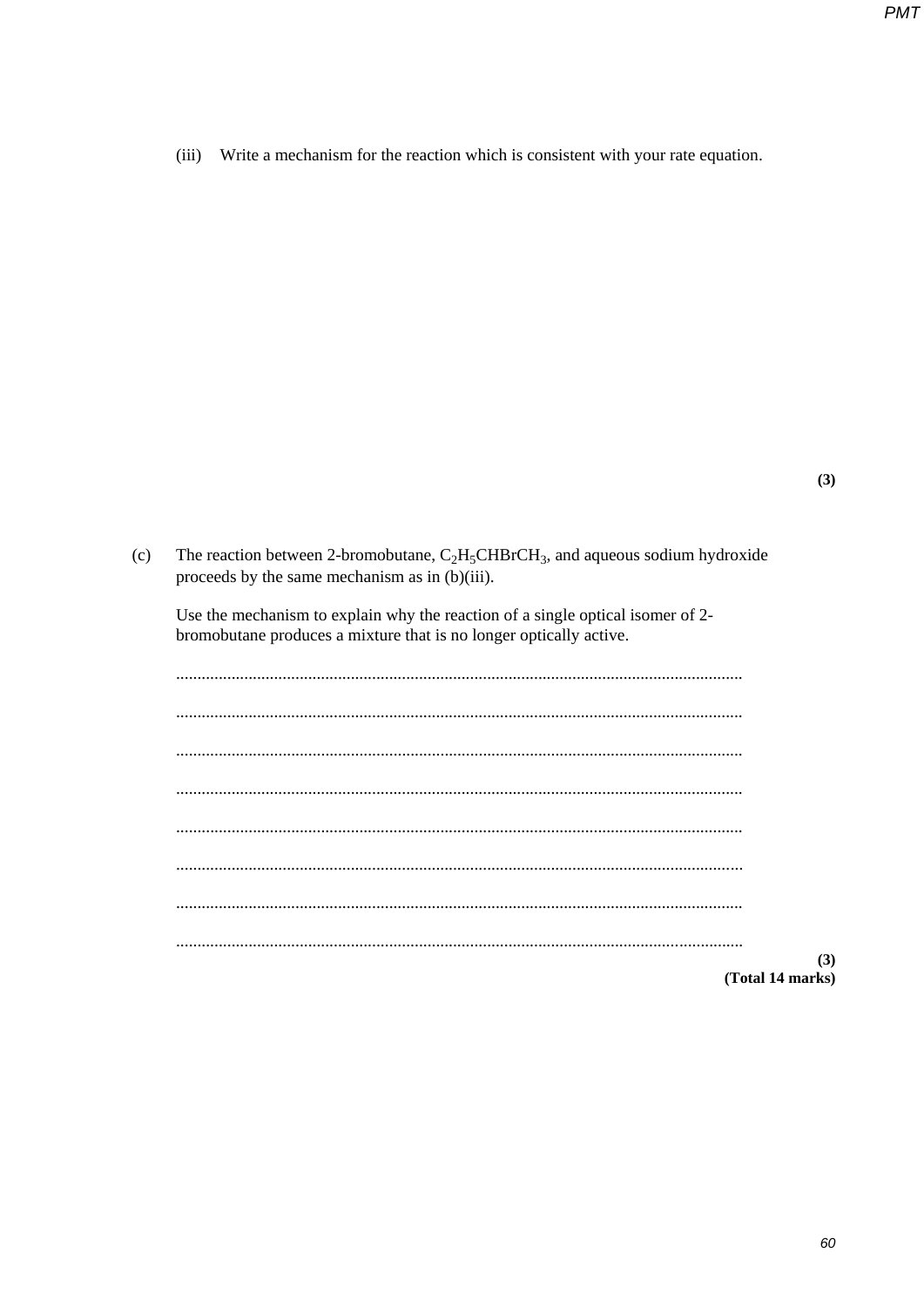(iii) Write a mechanism for the reaction which is consistent with your rate equation.

**(3)**

(c) The reaction between 2-bromobutane, $C_2H_5CHBrCH_3$, and aqueous sodium hydroxide proceeds by the same mechanism as in (b)(iii).

Use the mechanism to explain why the reaction of a single optical isomer of 2-bromobutane produces a mixture that is no longer optically active.

...................................................................................................................................

...................................................................................................................................

...................................................................................................................................

...................................................................................................................................

...................................................................................................................................

...................................................................................................................................

...................................................................................................................................

...................................................................................................................................

**(3)**
**(Total 14 marks)**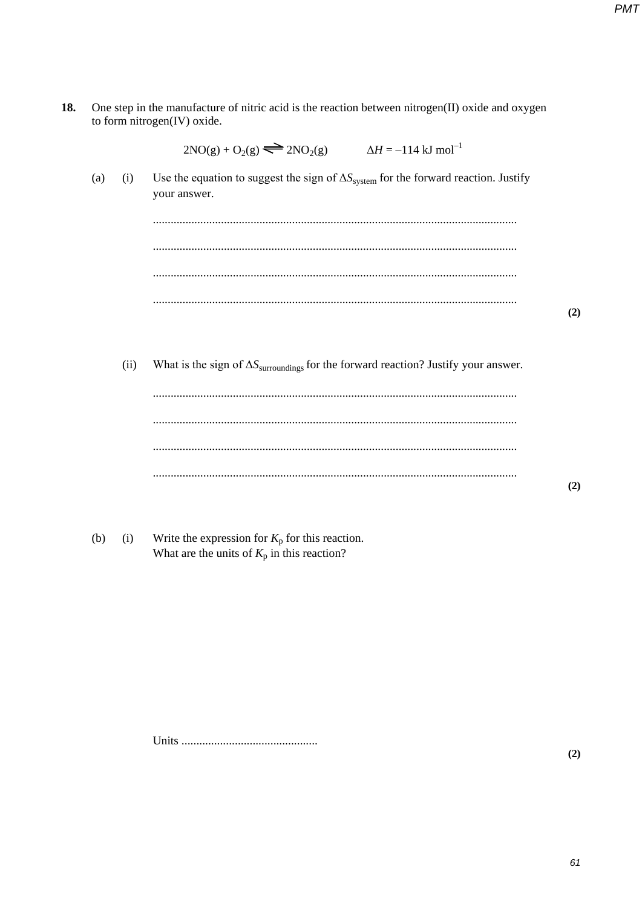**18.** One step in the manufacture of nitric acid is the reaction between nitrogen(II) oxide and oxygen to form nitrogen(IV) oxide.

$$2NO(g) + O_2(g) \rightleftharpoons 2NO_2(g) \qquad \Delta H = -114 \text{ kJ mol}^{-1}$$

(a) (i) Use the equation to suggest the sign of $\Delta S_{system}$ for the forward reaction. Justify your answer.

.........................................................................................................................

.........................................................................................................................

.........................................................................................................................

.........................................................................................................................

**(2)**

(ii) What is the sign of $\Delta S_{surroundings}$ for the forward reaction? Justify your answer.

.........................................................................................................................

.........................................................................................................................

.........................................................................................................................

.........................................................................................................................

**(2)**

(b) (i) Write the expression for $K_p$ for this reaction.
What are the units of $K_p$ in this reaction?

Units ..............................................

**(2)**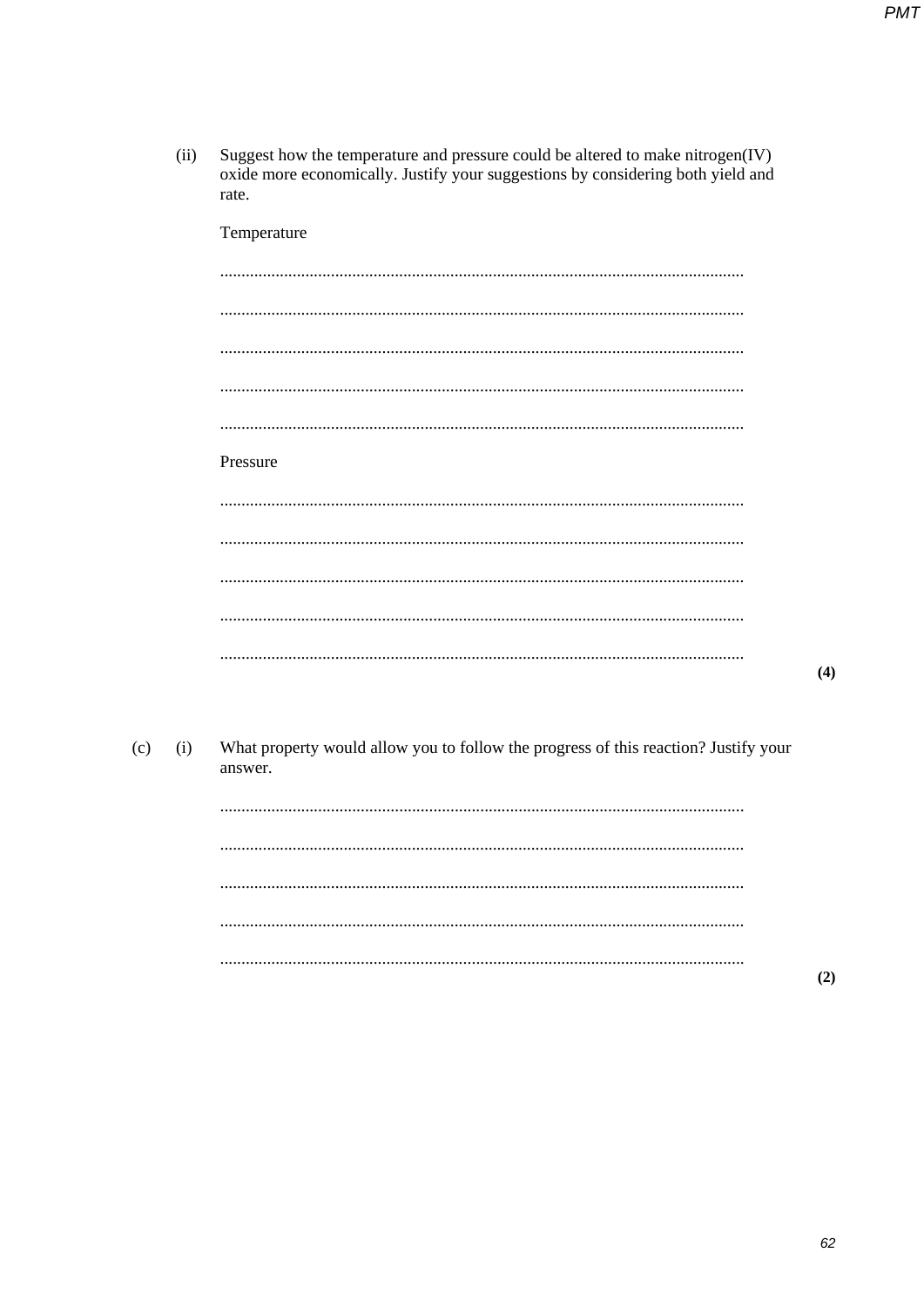(ii) Suggest how the temperature and pressure could be altered to make nitrogen(IV) oxide more economically. Justify your suggestions by considering both yield and rate.

Temperature

...........................................................................................................................

...........................................................................................................................

...........................................................................................................................

...........................................................................................................................

...........................................................................................................................

Pressure

...........................................................................................................................

...........................................................................................................................

...........................................................................................................................

...........................................................................................................................

...........................................................................................................................

**(4)**

(c) (i) What property would allow you to follow the progress of this reaction? Justify your answer.

...........................................................................................................................

...........................................................................................................................

...........................................................................................................................

...........................................................................................................................

...........................................................................................................................

**(2)**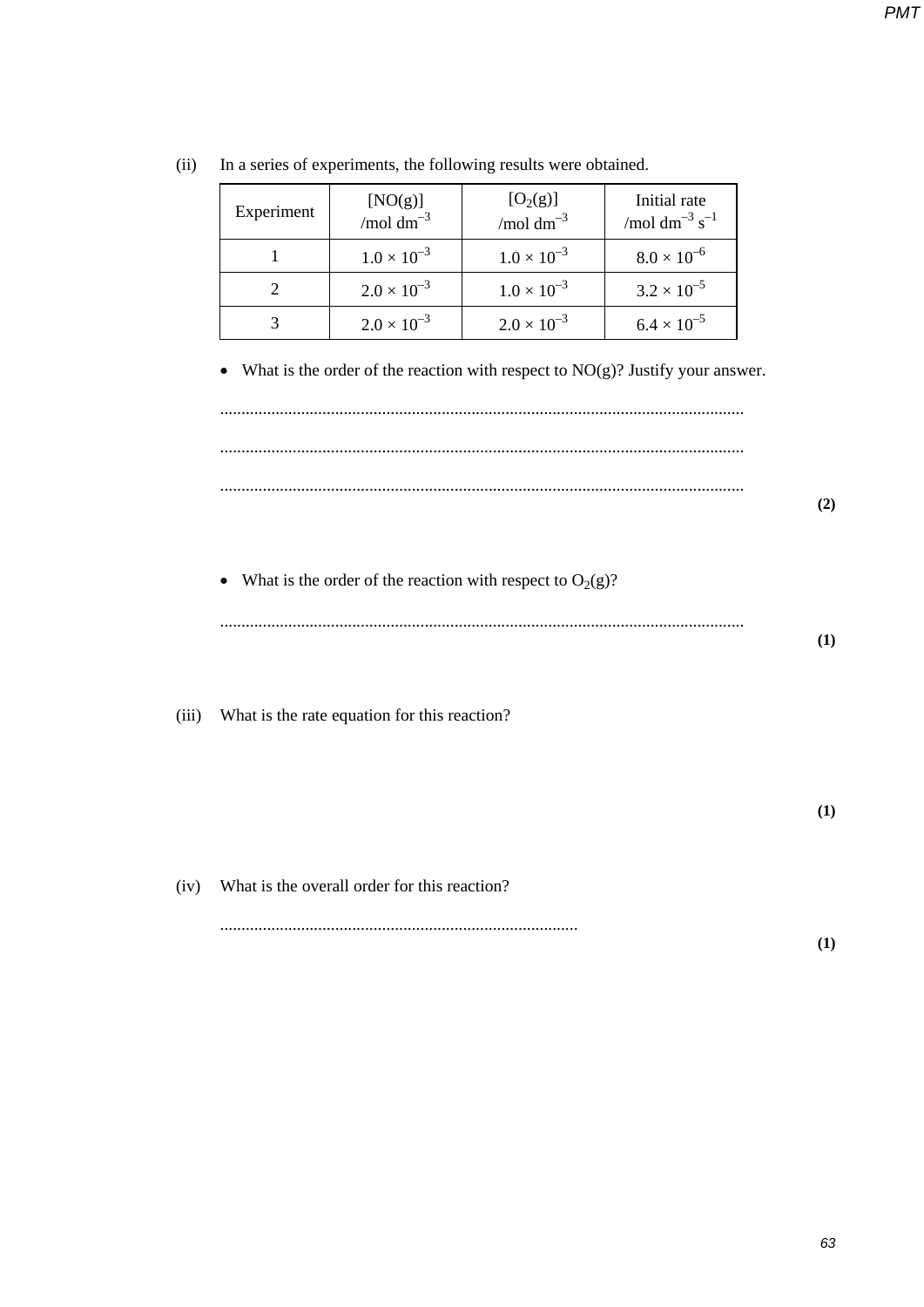(ii) In a series of experiments, the following results were obtained.

| Experiment | $[NO(g)]$ /mol dm$^{-3}$ | $[O_2(g)]$ /mol dm$^{-3}$ | Initial rate /mol dm$^{-3}$ s$^{-1}$ |
|---|---|---|---|
| 1 | $1.0 \times 10^{-3}$ | $1.0 \times 10^{-3}$ | $8.0 \times 10^{-6}$ |
| 2 | $2.0 \times 10^{-3}$ | $1.0 \times 10^{-3}$ | $3.2 \times 10^{-5}$ |
| 3 | $2.0 \times 10^{-3}$ | $2.0 \times 10^{-3}$ | $6.4 \times 10^{-5}$ |

- What is the order of the reaction with respect to $NO(g)$? Justify your answer.

.........................................................................................................................

.........................................................................................................................

.........................................................................................................................

**(2)**

- What is the order of the reaction with respect to $O_2(g)$?

.........................................................................................................................

**(1)**

(iii) What is the rate equation for this reaction?

**(1)**

(iv) What is the overall order for this reaction?

...................................................................................

**(1)**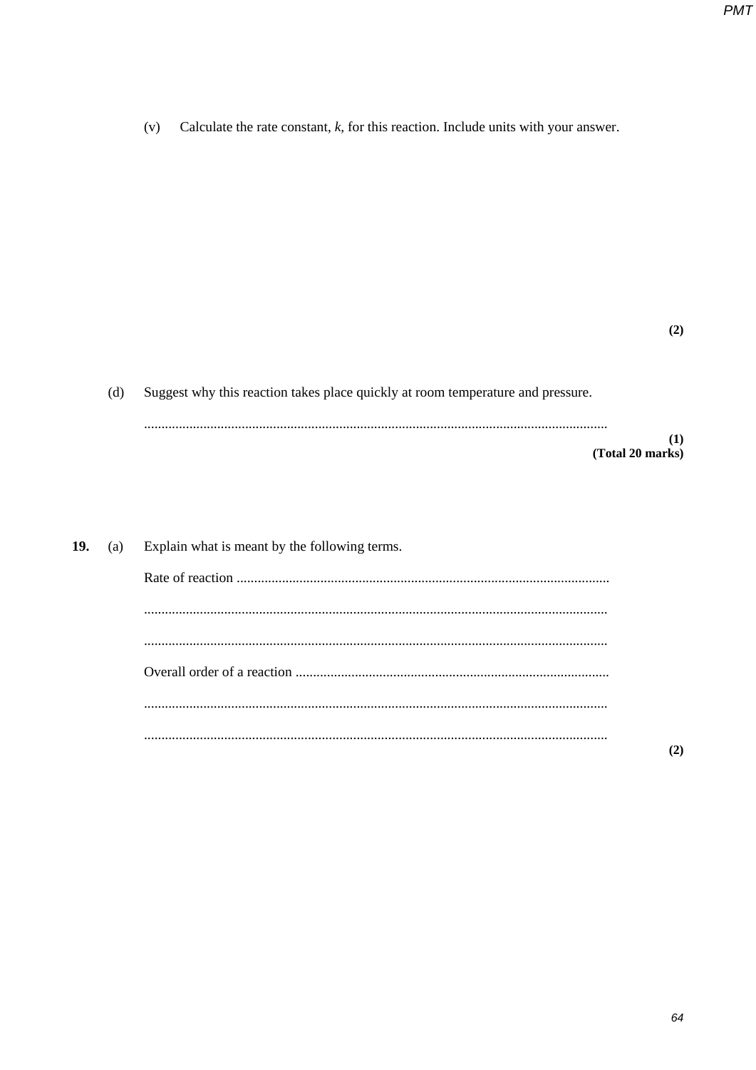(v) Calculate the rate constant, *k*, for this reaction. Include units with your answer.

**(2)**

(d) Suggest why this reaction takes place quickly at room temperature and pressure.

.....................................................................................................................................

**(1)**
**(Total 20 marks)**

**19.** (a) Explain what is meant by the following terms.

Rate of reaction ..........................................................................................................

.....................................................................................................................................

.....................................................................................................................................

Overall order of a reaction ..........................................................................................

.....................................................................................................................................

.....................................................................................................................................

**(2)**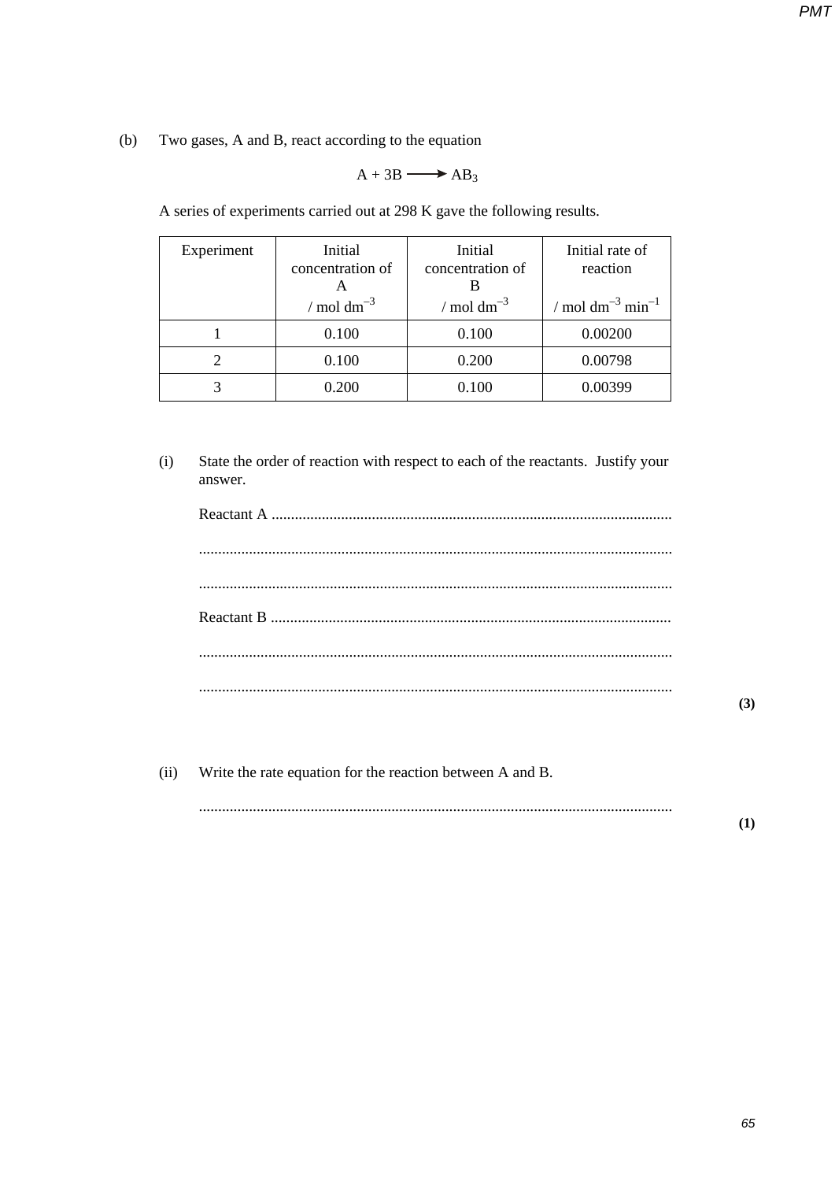(b) Two gases, A and B, react according to the equation

$$A + 3B \longrightarrow AB_3$$

A series of experiments carried out at 298 K gave the following results.

| Experiment | Initial concentration of A / mol dm$^{-3}$ | Initial concentration of B / mol dm$^{-3}$ | Initial rate of reaction / mol dm$^{-3}$ min$^{-1}$ |
|---|---|---|---|
| 1 | 0.100 | 0.100 | 0.00200 |
| 2 | 0.100 | 0.200 | 0.00798 |
| 3 | 0.200 | 0.100 | 0.00399 |

(i) State the order of reaction with respect to each of the reactants. Justify your answer.

Reactant A .......................................................................................................

.........................................................................................................................

.........................................................................................................................

Reactant B .......................................................................................................

.........................................................................................................................

.........................................................................................................................

**(3)**

(ii) Write the rate equation for the reaction between A and B.

.........................................................................................................................

**(1)**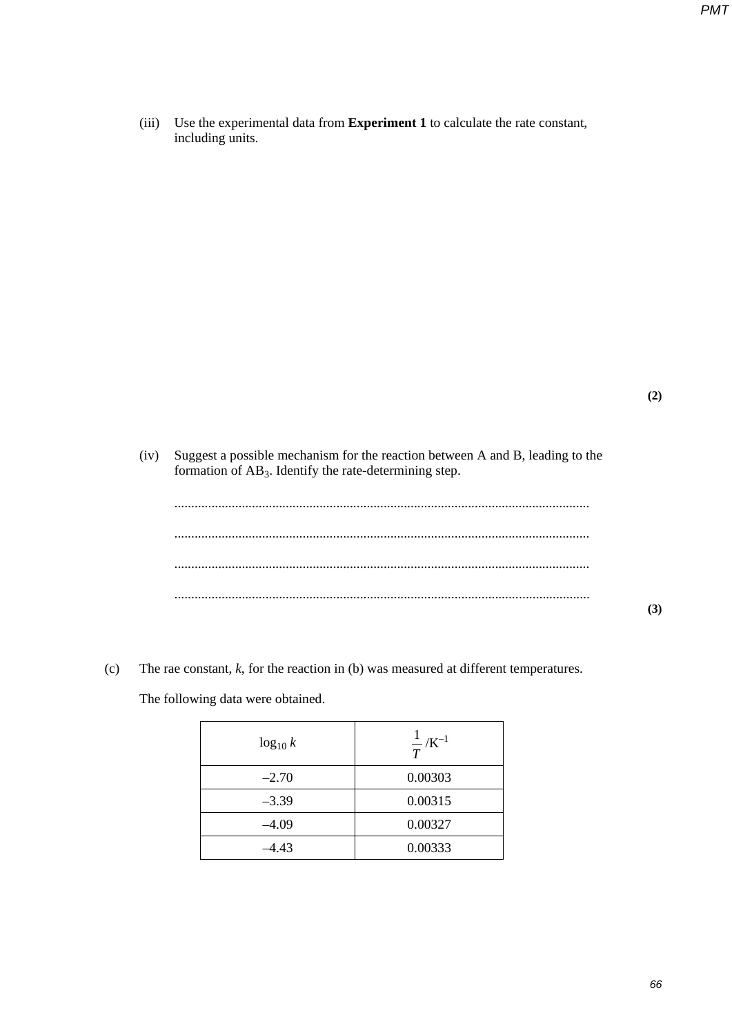(iii) Use the experimental data from **Experiment 1** to calculate the rate constant, including units.

**(2)**

(iv) Suggest a possible mechanism for the reaction between A and B, leading to the formation of $AB_3$. Identify the rate-determining step.

.........................................................................................................................

.........................................................................................................................

.........................................................................................................................

.........................................................................................................................

**(3)**

(c) The rae constant, $k$, for the reaction in (b) was measured at different temperatures.

The following data were obtained.

| $\log_{10} k$ | $\frac{1}{T}$ /$K^{-1}$ |
|---|---|
| –2.70 | 0.00303 |
| –3.39 | 0.00315 |
| –4.09 | 0.00327 |
| –4.43 | 0.00333 |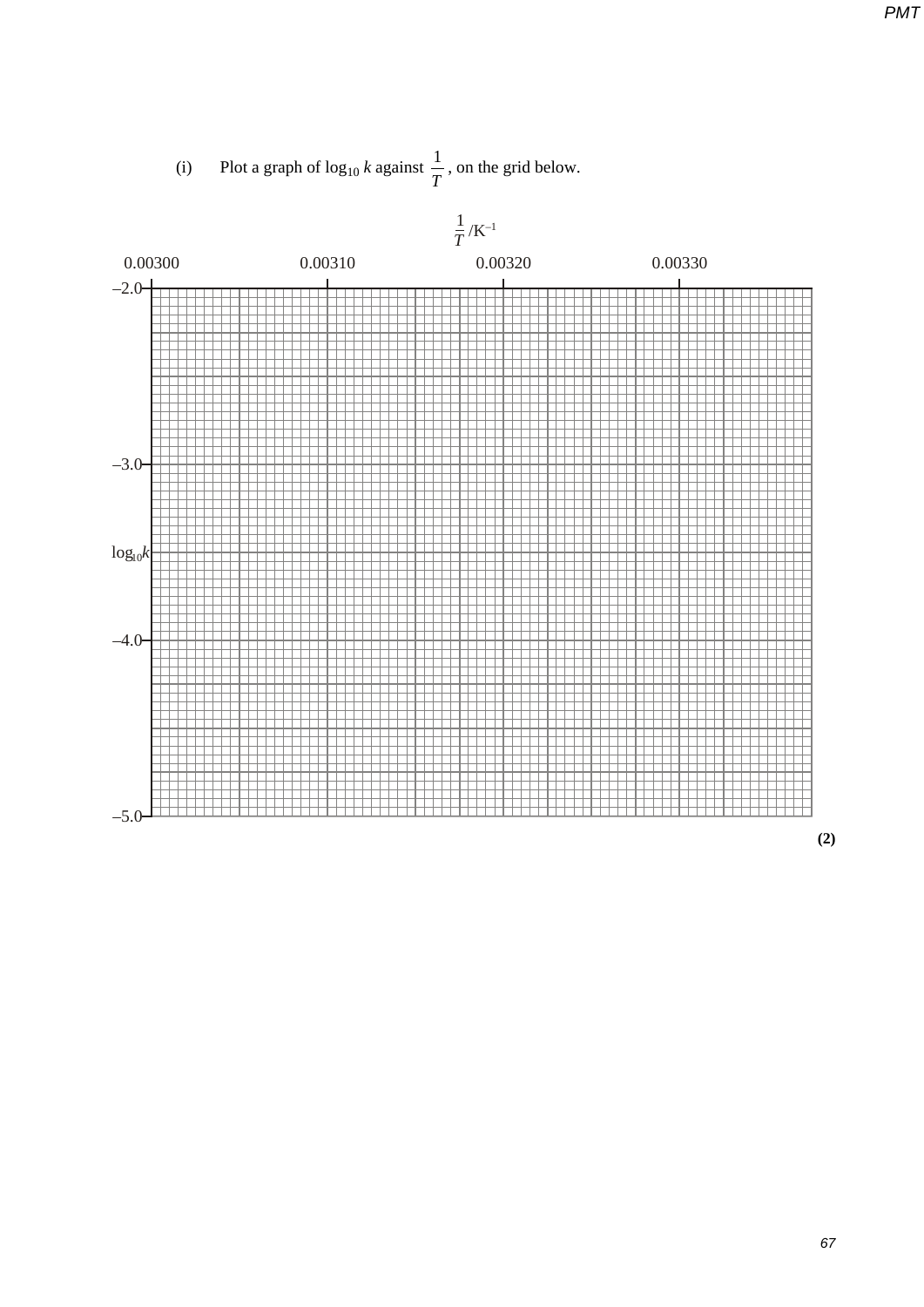(i) Plot a graph of $\log_{10} k$ against $\frac{1}{T}$, on the grid below.

$\frac{1}{T}$ /$K^{-1}$

0.00300 0.00310 0.00320 0.00330

$\log_{10} k$

–2.0

–3.0

–4.0

–5.0

**(2)**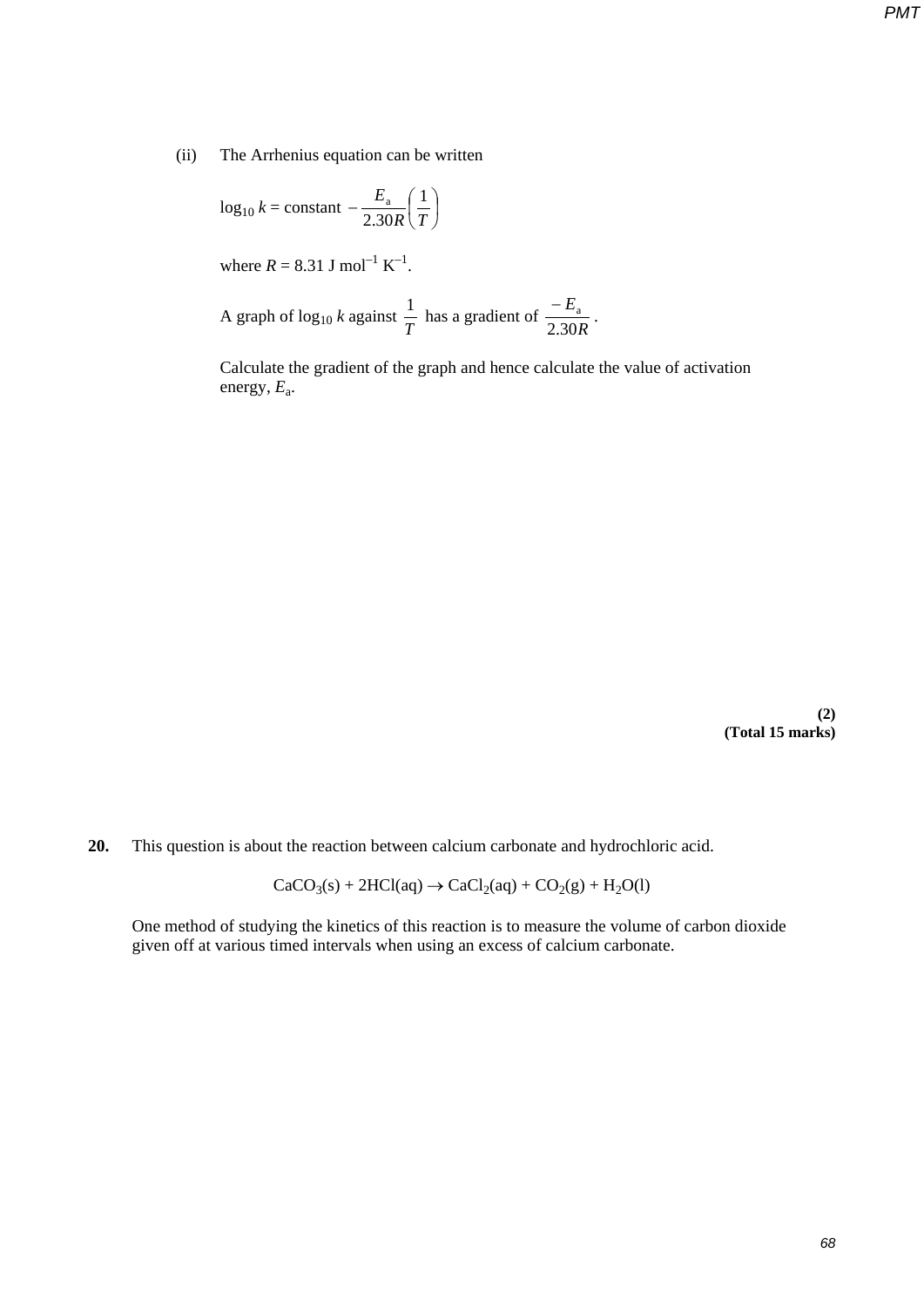(ii) The Arrhenius equation can be written

$$\log_{10} k = \text{constant } - \frac{E_a}{2.30R}\left(\frac{1}{T}\right)$$

where $R = 8.31$ J mol$^{-1}$ K$^{-1}$.

A graph of $\log_{10} k$ against $\frac{1}{T}$ has a gradient of $\frac{-E_a}{2.30R}$.

Calculate the gradient of the graph and hence calculate the value of activation energy, $E_a$.

**(2)**
**(Total 15 marks)**

**20.** This question is about the reaction between calcium carbonate and hydrochloric acid.

$$CaCO_3(s) + 2HCl(aq) \rightarrow CaCl_2(aq) + CO_2(g) + H_2O(l)$$

One method of studying the kinetics of this reaction is to measure the volume of carbon dioxide given off at various timed intervals when using an excess of calcium carbonate.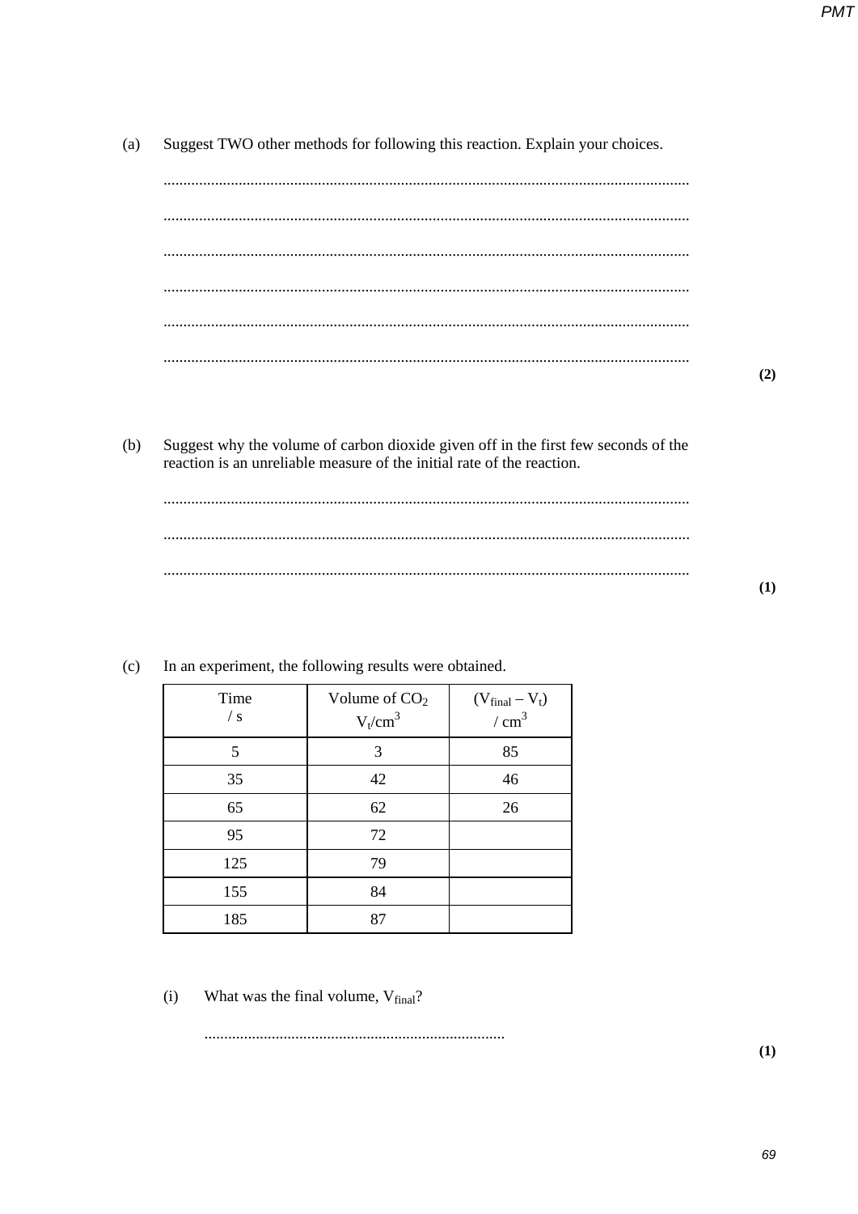(a) Suggest TWO other methods for following this reaction. Explain your choices.

...................................................................................................................................

...................................................................................................................................

...................................................................................................................................

...................................................................................................................................

...................................................................................................................................

...................................................................................................................................

**(2)**

(b) Suggest why the volume of carbon dioxide given off in the first few seconds of the reaction is an unreliable measure of the initial rate of the reaction.

...................................................................................................................................

...................................................................................................................................

...................................................................................................................................

**(1)**

(c) In an experiment, the following results were obtained.

| Time / s | Volume of $CO_2$ $V_t$/$cm^3$ | $(V_{final} – V_t)$ / $cm^3$ |
|---|---|---|
| 5 | 3 | 85 |
| 35 | 42 | 46 |
| 65 | 62 | 26 |
| 95 | 72 | |
| 125 | 79 | |
| 155 | 84 | |
| 185 | 87 | |

(i) What was the final volume, $V_{final}$?

...........................................................................

**(1)**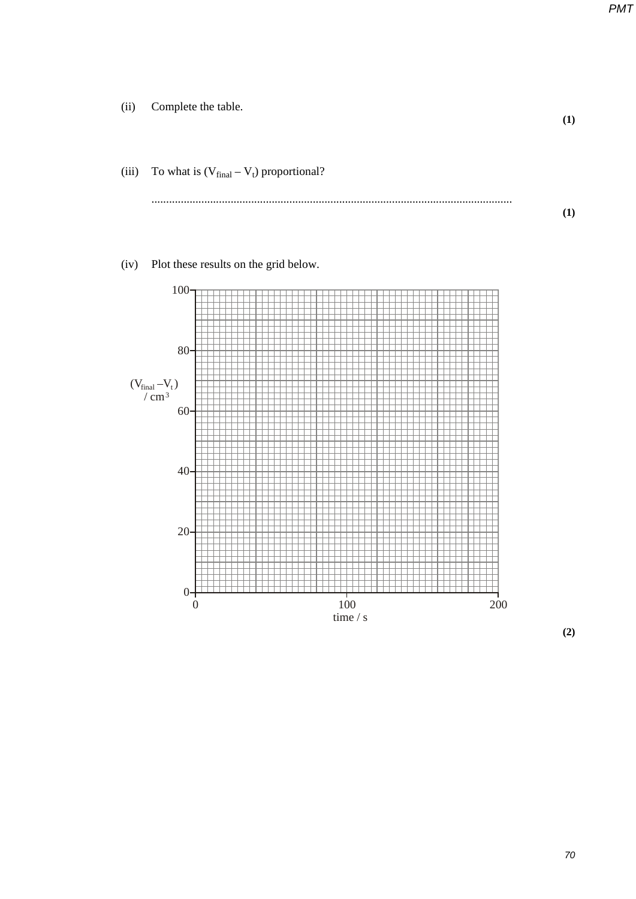(ii) Complete the table.

**(1)**

(iii) To what is $(V_{final} – V_t)$ proportional?

..........................................................................................................................

**(1)**

(iv) Plot these results on the grid below.

100

80

$(V_{final} – V_t)$ / $cm^3$

60

40

20

0

0

100

200

time / s

**(2)**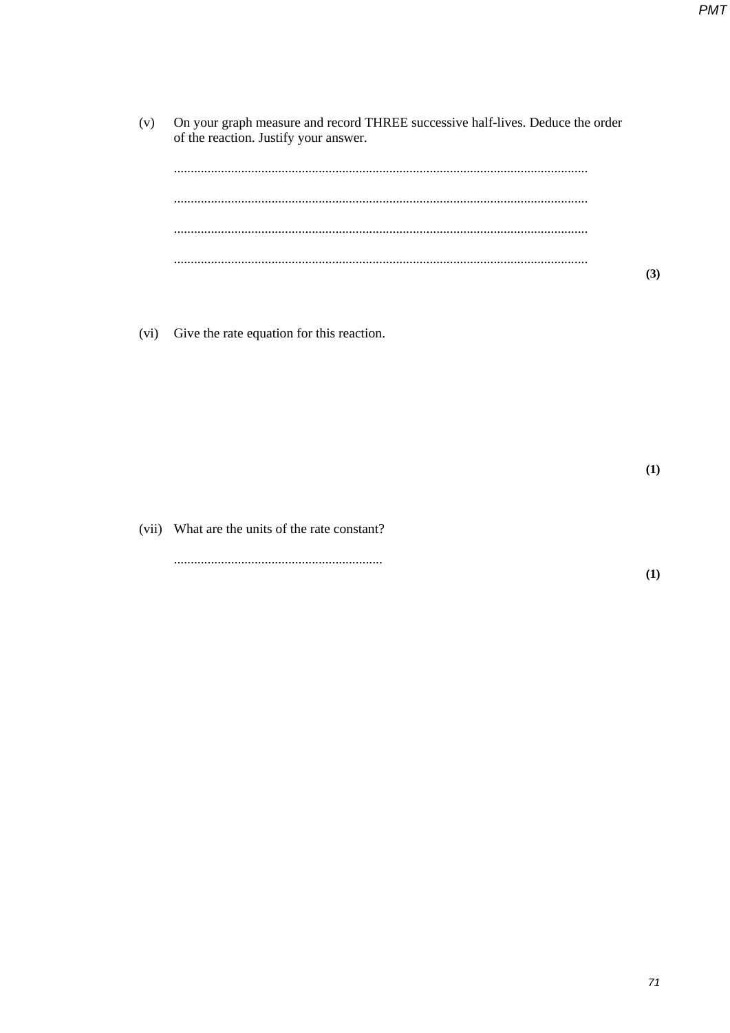(v) On your graph measure and record THREE successive half-lives. Deduce the order of the reaction. Justify your answer.

..........................................................................................................................

..........................................................................................................................

..........................................................................................................................

..........................................................................................................................

**(3)**

(vi) Give the rate equation for this reaction.

**(1)**

(vii) What are the units of the rate constant?

.............................................................

**(1)**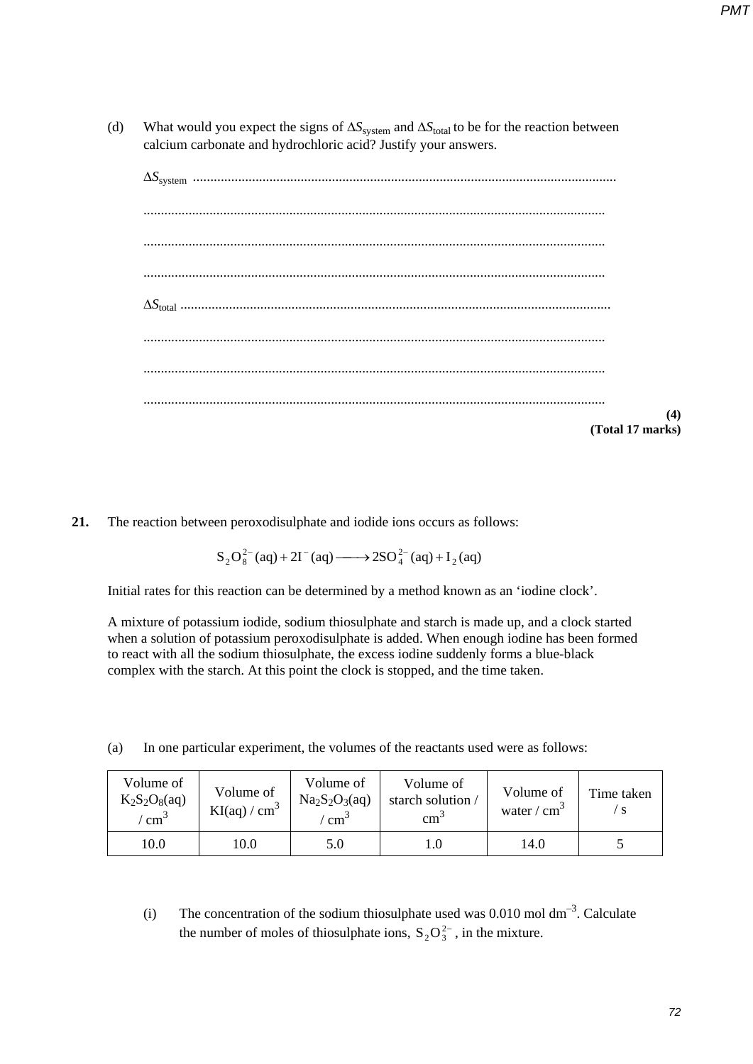(d) What would you expect the signs of $\Delta S_{system}$ and $\Delta S_{total}$ to be for the reaction between calcium carbonate and hydrochloric acid? Justify your answers.

$\Delta S_{system}$ .........................................................................................................................

...................................................................................................................................

...................................................................................................................................

...................................................................................................................................

$\Delta S_{total}$ ............................................................................................................................

...................................................................................................................................

...................................................................................................................................

...................................................................................................................................

**(4)**

**(Total 17 marks)**

**21.** The reaction between peroxodisulphate and iodide ions occurs as follows:

$$S_2O_8^{2-}(aq) + 2I^-(aq) \longrightarrow 2SO_4^{2-}(aq) + I_2(aq)$$

Initial rates for this reaction can be determined by a method known as an 'iodine clock'.

A mixture of potassium iodide, sodium thiosulphate and starch is made up, and a clock started when a solution of potassium peroxodisulphate is added. When enough iodine has been formed to react with all the sodium thiosulphate, the excess iodine suddenly forms a blue-black complex with the starch. At this point the clock is stopped, and the time taken.

(a) In one particular experiment, the volumes of the reactants used were as follows:

| Volume of $K_2S_2O_8$(aq) / $cm^3$ | Volume of KI(aq) / $cm^3$ | Volume of $Na_2S_2O_3$(aq) / $cm^3$ | Volume of starch solution / $cm^3$ | Volume of water / $cm^3$ | Time taken / s |
|---|---|---|---|---|---|
| 10.0 | 10.0 | 5.0 | 1.0 | 14.0 | 5 |

(i) The concentration of the sodium thiosulphate used was 0.010 mol $dm^{-3}$. Calculate the number of moles of thiosulphate ions, $S_2O_3^{2-}$, in the mixture.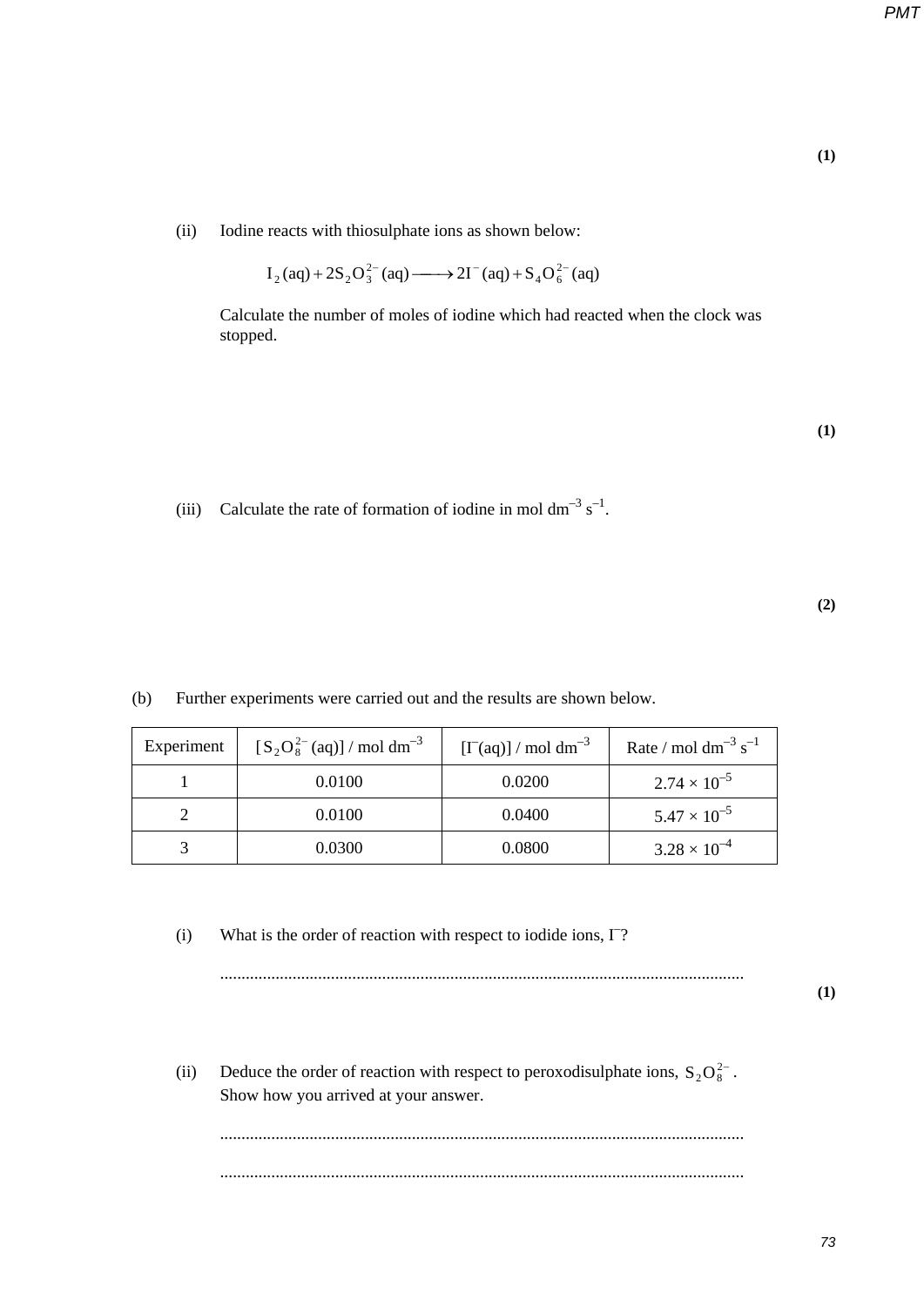**(1)**

(ii) Iodine reacts with thiosulphate ions as shown below:

$$I_2(aq) + 2S_2O_3^{2-}(aq) \longrightarrow 2I^-(aq) + S_4O_6^{2-}(aq)$$

Calculate the number of moles of iodine which had reacted when the clock was stopped.

**(1)**

(iii) Calculate the rate of formation of iodine in mol dm$^{-3}$ s$^{-1}$.

**(2)**

(b) Further experiments were carried out and the results are shown below.

| Experiment | $[S_2O_8^{2-}(aq)]$ / mol dm$^{-3}$ | $[I^-(aq)]$ / mol dm$^{-3}$ | Rate / mol dm$^{-3}$ s$^{-1}$ |
|---|---|---|---|
| 1 | 0.0100 | 0.0200 | $2.74 \times 10^{-5}$ |
| 2 | 0.0100 | 0.0400 | $5.47 \times 10^{-5}$ |
| 3 | 0.0300 | 0.0800 | $3.28 \times 10^{-4}$ |

(i) What is the order of reaction with respect to iodide ions, $I^-$?

.........................................................................................................................

**(1)**

(ii) Deduce the order of reaction with respect to peroxodisulphate ions, $S_2O_8^{2-}$. Show how you arrived at your answer.

.........................................................................................................................

.........................................................................................................................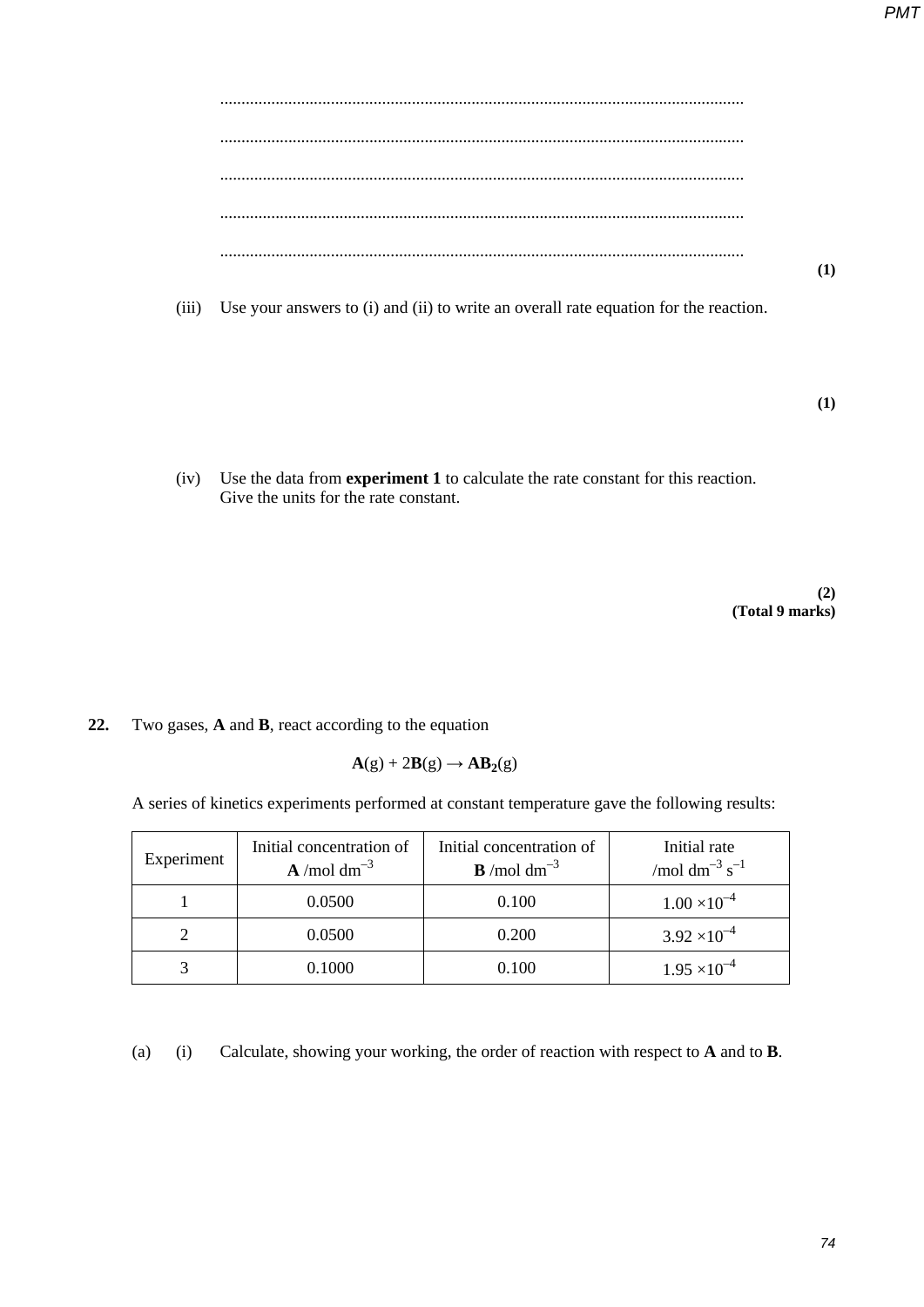..........................................................................................................................

..........................................................................................................................

..........................................................................................................................

..........................................................................................................................

..........................................................................................................................
**(1)**

(iii) Use your answers to (i) and (ii) to write an overall rate equation for the reaction.

**(1)**

(iv) Use the data from **experiment 1** to calculate the rate constant for this reaction. Give the units for the rate constant.

**(2)**
**(Total 9 marks)**

**22.** Two gases, **A** and **B**, react according to the equation

$$\mathbf{A}(g) + 2\mathbf{B}(g) \rightarrow \mathbf{AB_2}(g)$$

A series of kinetics experiments performed at constant temperature gave the following results:

| Experiment | Initial concentration of **A** /mol dm$^{-3}$ | Initial concentration of **B** /mol dm$^{-3}$ | Initial rate /mol dm$^{-3}$ s$^{-1}$ |
|---|---|---|---|
| 1 | 0.0500 | 0.100 | $1.00 \times 10^{-4}$ |
| 2 | 0.0500 | 0.200 | $3.92 \times 10^{-4}$ |
| 3 | 0.1000 | 0.100 | $1.95 \times 10^{-4}$ |

(a) (i) Calculate, showing your working, the order of reaction with respect to **A** and to **B**.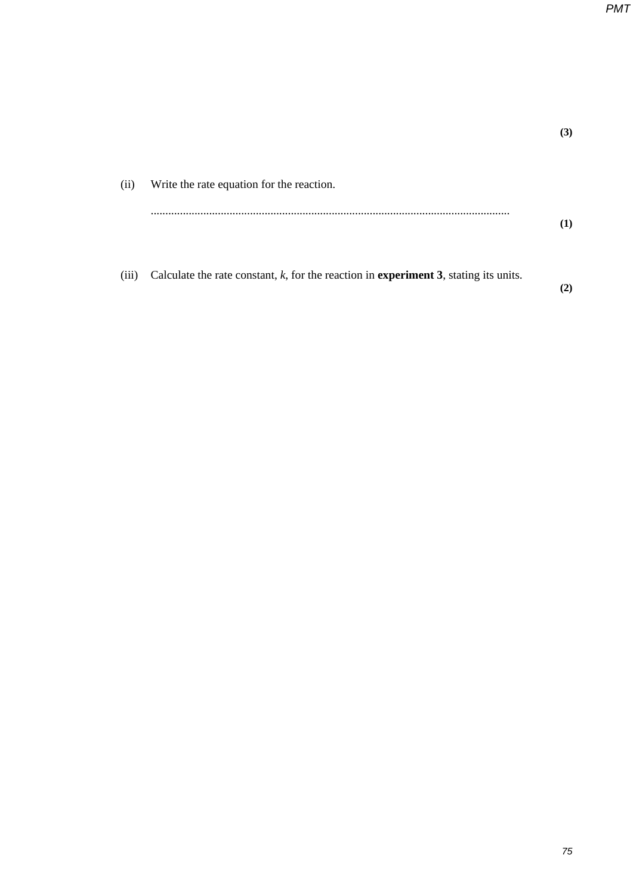**(3)**

(ii) Write the rate equation for the reaction.

..........................................................................................................................

**(1)**

(iii) Calculate the rate constant, *k*, for the reaction in **experiment 3**, stating its units.

**(2)**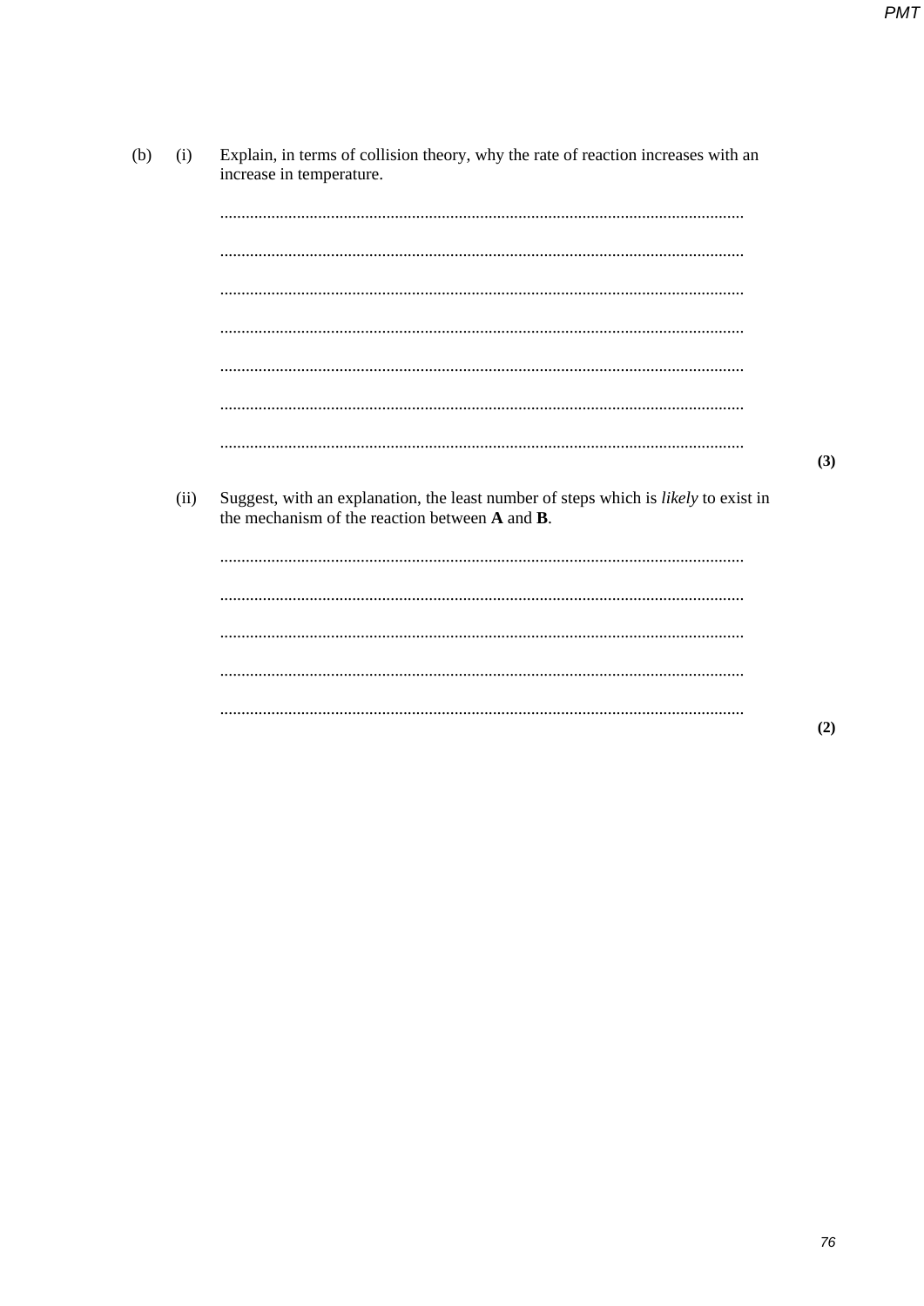(b) (i) Explain, in terms of collision theory, why the rate of reaction increases with an increase in temperature.

.........................................................................................................................

.........................................................................................................................

.........................................................................................................................

.........................................................................................................................

.........................................................................................................................

.........................................................................................................................

.........................................................................................................................

**(3)**

(ii) Suggest, with an explanation, the least number of steps which is *likely* to exist in the mechanism of the reaction between **A** and **B**.

.........................................................................................................................

.........................................................................................................................

.........................................................................................................................

.........................................................................................................................

.........................................................................................................................

**(2)**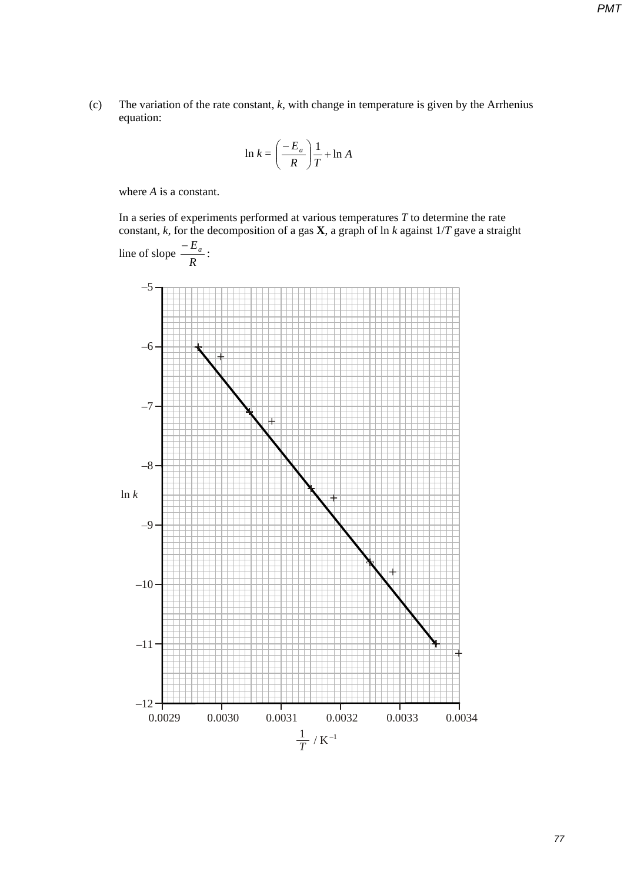(c) The variation of the rate constant, $k$, with change in temperature is given by the Arrhenius equation:

$$\ln k = \left(\frac{-E_a}{R}\right)\frac{1}{T} + \ln A$$

where $A$ is a constant.

In a series of experiments performed at various temperatures $T$ to determine the rate constant, $k$, for the decomposition of a gas **X**, a graph of $\ln k$ against $1/T$ gave a straight line of slope $\frac{-E_a}{R}$:

–5
–6
–7
–8
–9
–10
–11
–12

$\ln k$

0.0029
0.0030
0.0031
0.0032
0.0033
0.0034

$\frac{1}{T}$ / $K^{-1}$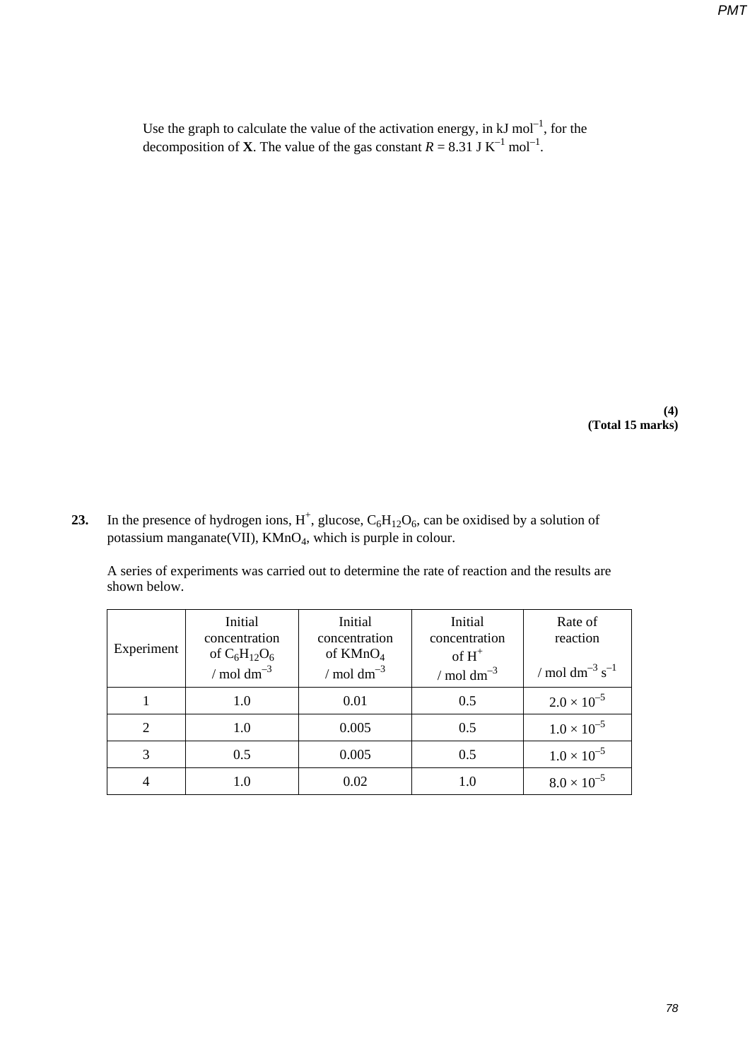Use the graph to calculate the value of the activation energy, in kJ $mol^{-1}$, for the decomposition of **X**. The value of the gas constant $R = 8.31$ J $K^{-1}$ $mol^{-1}$.

**(4)**
**(Total 15 marks)**

**23.** In the presence of hydrogen ions, $H^+$, glucose, $C_6H_{12}O_6$, can be oxidised by a solution of potassium manganate(VII), $KMnO_4$, which is purple in colour.

A series of experiments was carried out to determine the rate of reaction and the results are shown below.

| Experiment | Initial concentration of $C_6H_{12}O_6$ / mol $dm^{-3}$ | Initial concentration of $KMnO_4$ / mol $dm^{-3}$ | Initial concentration of $H^+$ / mol $dm^{-3}$ | Rate of reaction / mol $dm^{-3}$ $s^{-1}$ |
|---|---|---|---|---|
| 1 | 1.0 | 0.01 | 0.5 | $2.0 \times 10^{-5}$ |
| 2 | 1.0 | 0.005 | 0.5 | $1.0 \times 10^{-5}$ |
| 3 | 0.5 | 0.005 | 0.5 | $1.0 \times 10^{-5}$ |
| 4 | 1.0 | 0.02 | 1.0 | $8.0 \times 10^{-5}$ |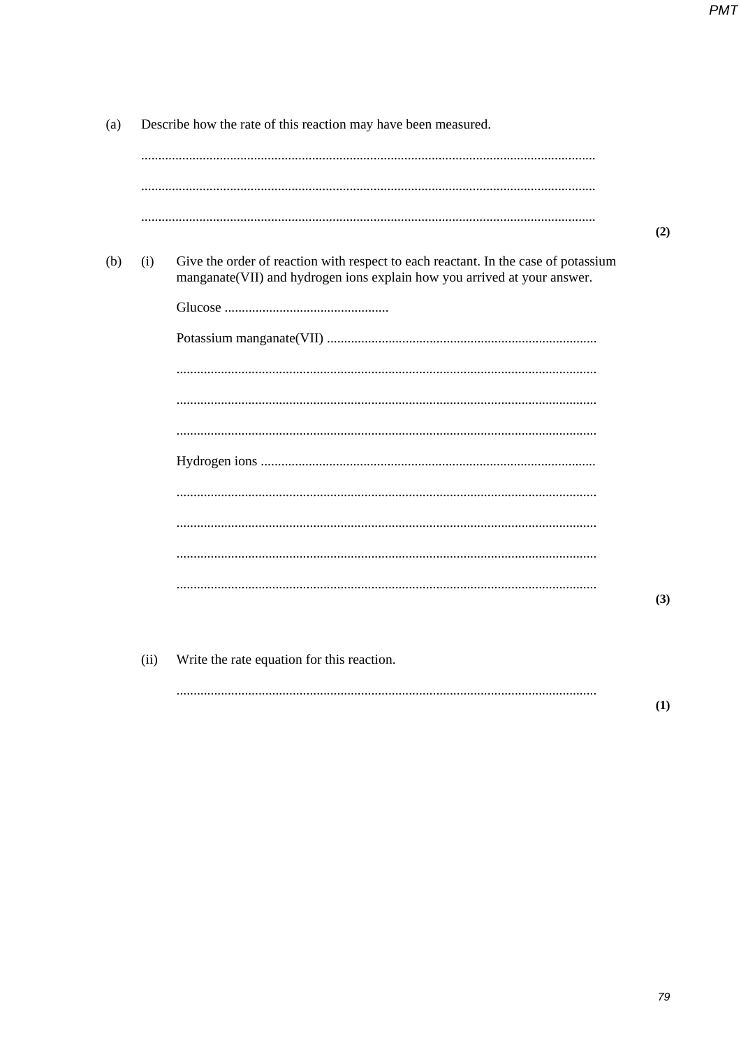(a) Describe how the rate of this reaction may have been measured.

...................................................................................................................................

...................................................................................................................................

................................................................................................................................... **(2)**

(b) (i) Give the order of reaction with respect to each reactant. In the case of potassium manganate(VII) and hydrogen ions explain how you arrived at your answer.

Glucose ................................................

Potassium manganate(VII) ..............................................................................

...................................................................................................................................

...................................................................................................................................

...................................................................................................................................

Hydrogen ions .................................................................................................

...................................................................................................................................

...................................................................................................................................

...................................................................................................................................

................................................................................................................................... **(3)**

(ii) Write the rate equation for this reaction.

................................................................................................................................... **(1)**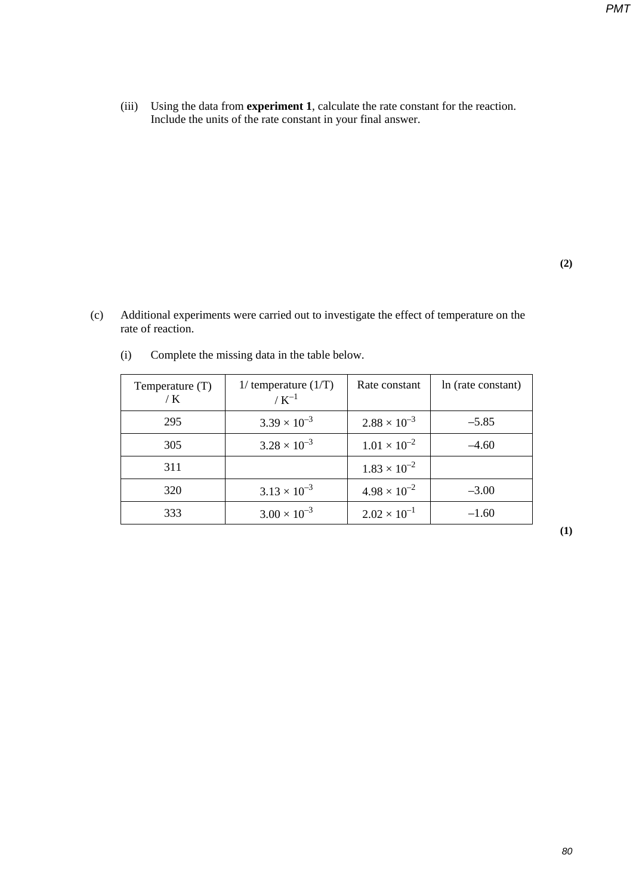(iii) Using the data from **experiment 1**, calculate the rate constant for the reaction. Include the units of the rate constant in your final answer.

**(2)**

(c) Additional experiments were carried out to investigate the effect of temperature on the rate of reaction.

(i) Complete the missing data in the table below.

| Temperature (T) / K | 1/ temperature (1/T) / $K^{-1}$ | Rate constant | ln (rate constant) |
|---|---|---|---|
| 295 | $3.39 \times 10^{-3}$ | $2.88 \times 10^{-3}$ | –5.85 |
| 305 | $3.28 \times 10^{-3}$ | $1.01 \times 10^{-2}$ | –4.60 |
| 311 | | $1.83 \times 10^{-2}$ | |
| 320 | $3.13 \times 10^{-3}$ | $4.98 \times 10^{-2}$ | –3.00 |
| 333 | $3.00 \times 10^{-3}$ | $2.02 \times 10^{-1}$ | –1.60 |

**(1)**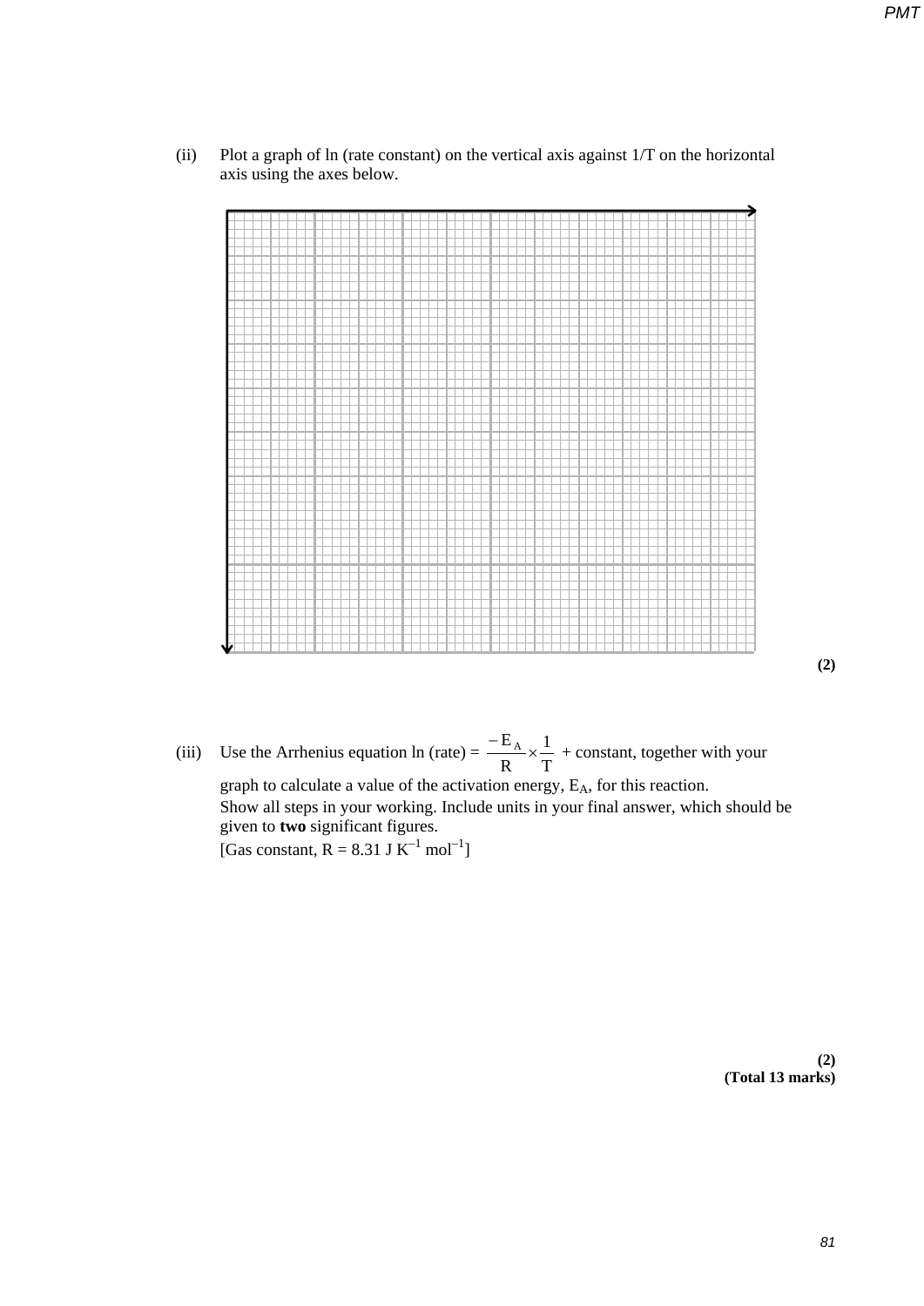(ii) Plot a graph of ln (rate constant) on the vertical axis against 1/T on the horizontal axis using the axes below.

**(2)**

(iii) Use the Arrhenius equation ln (rate) = $\frac{-E_A}{R} \times \frac{1}{T}$ + constant, together with your graph to calculate a value of the activation energy, $E_A$, for this reaction.
Show all steps in your working. Include units in your final answer, which should be given to **two** significant figures.
[Gas constant, R = 8.31 J $K^{-1}$ $mol^{-1}$]

**(2)**
**(Total 13 marks)**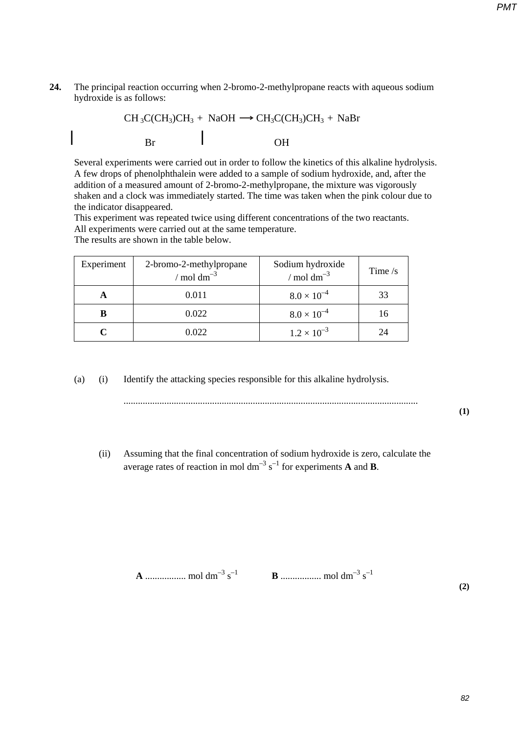**24.** The principal reaction occurring when 2-bromo-2-methylpropane reacts with aqueous sodium hydroxide is as follows:

$$CH_3C(CH_3)CH_3 + NaOH \longrightarrow CH_3C(CH_3)CH_3 + NaBr$$

$$\qquad | \qquad\qquad\qquad\qquad\qquad\qquad | $$

$$\qquad Br \qquad\qquad\qquad\qquad\qquad\quad OH$$

Several experiments were carried out in order to follow the kinetics of this alkaline hydrolysis. A few drops of phenolphthalein were added to a sample of sodium hydroxide, and, after the addition of a measured amount of 2-bromo-2-methylpropane, the mixture was vigorously shaken and a clock was immediately started. The time was taken when the pink colour due to the indicator disappeared.
This experiment was repeated twice using different concentrations of the two reactants.
All experiments were carried out at the same temperature.
The results are shown in the table below.

| Experiment | 2-bromo-2-methylpropane / mol $dm^{-3}$ | Sodium hydroxide / mol $dm^{-3}$ | Time /s |
|---|---|---|---|
| **A** | 0.011 | $8.0 \times 10^{-4}$ | 33 |
| **B** | 0.022 | $8.0 \times 10^{-4}$ | 16 |
| **C** | 0.022 | $1.2 \times 10^{-3}$ | 24 |

(a) (i) Identify the attacking species responsible for this alkaline hydrolysis.

..........................................................................................................................
**(1)**

(ii) Assuming that the final concentration of sodium hydroxide is zero, calculate the average rates of reaction in mol $dm^{-3}$ $s^{-1}$ for experiments **A** and **B**.

**A** ................. mol $dm^{-3}$ $s^{-1}$ **B** ................. mol $dm^{-3}$ $s^{-1}$
**(2)**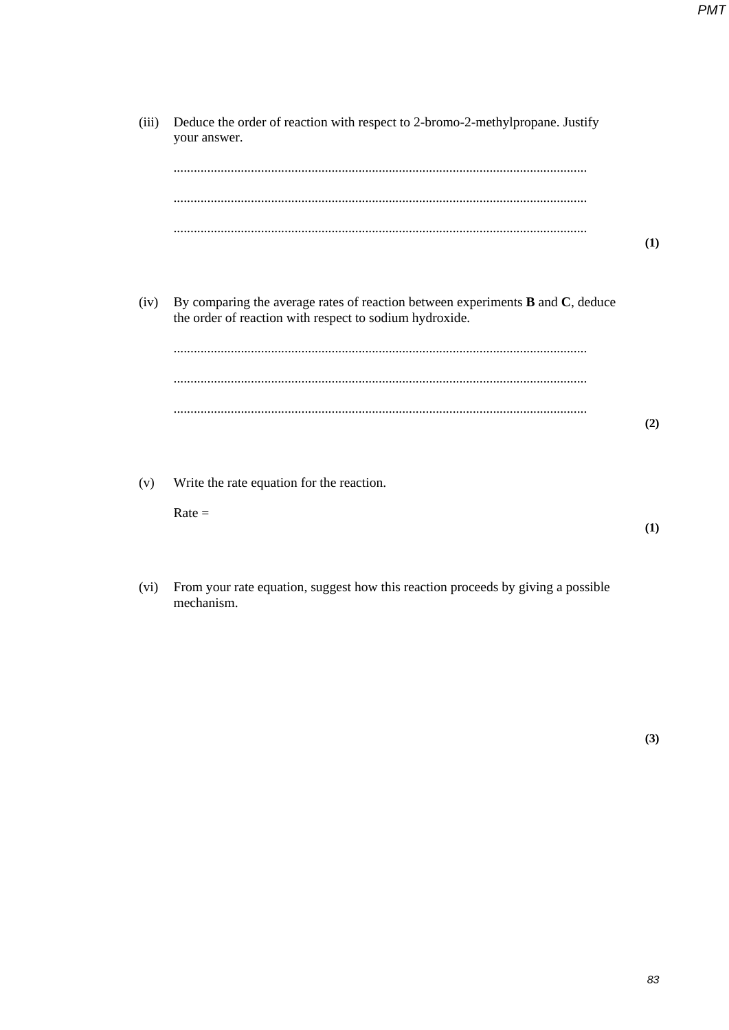(iii) Deduce the order of reaction with respect to 2-bromo-2-methylpropane. Justify your answer.

..........................................................................................................................

..........................................................................................................................

.......................................................................................................................... **(1)**

(iv) By comparing the average rates of reaction between experiments **B** and **C**, deduce the order of reaction with respect to sodium hydroxide.

..........................................................................................................................

..........................................................................................................................

.......................................................................................................................... **(2)**

(v) Write the rate equation for the reaction.

Rate = **(1)**

(vi) From your rate equation, suggest how this reaction proceeds by giving a possible mechanism.

**(3)**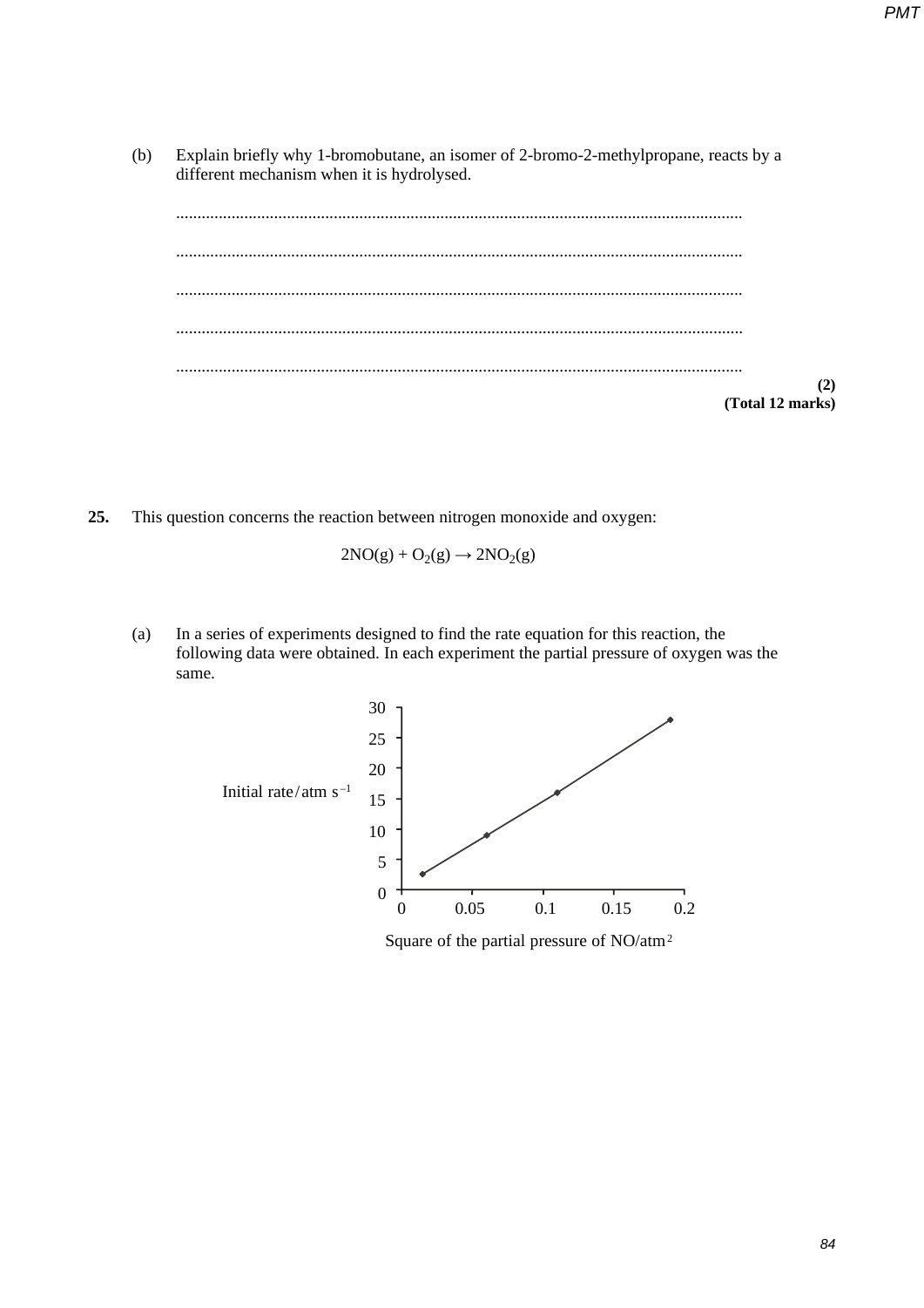(b) Explain briefly why 1-bromobutane, an isomer of 2-bromo-2-methylpropane, reacts by a different mechanism when it is hydrolysed.

...................................................................................................................................

...................................................................................................................................

...................................................................................................................................

...................................................................................................................................

...................................................................................................................................

**(2)**
**(Total 12 marks)**

**25.** This question concerns the reaction between nitrogen monoxide and oxygen:

$$2NO(g) + O_2(g) \rightarrow 2NO_2(g)$$

(a) In a series of experiments designed to find the rate equation for this reaction, the following data were obtained. In each experiment the partial pressure of oxygen was the same.

Initial rate / atm $s^{-1}$

30
25
20
15
10
5
0

0 0.05 0.1 0.15 0.2

Square of the partial pressure of NO/atm$^2$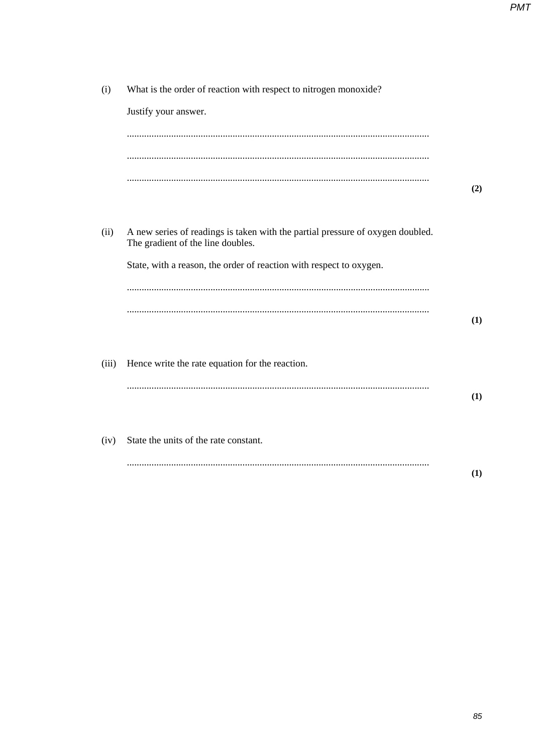(i) What is the order of reaction with respect to nitrogen monoxide?

Justify your answer.

.........................................................................................................................

.........................................................................................................................

......................................................................................................................... **(2)**

(ii) A new series of readings is taken with the partial pressure of oxygen doubled. The gradient of the line doubles.

State, with a reason, the order of reaction with respect to oxygen.

.........................................................................................................................

......................................................................................................................... **(1)**

(iii) Hence write the rate equation for the reaction.

......................................................................................................................... **(1)**

(iv) State the units of the rate constant.

......................................................................................................................... **(1)**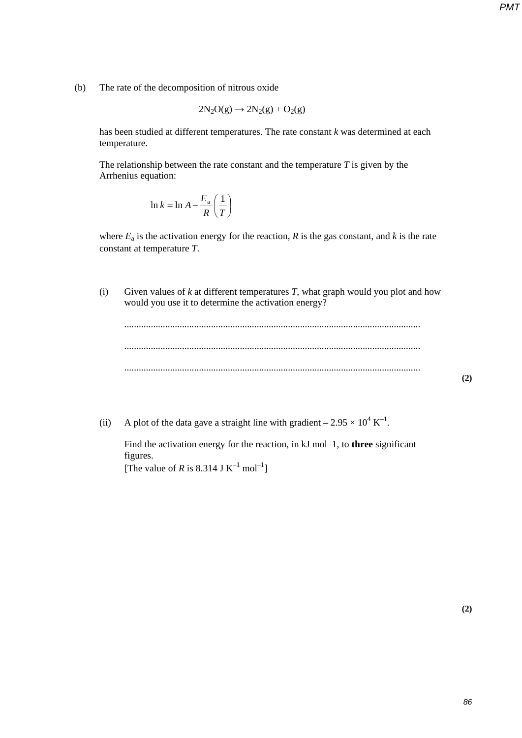(b) The rate of the decomposition of nitrous oxide

$$2N_2O(g) \rightarrow 2N_2(g) + O_2(g)$$

has been studied at different temperatures. The rate constant $k$ was determined at each temperature.

The relationship between the rate constant and the temperature $T$ is given by the Arrhenius equation:

$$\ln k = \ln A - \frac{E_a}{R}\left(\frac{1}{T}\right)$$

where $E_a$ is the activation energy for the reaction, $R$ is the gas constant, and $k$ is the rate constant at temperature $T$.

(i) Given values of $k$ at different temperatures $T$, what graph would you plot and how would you use it to determine the activation energy?

.........................................................................................................................

.........................................................................................................................

.........................................................................................................................

**(2)**

(ii) A plot of the data gave a straight line with gradient $-2.95 \times 10^4$ K$^{-1}$.

Find the activation energy for the reaction, in kJ mol–1, to **three** significant figures.
[The value of $R$ is 8.314 J K$^{-1}$ mol$^{-1}$]

**(2)**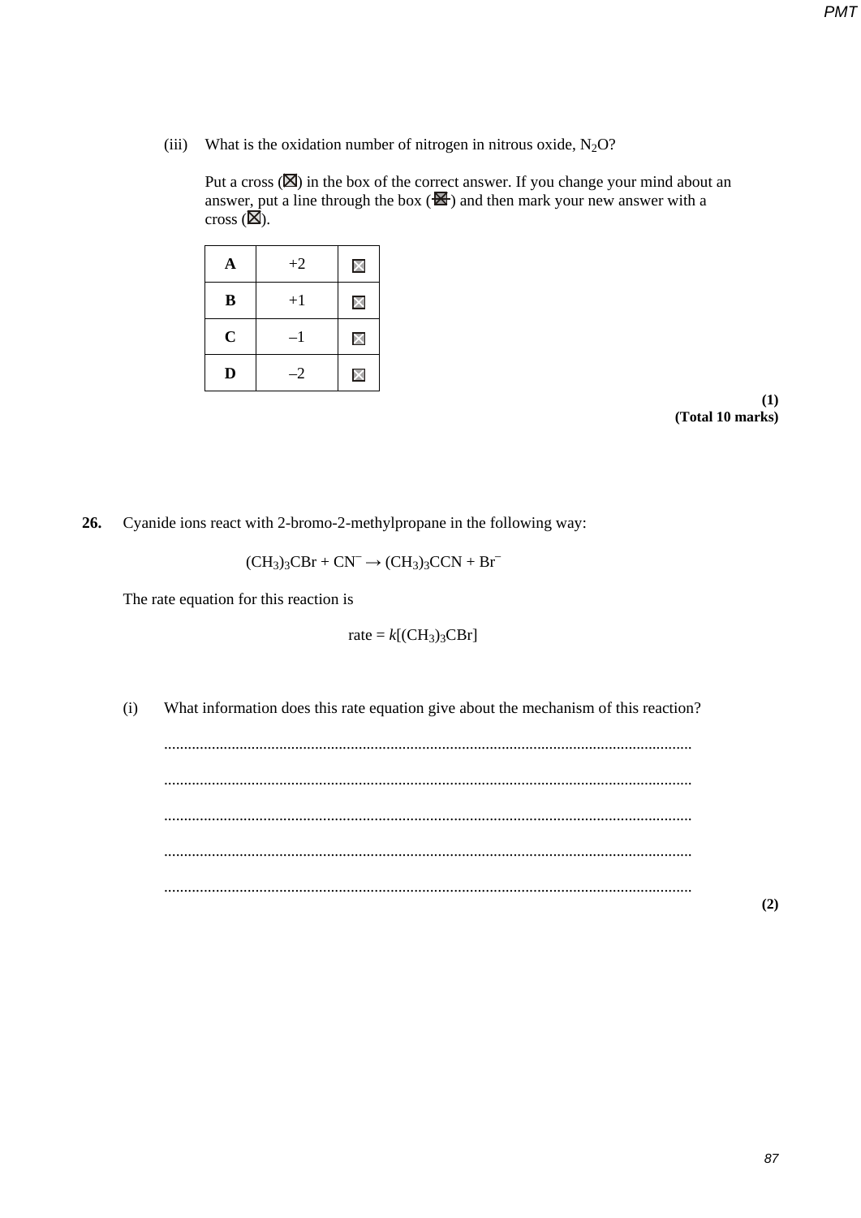(iii) What is the oxidation number of nitrogen in nitrous oxide, $N_2O$?

Put a cross (☒) in the box of the correct answer. If you change your mind about an answer, put a line through the box (☒) and then mark your new answer with a cross (☒).

| | | |
|---|---|---|
| **A** | +2 | ☒ |
| **B** | +1 | ☒ |
| **C** | –1 | ☒ |
| **D** | –2 | ☒ |

**(1)**
**(Total 10 marks)**

**26.** Cyanide ions react with 2-bromo-2-methylpropane in the following way:

$$(CH_3)_3CBr + CN^- \rightarrow (CH_3)_3CCN + Br^-$$

The rate equation for this reaction is

$$\text{rate} = k[(CH_3)_3CBr]$$

(i) What information does this rate equation give about the mechanism of this reaction?

..............................................................................................................................

..............................................................................................................................

..............................................................................................................................

..............................................................................................................................

..............................................................................................................................

**(2)**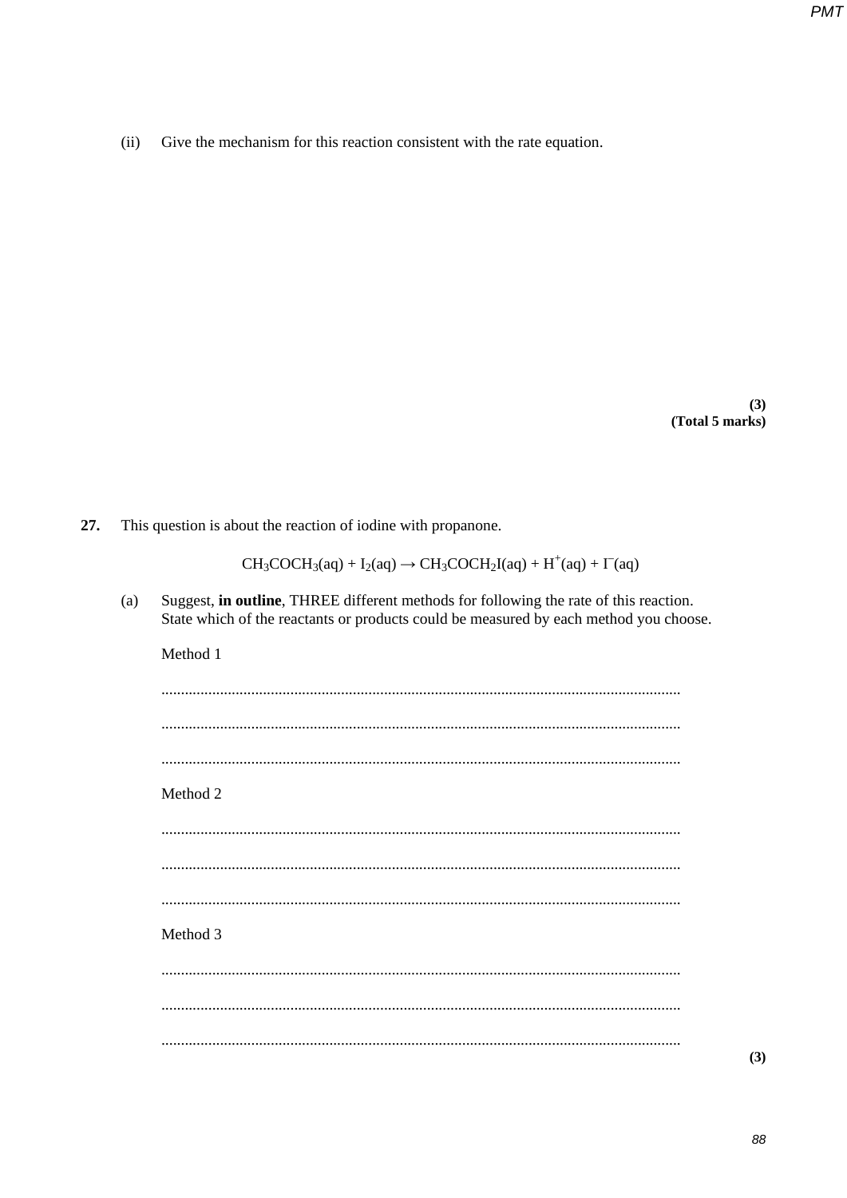(ii) Give the mechanism for this reaction consistent with the rate equation.

**(3)**
**(Total 5 marks)**

**27.** This question is about the reaction of iodine with propanone.

$$CH_3COCH_3(aq) + I_2(aq) \rightarrow CH_3COCH_2I(aq) + H^+(aq) + I^-(aq)$$

(a) Suggest, **in outline**, THREE different methods for following the rate of this reaction. State which of the reactants or products could be measured by each method you choose.

Method 1

...................................................................................................................................

...................................................................................................................................

...................................................................................................................................

Method 2

...................................................................................................................................

...................................................................................................................................

...................................................................................................................................

Method 3

...................................................................................................................................

...................................................................................................................................

...................................................................................................................................

**(3)**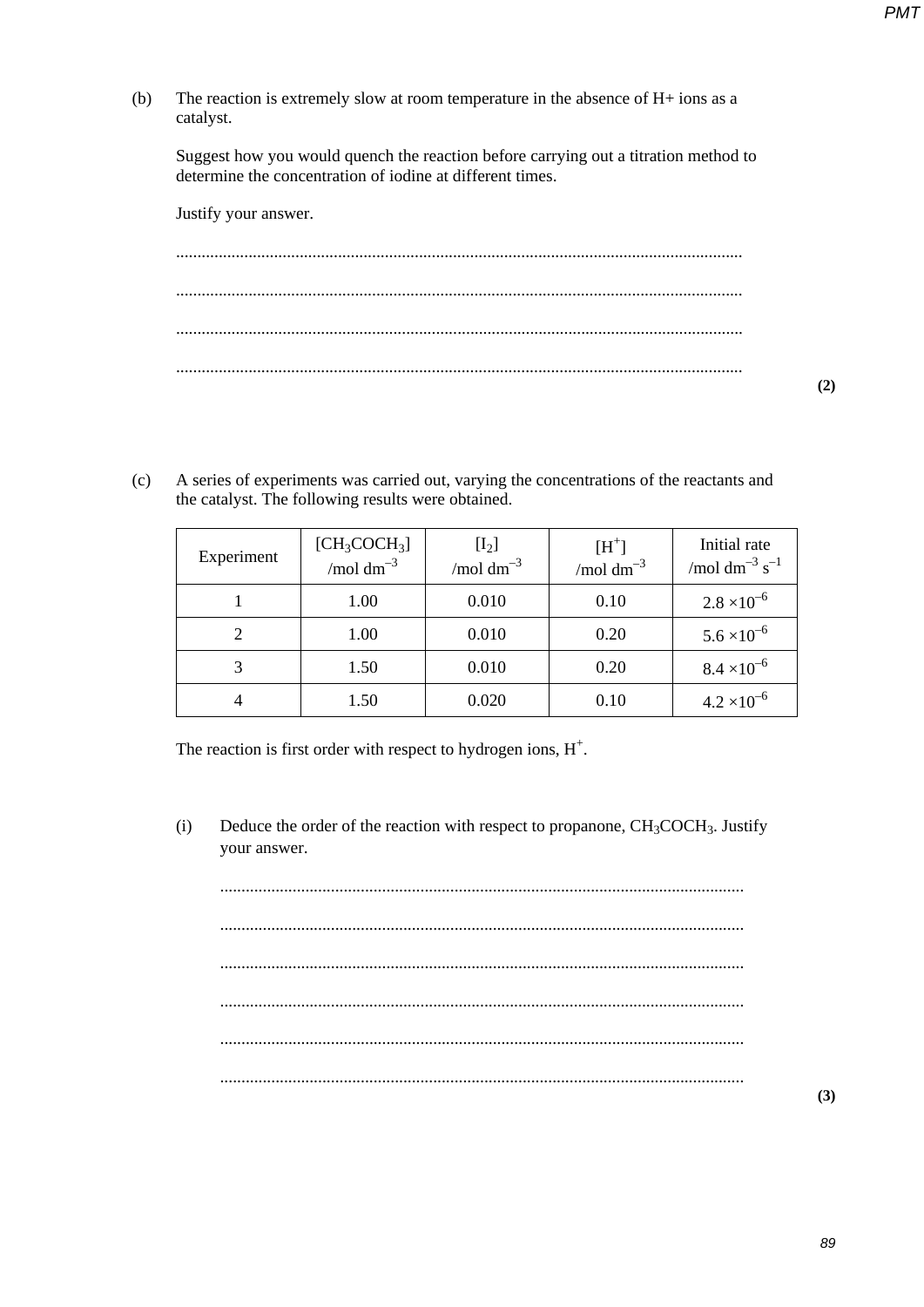(b) The reaction is extremely slow at room temperature in the absence of H+ ions as a catalyst.

Suggest how you would quench the reaction before carrying out a titration method to determine the concentration of iodine at different times.

Justify your answer.

...................................................................................................................................

...................................................................................................................................

...................................................................................................................................

...................................................................................................................................

**(2)**

(c) A series of experiments was carried out, varying the concentrations of the reactants and the catalyst. The following results were obtained.

| Experiment | $[CH_3COCH_3]$ /mol dm$^{-3}$ | $[I_2]$ /mol dm$^{-3}$ | $[H^+]$ /mol dm$^{-3}$ | Initial rate /mol dm$^{-3}$ s$^{-1}$ |
|---|---|---|---|---|
| 1 | 1.00 | 0.010 | 0.10 | $2.8 \times 10^{-6}$ |
| 2 | 1.00 | 0.010 | 0.20 | $5.6 \times 10^{-6}$ |
| 3 | 1.50 | 0.010 | 0.20 | $8.4 \times 10^{-6}$ |
| 4 | 1.50 | 0.020 | 0.10 | $4.2 \times 10^{-6}$ |

The reaction is first order with respect to hydrogen ions, $H^+$.

(i) Deduce the order of the reaction with respect to propanone, $CH_3COCH_3$. Justify your answer.

...................................................................................................................................

...................................................................................................................................

...................................................................................................................................

...................................................................................................................................

...................................................................................................................................

...................................................................................................................................

**(3)**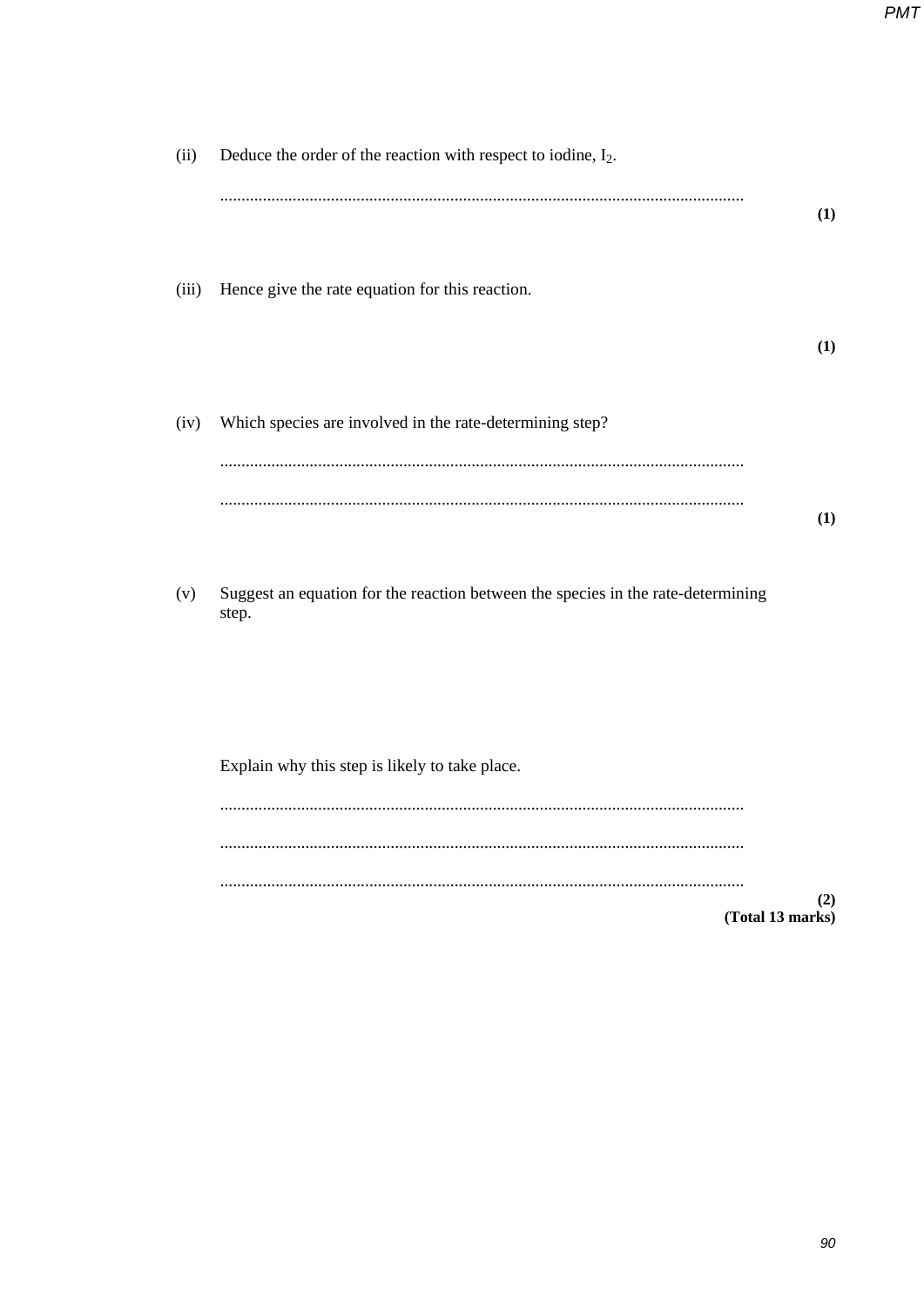(ii) Deduce the order of the reaction with respect to iodine, $I_2$.

.........................................................................................................................

**(1)**

(iii) Hence give the rate equation for this reaction.

**(1)**

(iv) Which species are involved in the rate-determining step?

.........................................................................................................................

.........................................................................................................................

**(1)**

(v) Suggest an equation for the reaction between the species in the rate-determining step.

Explain why this step is likely to take place.

.........................................................................................................................

.........................................................................................................................

.........................................................................................................................

**(2)**

**(Total 13 marks)**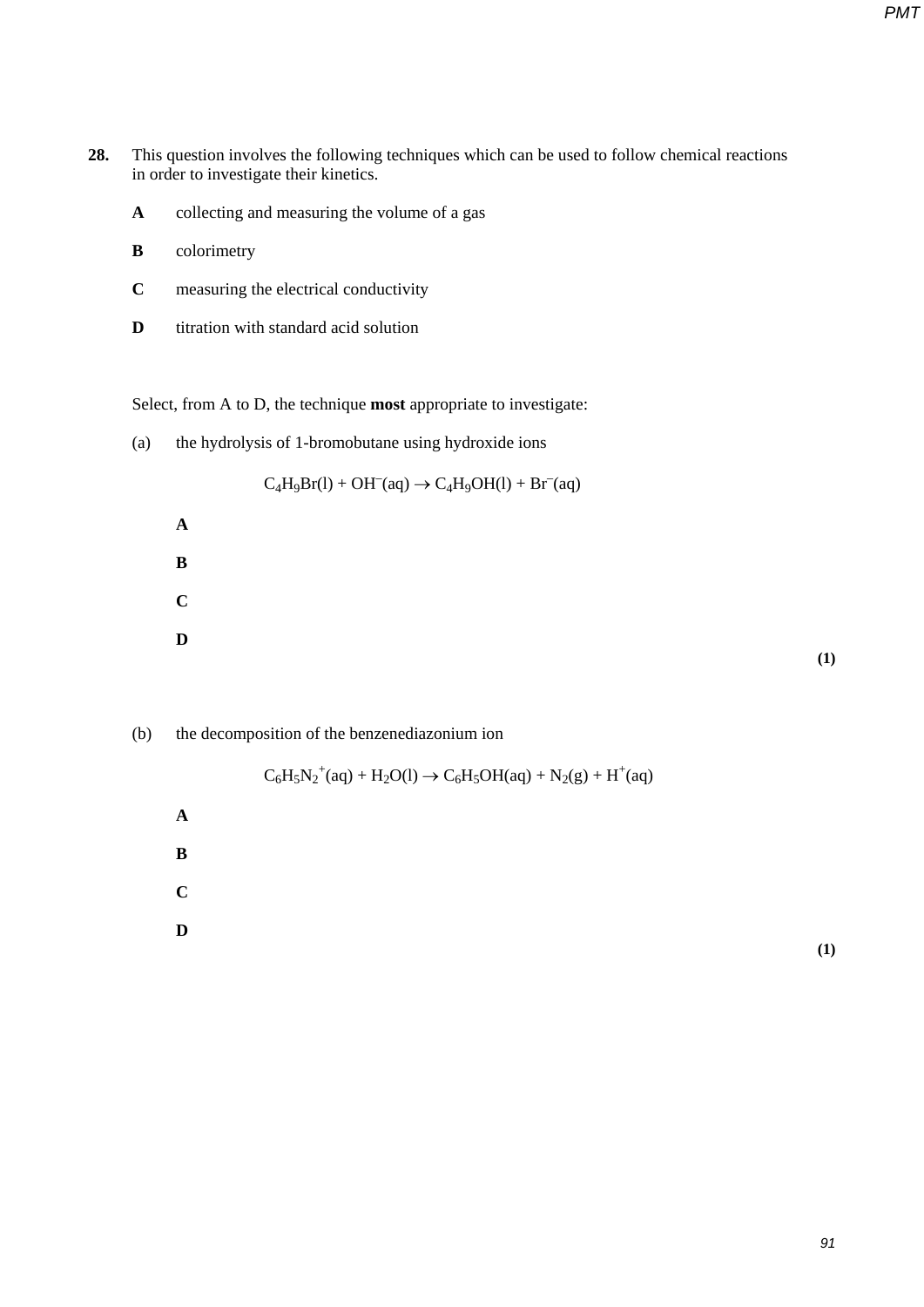**28.** This question involves the following techniques which can be used to follow chemical reactions in order to investigate their kinetics.

**A** collecting and measuring the volume of a gas

**B** colorimetry

**C** measuring the electrical conductivity

**D** titration with standard acid solution

Select, from A to D, the technique **most** appropriate to investigate:

(a) the hydrolysis of 1-bromobutane using hydroxide ions

$$C_4H_9Br(l) + OH^-(aq) \rightarrow C_4H_9OH(l) + Br^-(aq)$$

**A**

**B**

**C**

**D**

**(1)**

(b) the decomposition of the benzenediazonium ion

$$C_6H_5N_2^+(aq) + H_2O(l) \rightarrow C_6H_5OH(aq) + N_2(g) + H^+(aq)$$

**A**

**B**

**C**

**D**

**(1)**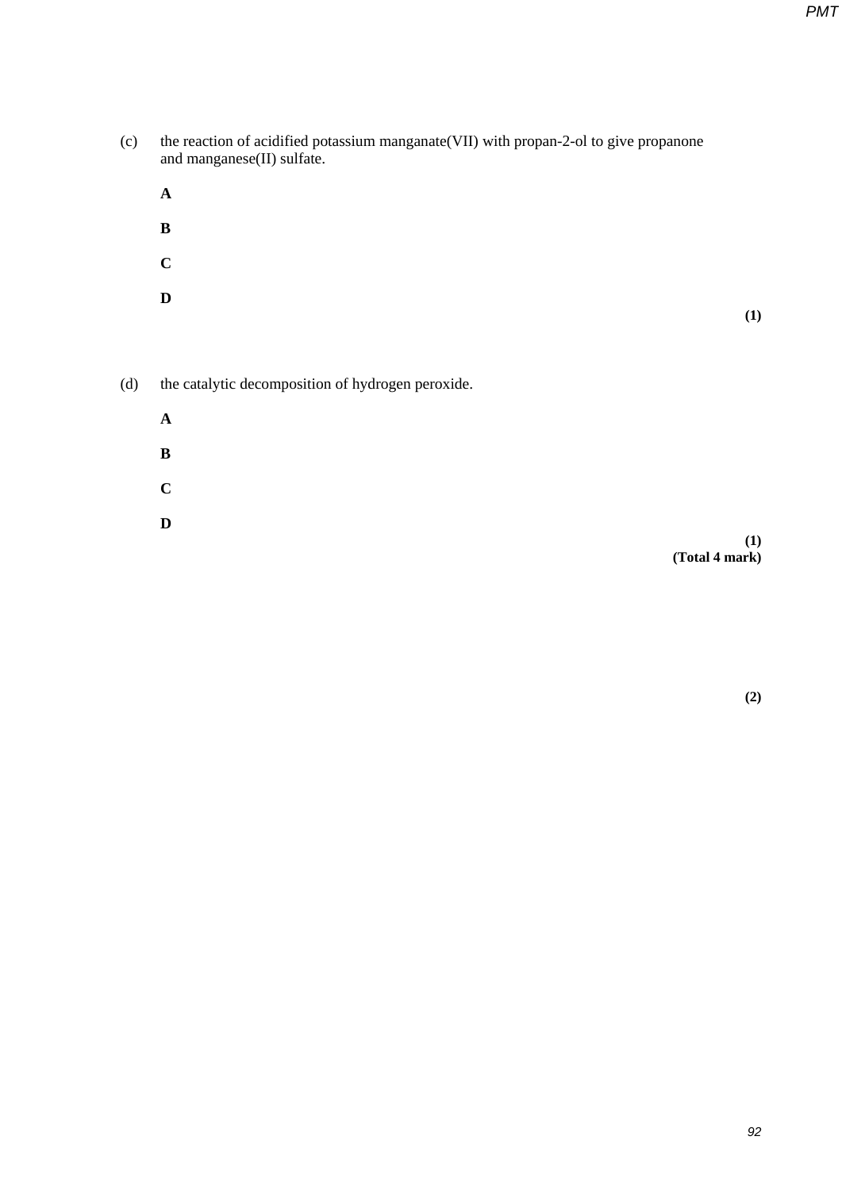(c) the reaction of acidified potassium manganate(VII) with propan-2-ol to give propanone and manganese(II) sulfate.

**A**

**B**

**C**

**D**

**(1)**

(d) the catalytic decomposition of hydrogen peroxide.

**A**

**B**

**C**

**D**

**(1)**
**(Total 4 mark)**

**(2)**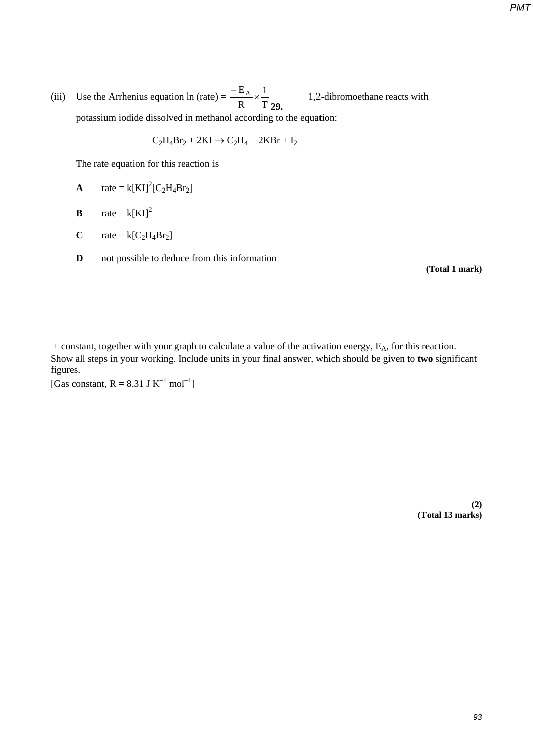(iii) Use the Arrhenius equation ln (rate) = $\frac{-E_A}{R} \times \frac{1}{T}$ **29.** 1,2-dibromoethane reacts with potassium iodide dissolved in methanol according to the equation:

$$C_2H_4Br_2 + 2KI \rightarrow C_2H_4 + 2KBr + I_2$$

The rate equation for this reaction is

**A** rate = k$[KI]^2[C_2H_4Br_2]$

**B** rate = k$[KI]^2$

**C** rate = k$[C_2H_4Br_2]$

**D** not possible to deduce from this information

**(Total 1 mark)**

+ constant, together with your graph to calculate a value of the activation energy, $E_A$, for this reaction. Show all steps in your working. Include units in your final answer, which should be given to **two** significant figures.
[Gas constant, R = 8.31 J $K^{-1}$ $mol^{-1}$]

**(2)**
**(Total 13 marks)**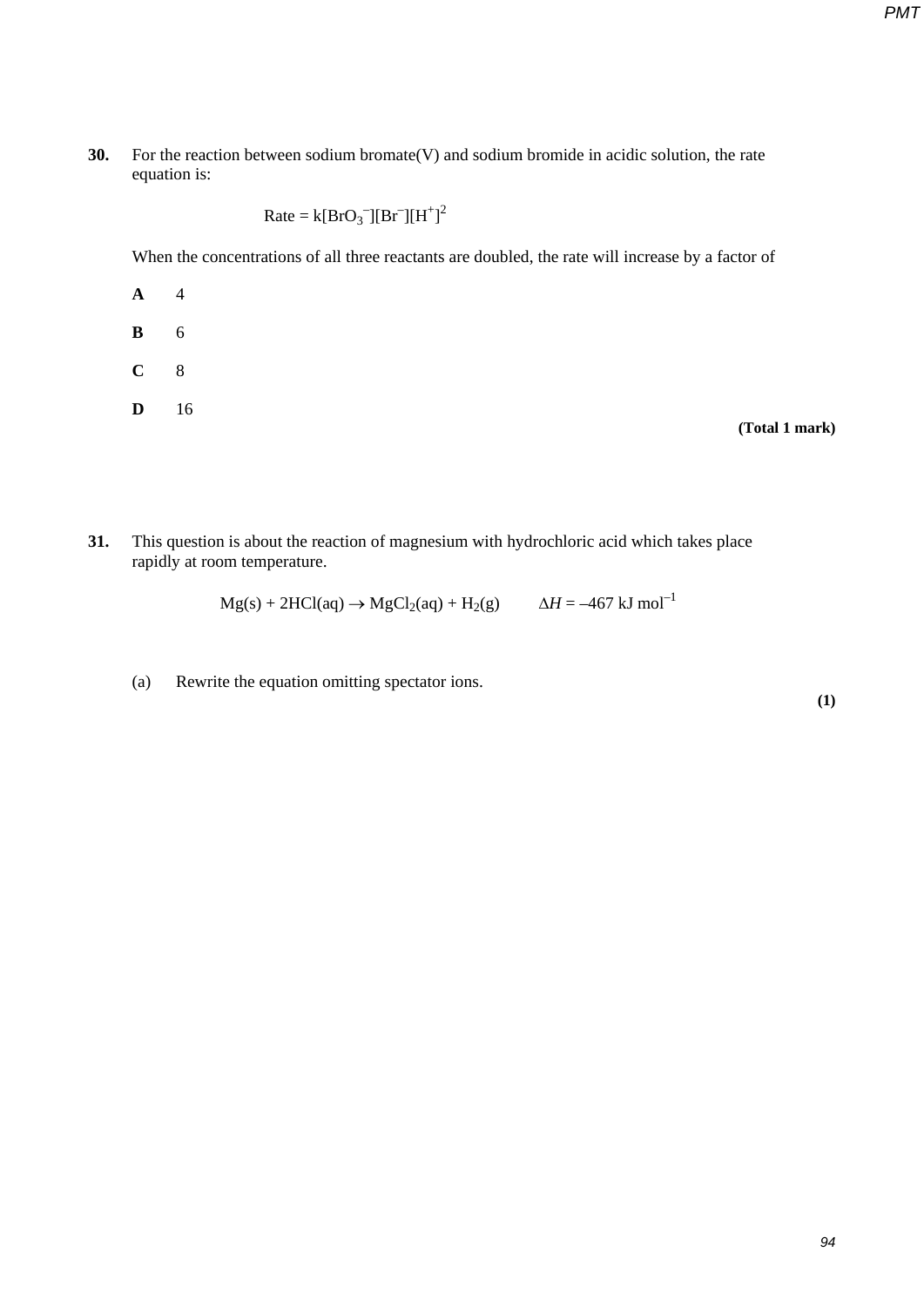**30.** For the reaction between sodium bromate(V) and sodium bromide in acidic solution, the rate equation is:

$$\text{Rate} = k[BrO_3^-][Br^-][H^+]^2$$

When the concentrations of all three reactants are doubled, the rate will increase by a factor of

**A** 4

**B** 6

**C** 8

**D** 16

**(Total 1 mark)**

**31.** This question is about the reaction of magnesium with hydrochloric acid which takes place rapidly at room temperature.

$$Mg(s) + 2HCl(aq) \rightarrow MgCl_2(aq) + H_2(g) \qquad \Delta H = -467 \text{ kJ mol}^{-1}$$

(a) Rewrite the equation omitting spectator ions.

**(1)**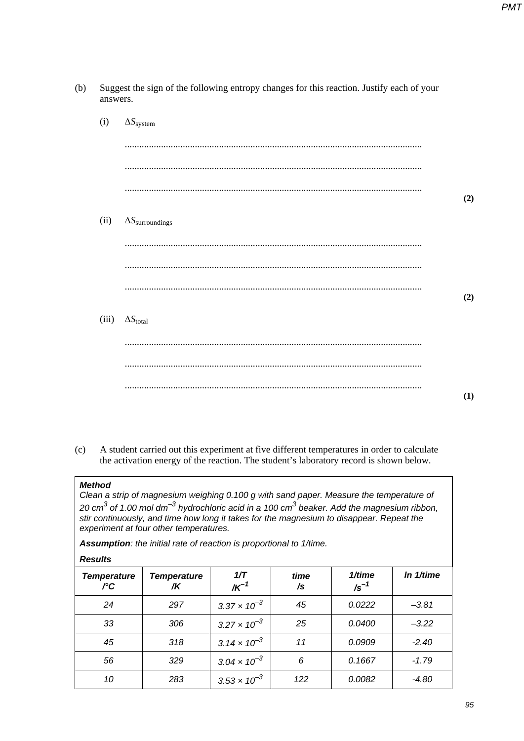(b) Suggest the sign of the following entropy changes for this reaction. Justify each of your answers.

(i) $\Delta S_{system}$

.........................................................................................................................

.........................................................................................................................

.........................................................................................................................

**(2)**

(ii) $\Delta S_{surroundings}$

.........................................................................................................................

.........................................................................................................................

.........................................................................................................................

**(2)**

(iii) $\Delta S_{total}$

.........................................................................................................................

.........................................................................................................................

.........................................................................................................................

**(1)**

(c) A student carried out this experiment at five different temperatures in order to calculate the activation energy of the reaction. The student's laboratory record is shown below.

***Method***

*Clean a strip of magnesium weighing 0.100 g with sand paper. Measure the temperature of 20 cm$^3$ of 1.00 mol dm$^{-3}$ hydrochloric acid in a 100 cm$^3$ beaker. Add the magnesium ribbon, stir continuously, and time how long it takes for the magnesium to disappear. Repeat the experiment at four other temperatures.*

***Assumption****: the initial rate of reaction is proportional to 1/time.*

***Results***

| ***Temperature /°C*** | ***Temperature /K*** | ***1/T /K$^{-1}$*** | ***time /s*** | ***1/time /s$^{-1}$*** | ***ln 1/time*** |
|---|---|---|---|---|---|
| *24* | *297* | *$3.37 \times 10^{-3}$* | *45* | *0.0222* | *–3.81* |
| *33* | *306* | *$3.27 \times 10^{-3}$* | *25* | *0.0400* | *–3.22* |
| *45* | *318* | *$3.14 \times 10^{-3}$* | *11* | *0.0909* | *-2.40* |
| *56* | *329* | *$3.04 \times 10^{-3}$* | *6* | *0.1667* | *-1.79* |
| *10* | *283* | *$3.53 \times 10^{-3}$* | *122* | *0.0082* | *-4.80* |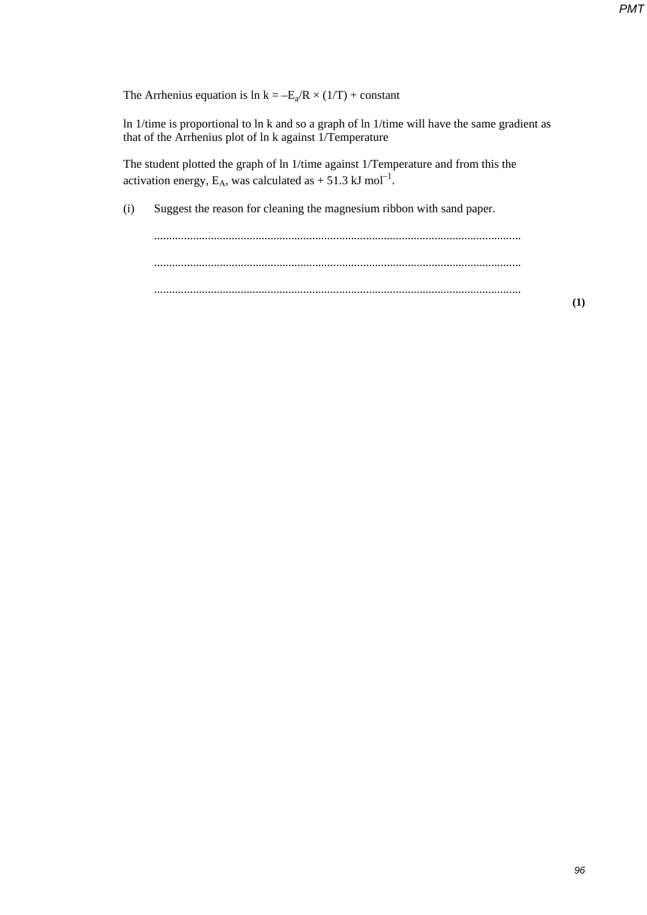The Arrhenius equation is $\ln k = -E_a/R \times (1/T) + \text{constant}$

ln 1/time is proportional to ln k and so a graph of ln 1/time will have the same gradient as that of the Arrhenius plot of ln k against 1/Temperature

The student plotted the graph of ln 1/time against 1/Temperature and from this the activation energy, $E_A$, was calculated as + 51.3 kJ mol$^{-1}$.

(i) Suggest the reason for cleaning the magnesium ribbon with sand paper.

.............................................................................................................................

.............................................................................................................................

.............................................................................................................................

**(1)**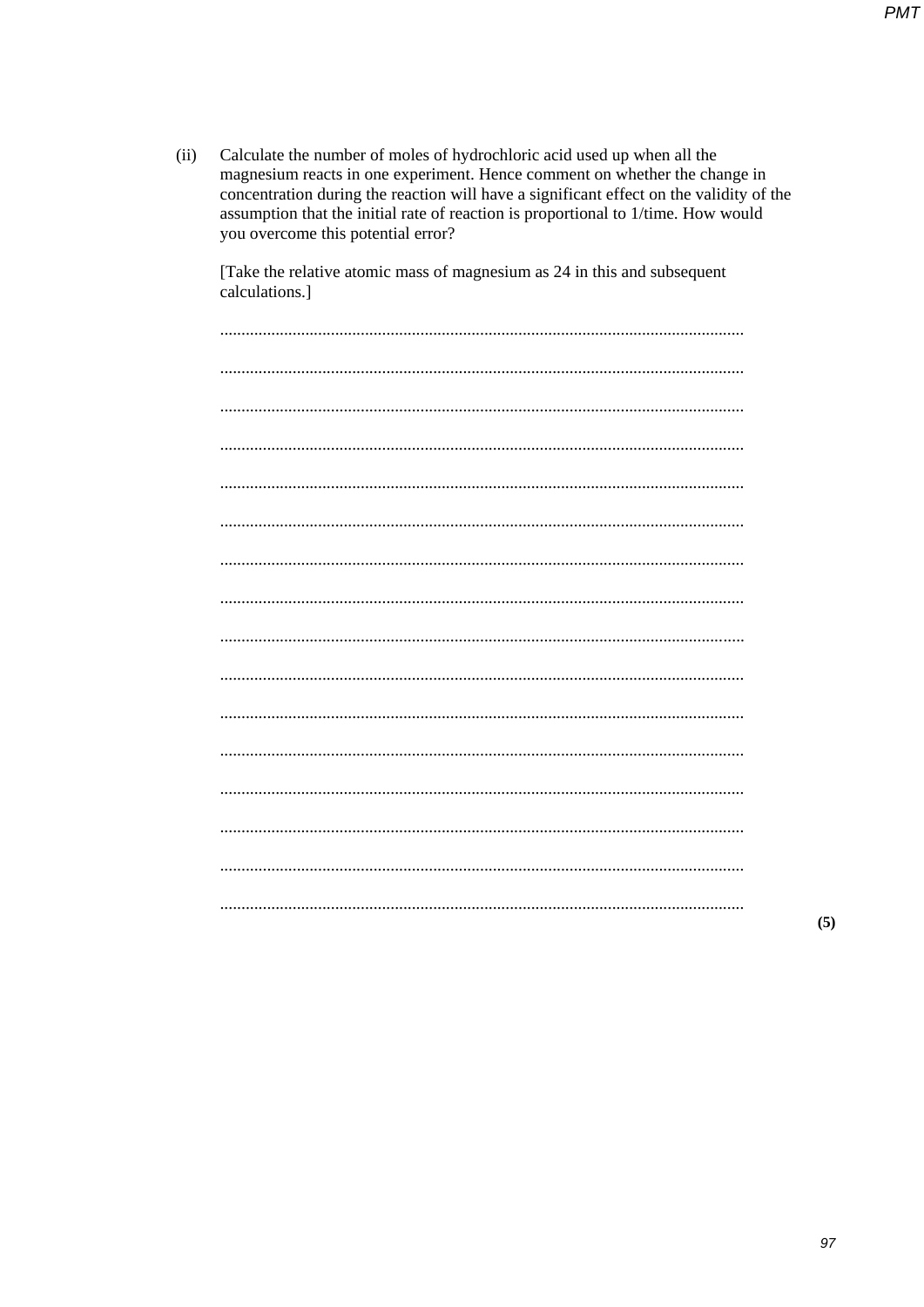(ii) Calculate the number of moles of hydrochloric acid used up when all the magnesium reacts in one experiment. Hence comment on whether the change in concentration during the reaction will have a significant effect on the validity of the assumption that the initial rate of reaction is proportional to 1/time. How would you overcome this potential error?

[Take the relative atomic mass of magnesium as 24 in this and subsequent calculations.]

.........................................................................................................................

.........................................................................................................................

.........................................................................................................................

.........................................................................................................................

.........................................................................................................................

.........................................................................................................................

.........................................................................................................................

.........................................................................................................................

.........................................................................................................................

.........................................................................................................................

.........................................................................................................................

.........................................................................................................................

.........................................................................................................................

.........................................................................................................................

.........................................................................................................................

.........................................................................................................................

**(5)**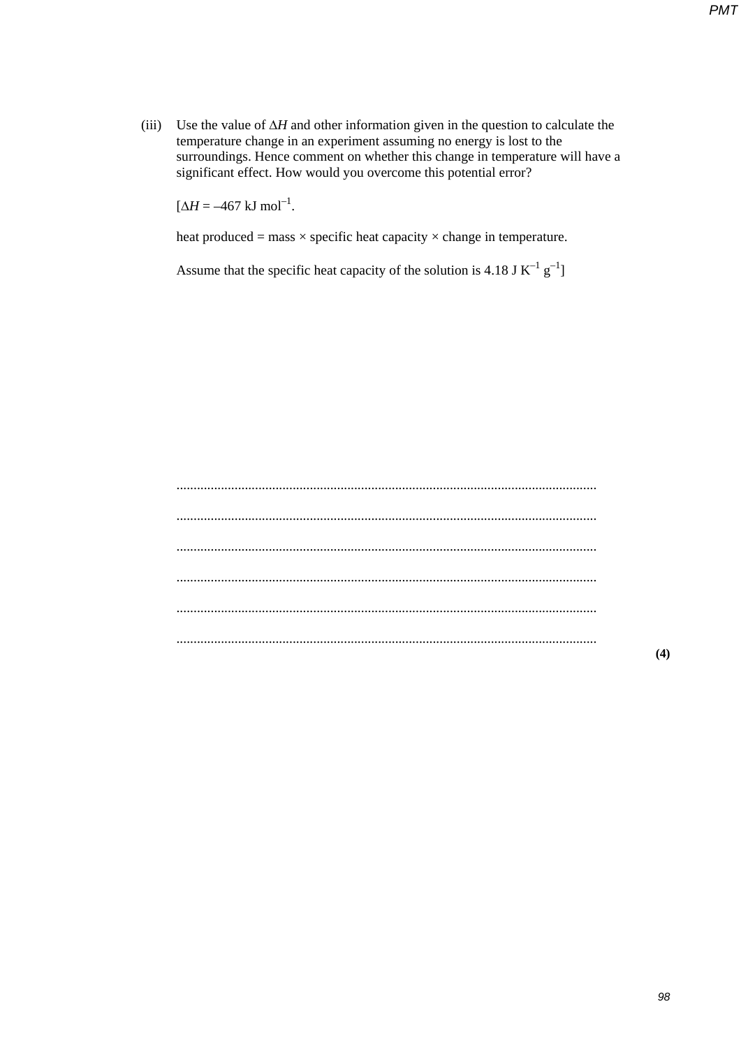(iii) Use the value of $\Delta H$ and other information given in the question to calculate the temperature change in an experiment assuming no energy is lost to the surroundings. Hence comment on whether this change in temperature will have a significant effect. How would you overcome this potential error?

[$\Delta H = -467$ kJ mol$^{-1}$.

heat produced = mass × specific heat capacity × change in temperature.

Assume that the specific heat capacity of the solution is 4.18 J K$^{-1}$ g$^{-1}$]

.........................................................................................................................

.........................................................................................................................

.........................................................................................................................

.........................................................................................................................

.........................................................................................................................

.........................................................................................................................

**(4)**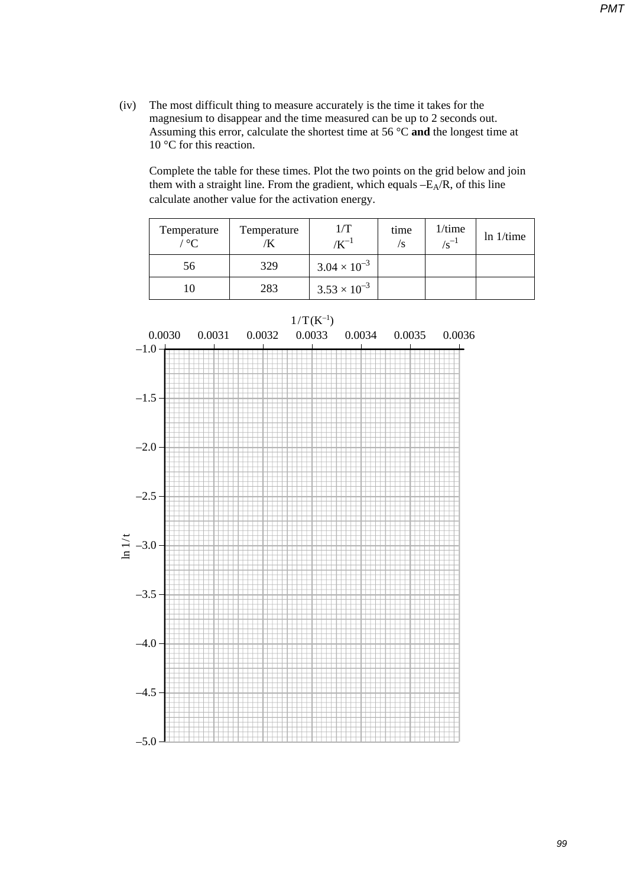(iv) The most difficult thing to measure accurately is the time it takes for the magnesium to disappear and the time measured can be up to 2 seconds out. Assuming this error, calculate the shortest time at 56 °C **and** the longest time at 10 °C for this reaction.

Complete the table for these times. Plot the two points on the grid below and join them with a straight line. From the gradient, which equals $-E_A/R$, of this line calculate another value for the activation energy.

| Temperature / °C | Temperature /K | 1/T /$K^{-1}$ | time /s | 1/time /$s^{-1}$ | ln 1/time |
|---|---|---|---|---|---|
| 56 | 329 | $3.04 \times 10^{-3}$ | | | |
| 10 | 283 | $3.53 \times 10^{-3}$ | | | |

1/T($K^{-1}$)

0.0030 0.0031 0.0032 0.0033 0.0034 0.0035 0.0036

ln 1/t

–1.0
–1.5
–2.0
–2.5
–3.0
–3.5
–4.0
–4.5
–5.0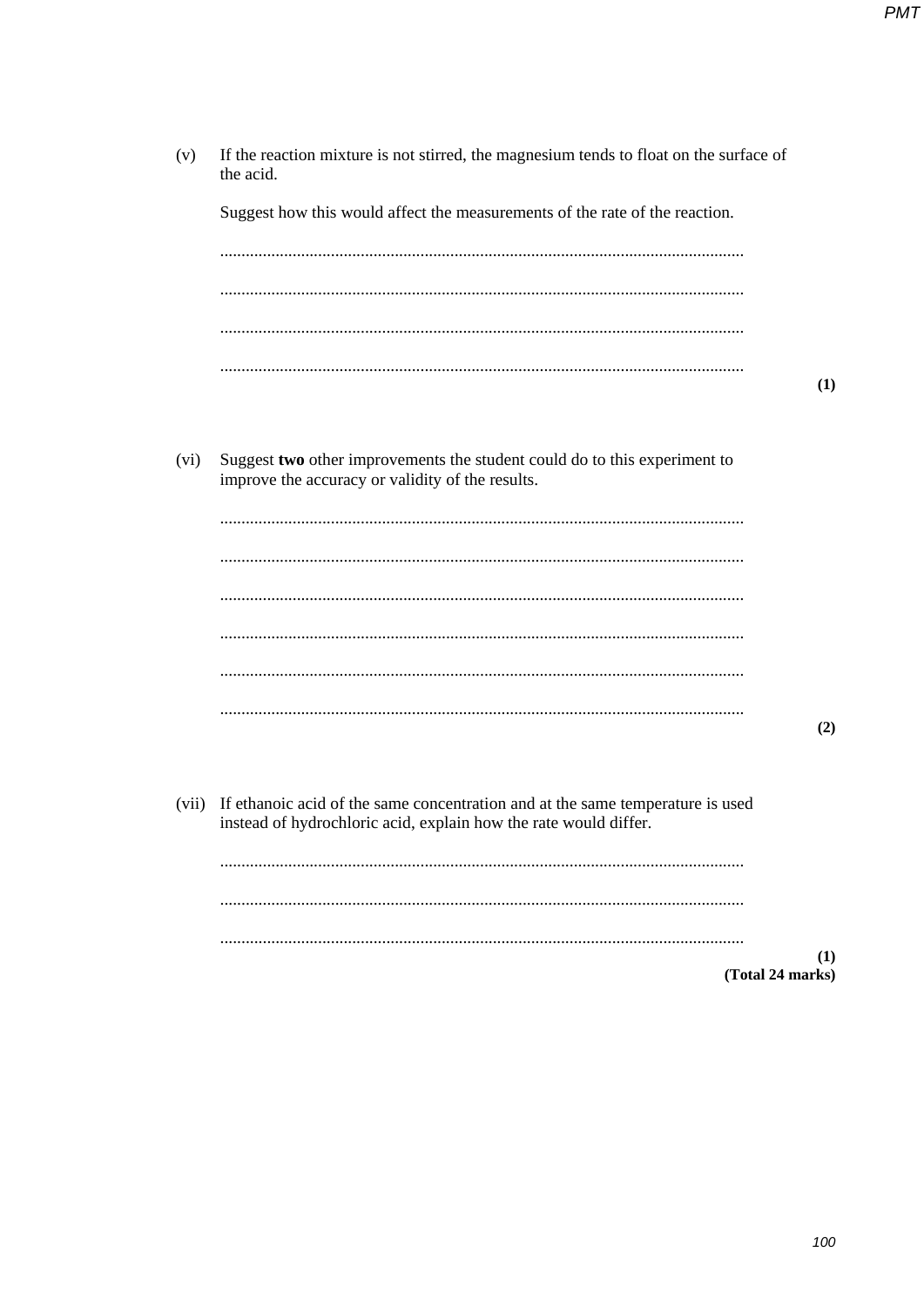(v) If the reaction mixture is not stirred, the magnesium tends to float on the surface of the acid.

Suggest how this would affect the measurements of the rate of the reaction.

.......................................................................................................................

.......................................................................................................................

.......................................................................................................................

.......................................................................................................................

**(1)**

(vi) Suggest **two** other improvements the student could do to this experiment to improve the accuracy or validity of the results.

.......................................................................................................................

.......................................................................................................................

.......................................................................................................................

.......................................................................................................................

.......................................................................................................................

.......................................................................................................................

**(2)**

(vii) If ethanoic acid of the same concentration and at the same temperature is used instead of hydrochloric acid, explain how the rate would differ.

.......................................................................................................................

.......................................................................................................................

.......................................................................................................................

**(1)**

**(Total 24 marks)**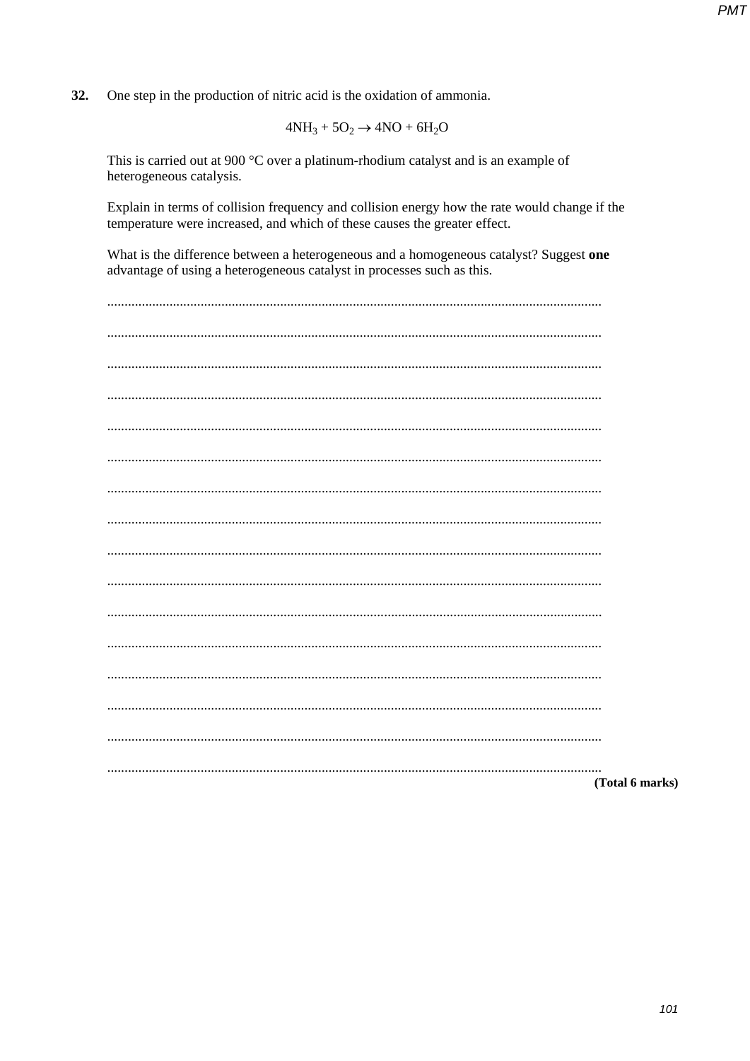**32.** One step in the production of nitric acid is the oxidation of ammonia.

$$4NH_3 + 5O_2 \rightarrow 4NO + 6H_2O$$

This is carried out at 900 °C over a platinum-rhodium catalyst and is an example of heterogeneous catalysis.

Explain in terms of collision frequency and collision energy how the rate would change if the temperature were increased, and which of these causes the greater effect.

What is the difference between a heterogeneous and a homogeneous catalyst? Suggest **one** advantage of using a heterogeneous catalyst in processes such as this.

..............................................................................................................................................

..............................................................................................................................................

..............................................................................................................................................

..............................................................................................................................................

..............................................................................................................................................

..............................................................................................................................................

..............................................................................................................................................

..............................................................................................................................................

..............................................................................................................................................

..............................................................................................................................................

..............................................................................................................................................

..............................................................................................................................................

..............................................................................................................................................

..............................................................................................................................................

..............................................................................................................................................

..............................................................................................................................................

**(Total 6 marks)**